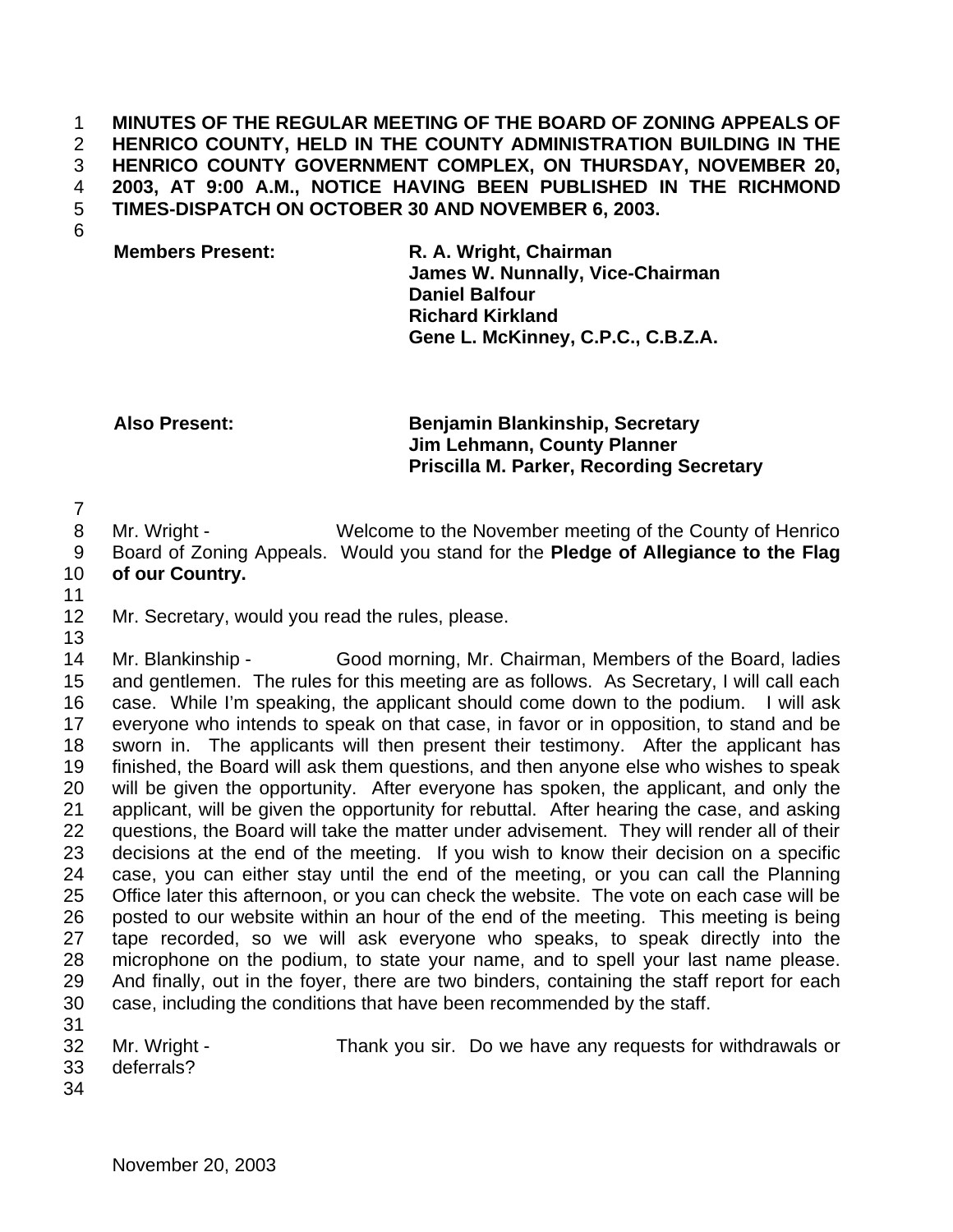**MINUTES OF THE REGULAR MEETING OF THE BOARD OF ZONING APPEALS OF HENRICO COUNTY, HELD IN THE COUNTY ADMINISTRATION BUILDING IN THE HENRICO COUNTY GOVERNMENT COMPLEX, ON THURSDAY, NOVEMBER 20, 2003, AT 9:00 A.M., NOTICE HAVING BEEN PUBLISHED IN THE RICHMOND TIMES-DISPATCH ON OCTOBER 30 AND NOVEMBER 6, 2003.**

| | |
|---|---|
| **Members Present:** | **R. A. Wright, Chairman** |
| | **James W. Nunnally, Vice-Chairman** |
| | **Daniel Balfour** |
| | **Richard Kirkland** |
| | **Gene L. McKinney, C.P.C., C.B.Z.A.** |
| **Also Present:** | **Benjamin Blankinship, Secretary** |
| | **Jim Lehmann, County Planner** |
| | **Priscilla M. Parker, Recording Secretary** |

Mr. Wright - Welcome to the November meeting of the County of Henrico Board of Zoning Appeals. Would you stand for the **Pledge of Allegiance to the Flag of our Country.**

Mr. Secretary, would you read the rules, please.

Mr. Blankinship - Good morning, Mr. Chairman, Members of the Board, ladies and gentlemen. The rules for this meeting are as follows. As Secretary, I will call each case. While I'm speaking, the applicant should come down to the podium. I will ask everyone who intends to speak on that case, in favor or in opposition, to stand and be sworn in. The applicants will then present their testimony. After the applicant has finished, the Board will ask them questions, and then anyone else who wishes to speak will be given the opportunity. After everyone has spoken, the applicant, and only the applicant, will be given the opportunity for rebuttal. After hearing the case, and asking questions, the Board will take the matter under advisement. They will render all of their decisions at the end of the meeting. If you wish to know their decision on a specific case, you can either stay until the end of the meeting, or you can call the Planning Office later this afternoon, or you can check the website. The vote on each case will be posted to our website within an hour of the end of the meeting. This meeting is being tape recorded, so we will ask everyone who speaks, to speak directly into the microphone on the podium, to state your name, and to spell your last name please. And finally, out in the foyer, there are two binders, containing the staff report for each case, including the conditions that have been recommended by the staff.

Mr. Wright - Thank you sir. Do we have any requests for withdrawals or deferrals?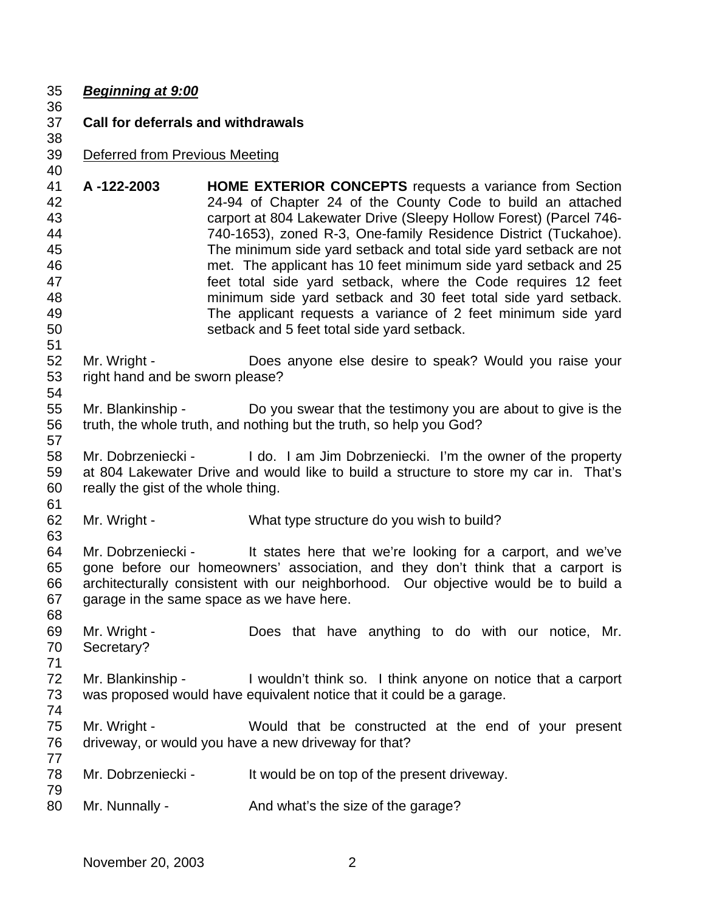***Beginning at 9:00***

**Call for deferrals and withdrawals**

Deferred from Previous Meeting

**A -122-2003** **HOME EXTERIOR CONCEPTS** requests a variance from Section 24-94 of Chapter 24 of the County Code to build an attached carport at 804 Lakewater Drive (Sleepy Hollow Forest) (Parcel 746-740-1653), zoned R-3, One-family Residence District (Tuckahoe). The minimum side yard setback and total side yard setback are not met. The applicant has 10 feet minimum side yard setback and 25 feet total side yard setback, where the Code requires 12 feet minimum side yard setback and 30 feet total side yard setback. The applicant requests a variance of 2 feet minimum side yard setback and 5 feet total side yard setback.

Mr. Wright - Does anyone else desire to speak? Would you raise your right hand and be sworn please?

Mr. Blankinship - Do you swear that the testimony you are about to give is the truth, the whole truth, and nothing but the truth, so help you God?

Mr. Dobrzeniecki - I do. I am Jim Dobrzeniecki. I'm the owner of the property at 804 Lakewater Drive and would like to build a structure to store my car in. That's really the gist of the whole thing.

Mr. Wright - What type structure do you wish to build?

Mr. Dobrzeniecki - It states here that we're looking for a carport, and we've gone before our homeowners' association, and they don't think that a carport is architecturally consistent with our neighborhood. Our objective would be to build a garage in the same space as we have here.

Mr. Wright - Does that have anything to do with our notice, Mr. Secretary?

Mr. Blankinship - I wouldn't think so. I think anyone on notice that a carport was proposed would have equivalent notice that it could be a garage.

Mr. Wright - Would that be constructed at the end of your present driveway, or would you have a new driveway for that?

Mr. Dobrzeniecki - It would be on top of the present driveway.

Mr. Nunnally - And what's the size of the garage?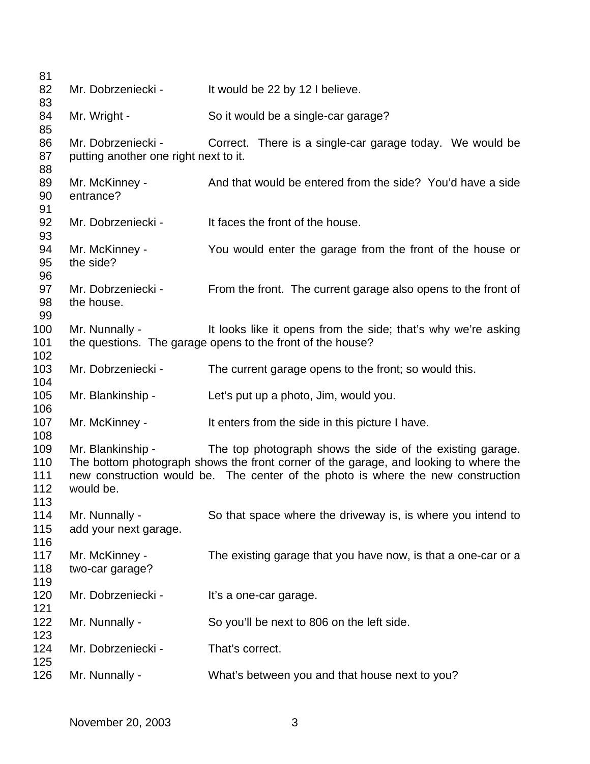Mr. Dobrzeniecki - It would be 22 by 12 I believe.

Mr. Wright - So it would be a single-car garage?

Mr. Dobrzeniecki - Correct. There is a single-car garage today. We would be putting another one right next to it.

Mr. McKinney - And that would be entered from the side? You'd have a side entrance?

Mr. Dobrzeniecki - It faces the front of the house.

Mr. McKinney - You would enter the garage from the front of the house or the side?

Mr. Dobrzeniecki - From the front. The current garage also opens to the front of the house.

Mr. Nunnally - It looks like it opens from the side; that's why we're asking the questions. The garage opens to the front of the house?

Mr. Dobrzeniecki - The current garage opens to the front; so would this.

Mr. Blankinship - Let's put up a photo, Jim, would you.

Mr. McKinney - It enters from the side in this picture I have.

Mr. Blankinship - The top photograph shows the side of the existing garage. The bottom photograph shows the front corner of the garage, and looking to where the new construction would be. The center of the photo is where the new construction would be.

Mr. Nunnally - So that space where the driveway is, is where you intend to add your next garage.

Mr. McKinney - The existing garage that you have now, is that a one-car or a two-car garage?

Mr. Dobrzeniecki - It's a one-car garage.

Mr. Nunnally - So you'll be next to 806 on the left side.

Mr. Dobrzeniecki - That's correct.

Mr. Nunnally - What's between you and that house next to you?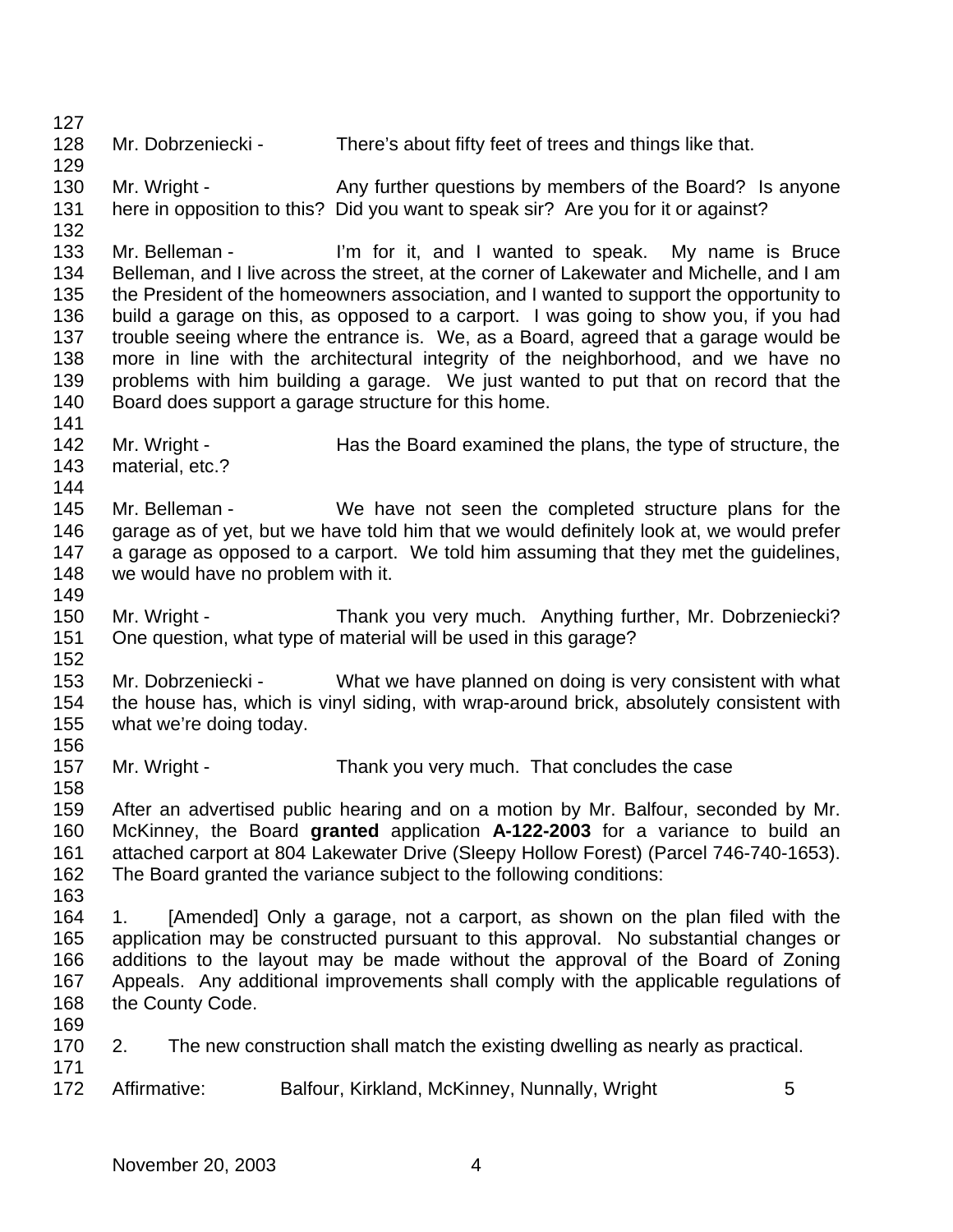Mr. Dobrzeniecki - There's about fifty feet of trees and things like that.

Mr. Wright - Any further questions by members of the Board? Is anyone here in opposition to this? Did you want to speak sir? Are you for it or against?

Mr. Belleman - I'm for it, and I wanted to speak. My name is Bruce Belleman, and I live across the street, at the corner of Lakewater and Michelle, and I am the President of the homeowners association, and I wanted to support the opportunity to build a garage on this, as opposed to a carport. I was going to show you, if you had trouble seeing where the entrance is. We, as a Board, agreed that a garage would be more in line with the architectural integrity of the neighborhood, and we have no problems with him building a garage. We just wanted to put that on record that the Board does support a garage structure for this home.

Mr. Wright - Has the Board examined the plans, the type of structure, the material, etc.?

Mr. Belleman - We have not seen the completed structure plans for the garage as of yet, but we have told him that we would definitely look at, we would prefer a garage as opposed to a carport. We told him assuming that they met the guidelines, we would have no problem with it.

Mr. Wright - Thank you very much. Anything further, Mr. Dobrzeniecki? One question, what type of material will be used in this garage?

Mr. Dobrzeniecki - What we have planned on doing is very consistent with what the house has, which is vinyl siding, with wrap-around brick, absolutely consistent with what we're doing today.

Mr. Wright - Thank you very much. That concludes the case

After an advertised public hearing and on a motion by Mr. Balfour, seconded by Mr. McKinney, the Board **granted** application **A-122-2003** for a variance to build an attached carport at 804 Lakewater Drive (Sleepy Hollow Forest) (Parcel 746-740-1653). The Board granted the variance subject to the following conditions:

1. [Amended] Only a garage, not a carport, as shown on the plan filed with the application may be constructed pursuant to this approval. No substantial changes or additions to the layout may be made without the approval of the Board of Zoning Appeals. Any additional improvements shall comply with the applicable regulations of the County Code.

2. The new construction shall match the existing dwelling as nearly as practical.

Affirmative: Balfour, Kirkland, McKinney, Nunnally, Wright 5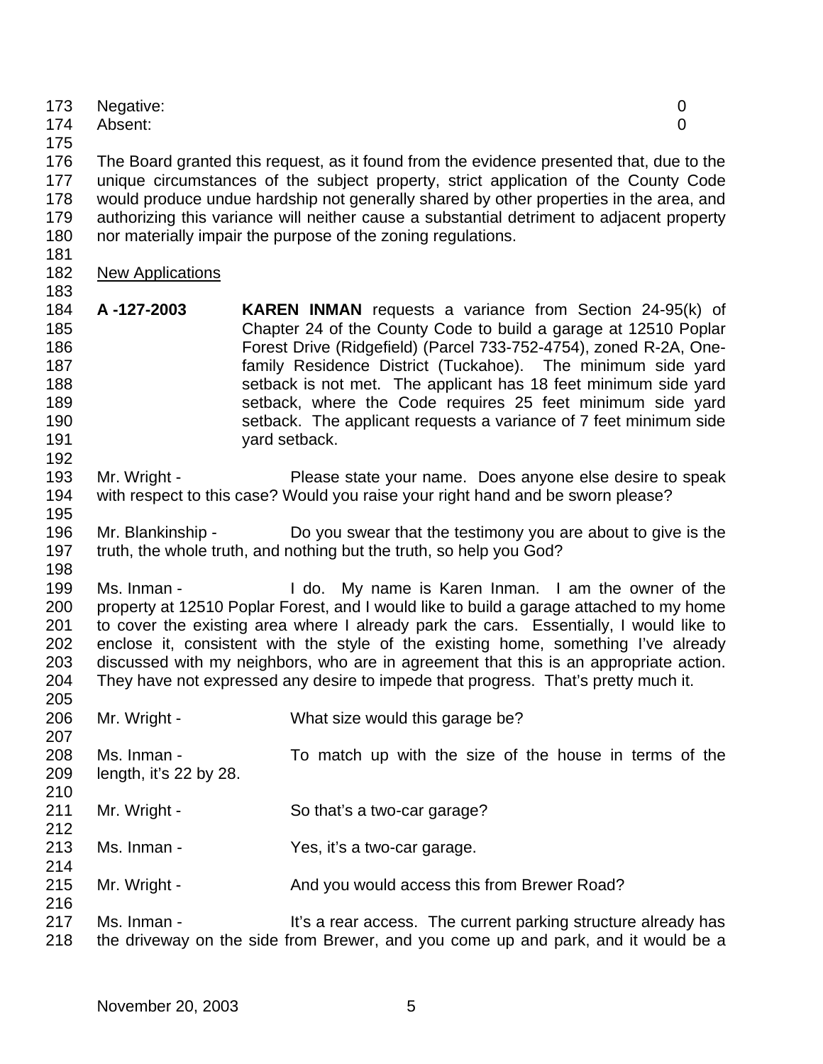Negative: 0
Absent: 0

The Board granted this request, as it found from the evidence presented that, due to the unique circumstances of the subject property, strict application of the County Code would produce undue hardship not generally shared by other properties in the area, and authorizing this variance will neither cause a substantial detriment to adjacent property nor materially impair the purpose of the zoning regulations.

New Applications

**A -127-2003** **KAREN INMAN** requests a variance from Section 24-95(k) of Chapter 24 of the County Code to build a garage at 12510 Poplar Forest Drive (Ridgefield) (Parcel 733-752-4754), zoned R-2A, One-family Residence District (Tuckahoe). The minimum side yard setback is not met. The applicant has 18 feet minimum side yard setback, where the Code requires 25 feet minimum side yard setback. The applicant requests a variance of 7 feet minimum side yard setback.

Mr. Wright - Please state your name. Does anyone else desire to speak with respect to this case? Would you raise your right hand and be sworn please?

Mr. Blankinship - Do you swear that the testimony you are about to give is the truth, the whole truth, and nothing but the truth, so help you God?

Ms. Inman - I do. My name is Karen Inman. I am the owner of the property at 12510 Poplar Forest, and I would like to build a garage attached to my home to cover the existing area where I already park the cars. Essentially, I would like to enclose it, consistent with the style of the existing home, something I've already discussed with my neighbors, who are in agreement that this is an appropriate action. They have not expressed any desire to impede that progress. That's pretty much it.

Mr. Wright - What size would this garage be?

Ms. Inman - To match up with the size of the house in terms of the length, it's 22 by 28.

Mr. Wright - So that's a two-car garage?

Ms. Inman - Yes, it's a two-car garage.

Mr. Wright - And you would access this from Brewer Road?

Ms. Inman - It's a rear access. The current parking structure already has the driveway on the side from Brewer, and you come up and park, and it would be a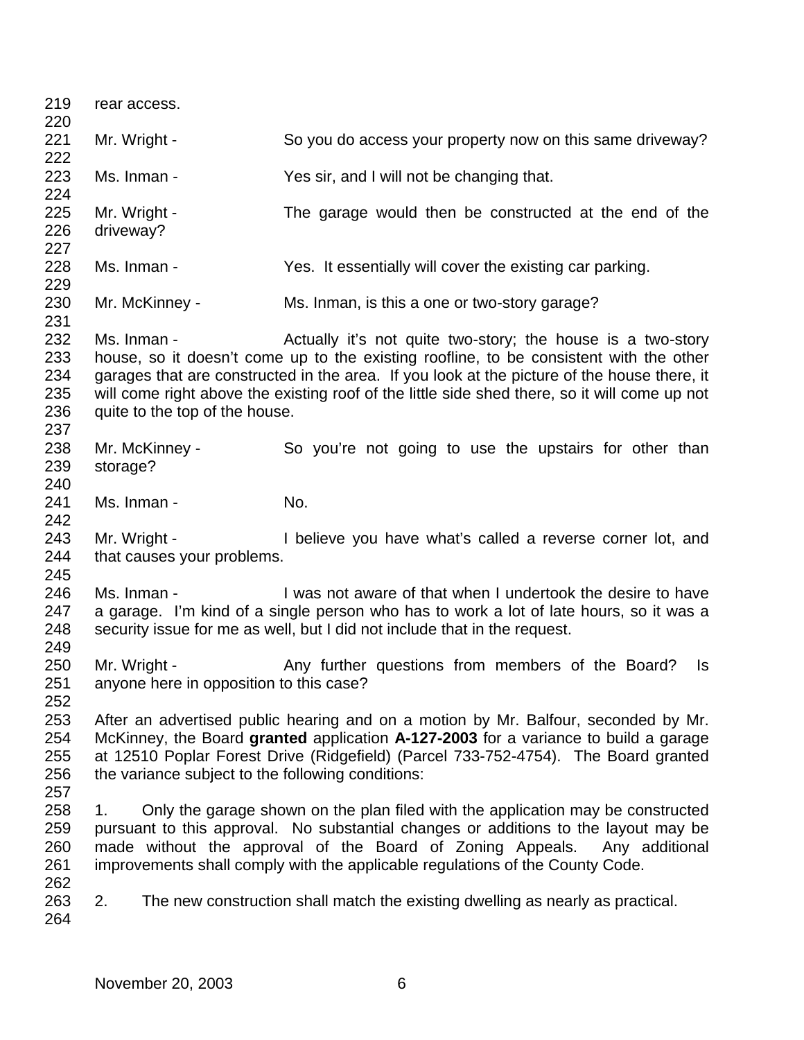rear access.

Mr. Wright - So you do access your property now on this same driveway?

Ms. Inman - Yes sir, and I will not be changing that.

Mr. Wright - The garage would then be constructed at the end of the driveway?

Ms. Inman - Yes. It essentially will cover the existing car parking.

Mr. McKinney - Ms. Inman, is this a one or two-story garage?

Ms. Inman - Actually it's not quite two-story; the house is a two-story house, so it doesn't come up to the existing roofline, to be consistent with the other garages that are constructed in the area. If you look at the picture of the house there, it will come right above the existing roof of the little side shed there, so it will come up not quite to the top of the house.

Mr. McKinney - So you're not going to use the upstairs for other than storage?

Ms. Inman - No.

Mr. Wright - I believe you have what's called a reverse corner lot, and that causes your problems.

Ms. Inman - I was not aware of that when I undertook the desire to have a garage. I'm kind of a single person who has to work a lot of late hours, so it was a security issue for me as well, but I did not include that in the request.

Mr. Wright - Any further questions from members of the Board? Is anyone here in opposition to this case?

After an advertised public hearing and on a motion by Mr. Balfour, seconded by Mr. McKinney, the Board **granted** application **A-127-2003** for a variance to build a garage at 12510 Poplar Forest Drive (Ridgefield) (Parcel 733-752-4754). The Board granted the variance subject to the following conditions:

1. Only the garage shown on the plan filed with the application may be constructed pursuant to this approval. No substantial changes or additions to the layout may be made without the approval of the Board of Zoning Appeals. Any additional improvements shall comply with the applicable regulations of the County Code.

2. The new construction shall match the existing dwelling as nearly as practical.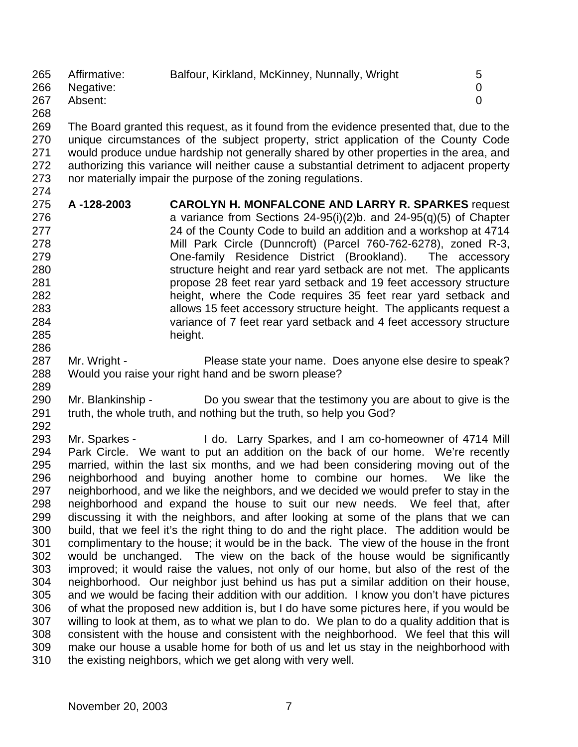| Affirmative: | Balfour, Kirkland, McKinney, Nunnally, Wright | 5 |
|---|---|---|
| Negative: | | 0 |
| Absent: | | 0 |

The Board granted this request, as it found from the evidence presented that, due to the unique circumstances of the subject property, strict application of the County Code would produce undue hardship not generally shared by other properties in the area, and authorizing this variance will neither cause a substantial detriment to adjacent property nor materially impair the purpose of the zoning regulations.

**A -128-2003** **CAROLYN H. MONFALCONE AND LARRY R. SPARKES** request a variance from Sections 24-95(i)(2)b. and 24-95(q)(5) of Chapter 24 of the County Code to build an addition and a workshop at 4714 Mill Park Circle (Dunncroft) (Parcel 760-762-6278), zoned R-3, One-family Residence District (Brookland). The accessory structure height and rear yard setback are not met. The applicants propose 28 feet rear yard setback and 19 feet accessory structure height, where the Code requires 35 feet rear yard setback and allows 15 feet accessory structure height. The applicants request a variance of 7 feet rear yard setback and 4 feet accessory structure height.

Mr. Wright - Please state your name. Does anyone else desire to speak? Would you raise your right hand and be sworn please?

Mr. Blankinship - Do you swear that the testimony you are about to give is the truth, the whole truth, and nothing but the truth, so help you God?

Mr. Sparkes - I do. Larry Sparkes, and I am co-homeowner of 4714 Mill Park Circle. We want to put an addition on the back of our home. We're recently married, within the last six months, and we had been considering moving out of the neighborhood and buying another home to combine our homes. We like the neighborhood, and we like the neighbors, and we decided we would prefer to stay in the neighborhood and expand the house to suit our new needs. We feel that, after discussing it with the neighbors, and after looking at some of the plans that we can build, that we feel it's the right thing to do and the right place. The addition would be complimentary to the house; it would be in the back. The view of the house in the front would be unchanged. The view on the back of the house would be significantly improved; it would raise the values, not only of our home, but also of the rest of the neighborhood. Our neighbor just behind us has put a similar addition on their house, and we would be facing their addition with our addition. I know you don't have pictures of what the proposed new addition is, but I do have some pictures here, if you would be willing to look at them, as to what we plan to do. We plan to do a quality addition that is consistent with the house and consistent with the neighborhood. We feel that this will make our house a usable home for both of us and let us stay in the neighborhood with the existing neighbors, which we get along with very well.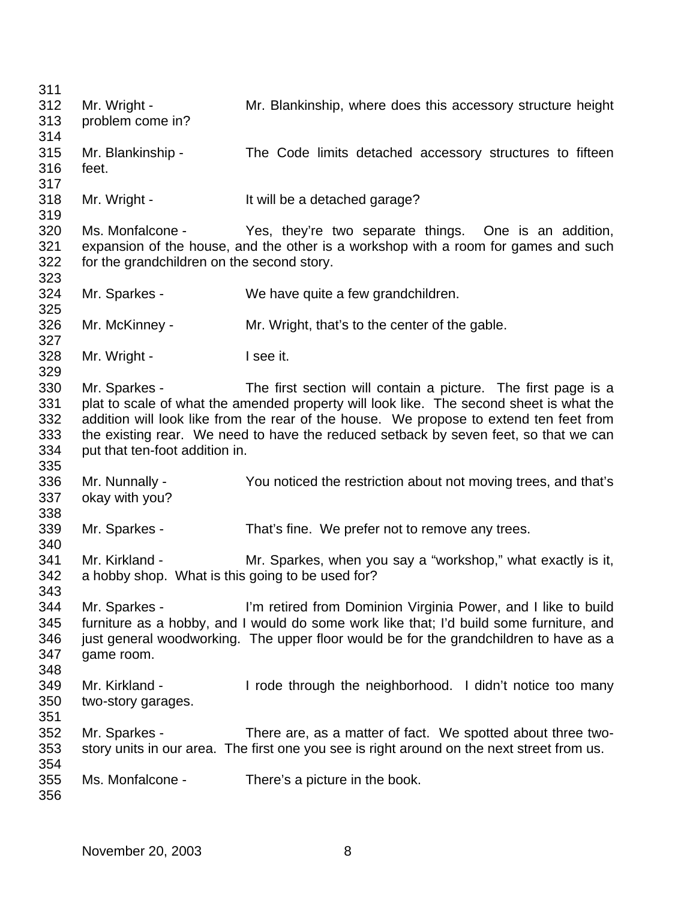Mr. Wright - Mr. Blankinship, where does this accessory structure height problem come in?

Mr. Blankinship - The Code limits detached accessory structures to fifteen feet.

Mr. Wright - It will be a detached garage?

Ms. Monfalcone - Yes, they're two separate things. One is an addition, expansion of the house, and the other is a workshop with a room for games and such for the grandchildren on the second story.

Mr. Sparkes - We have quite a few grandchildren.

Mr. McKinney - Mr. Wright, that's to the center of the gable.

Mr. Wright - I see it.

Mr. Sparkes - The first section will contain a picture. The first page is a plat to scale of what the amended property will look like. The second sheet is what the addition will look like from the rear of the house. We propose to extend ten feet from the existing rear. We need to have the reduced setback by seven feet, so that we can put that ten-foot addition in.

Mr. Nunnally - You noticed the restriction about not moving trees, and that's okay with you?

Mr. Sparkes - That's fine. We prefer not to remove any trees.

Mr. Kirkland - Mr. Sparkes, when you say a "workshop," what exactly is it, a hobby shop. What is this going to be used for?

Mr. Sparkes - I'm retired from Dominion Virginia Power, and I like to build furniture as a hobby, and I would do some work like that; I'd build some furniture, and just general woodworking. The upper floor would be for the grandchildren to have as a game room.

Mr. Kirkland - I rode through the neighborhood. I didn't notice too many two-story garages.

Mr. Sparkes - There are, as a matter of fact. We spotted about three two-story units in our area. The first one you see is right around on the next street from us.

Ms. Monfalcone - There's a picture in the book.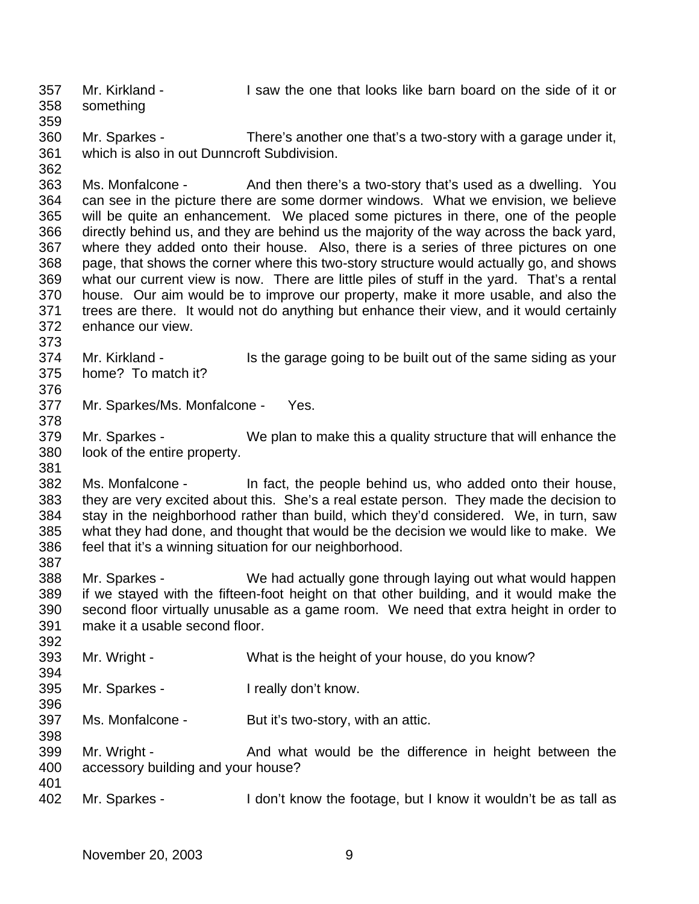Mr. Kirkland - I saw the one that looks like barn board on the side of it or something

Mr. Sparkes - There's another one that's a two-story with a garage under it, which is also in out Dunncroft Subdivision.

Ms. Monfalcone - And then there's a two-story that's used as a dwelling. You can see in the picture there are some dormer windows. What we envision, we believe will be quite an enhancement. We placed some pictures in there, one of the people directly behind us, and they are behind us the majority of the way across the back yard, where they added onto their house. Also, there is a series of three pictures on one page, that shows the corner where this two-story structure would actually go, and shows what our current view is now. There are little piles of stuff in the yard. That's a rental house. Our aim would be to improve our property, make it more usable, and also the trees are there. It would not do anything but enhance their view, and it would certainly enhance our view.

Mr. Kirkland - Is the garage going to be built out of the same siding as your home? To match it?

Mr. Sparkes/Ms. Monfalcone - Yes.

Mr. Sparkes - We plan to make this a quality structure that will enhance the look of the entire property.

Ms. Monfalcone - In fact, the people behind us, who added onto their house, they are very excited about this. She's a real estate person. They made the decision to stay in the neighborhood rather than build, which they'd considered. We, in turn, saw what they had done, and thought that would be the decision we would like to make. We feel that it's a winning situation for our neighborhood.

Mr. Sparkes - We had actually gone through laying out what would happen if we stayed with the fifteen-foot height on that other building, and it would make the second floor virtually unusable as a game room. We need that extra height in order to make it a usable second floor.

Mr. Wright - What is the height of your house, do you know?

Mr. Sparkes - I really don't know.

Ms. Monfalcone - But it's two-story, with an attic.

Mr. Wright - And what would be the difference in height between the accessory building and your house?

Mr. Sparkes - I don't know the footage, but I know it wouldn't be as tall as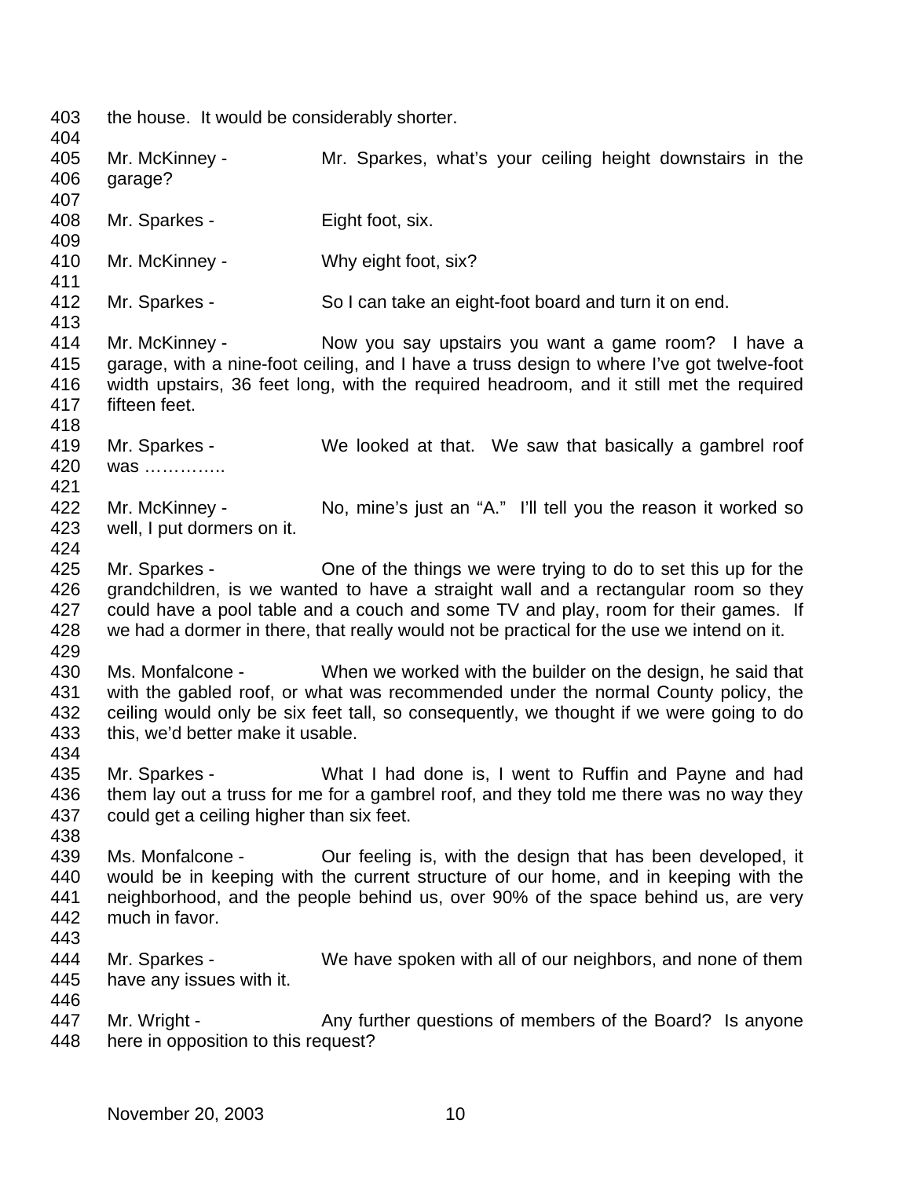the house. It would be considerably shorter.

Mr. McKinney - Mr. Sparkes, what's your ceiling height downstairs in the garage?

Mr. Sparkes - Eight foot, six.

Mr. McKinney - Why eight foot, six?

Mr. Sparkes - So I can take an eight-foot board and turn it on end.

Mr. McKinney - Now you say upstairs you want a game room? I have a garage, with a nine-foot ceiling, and I have a truss design to where I've got twelve-foot width upstairs, 36 feet long, with the required headroom, and it still met the required fifteen feet.

Mr. Sparkes - We looked at that. We saw that basically a gambrel roof was …………..

Mr. McKinney - No, mine's just an "A." I'll tell you the reason it worked so well, I put dormers on it.

Mr. Sparkes - One of the things we were trying to do to set this up for the grandchildren, is we wanted to have a straight wall and a rectangular room so they could have a pool table and a couch and some TV and play, room for their games. If we had a dormer in there, that really would not be practical for the use we intend on it.

Ms. Monfalcone - When we worked with the builder on the design, he said that with the gabled roof, or what was recommended under the normal County policy, the ceiling would only be six feet tall, so consequently, we thought if we were going to do this, we'd better make it usable.

Mr. Sparkes - What I had done is, I went to Ruffin and Payne and had them lay out a truss for me for a gambrel roof, and they told me there was no way they could get a ceiling higher than six feet.

Ms. Monfalcone - Our feeling is, with the design that has been developed, it would be in keeping with the current structure of our home, and in keeping with the neighborhood, and the people behind us, over 90% of the space behind us, are very much in favor.

Mr. Sparkes - We have spoken with all of our neighbors, and none of them have any issues with it.

Mr. Wright - Any further questions of members of the Board? Is anyone here in opposition to this request?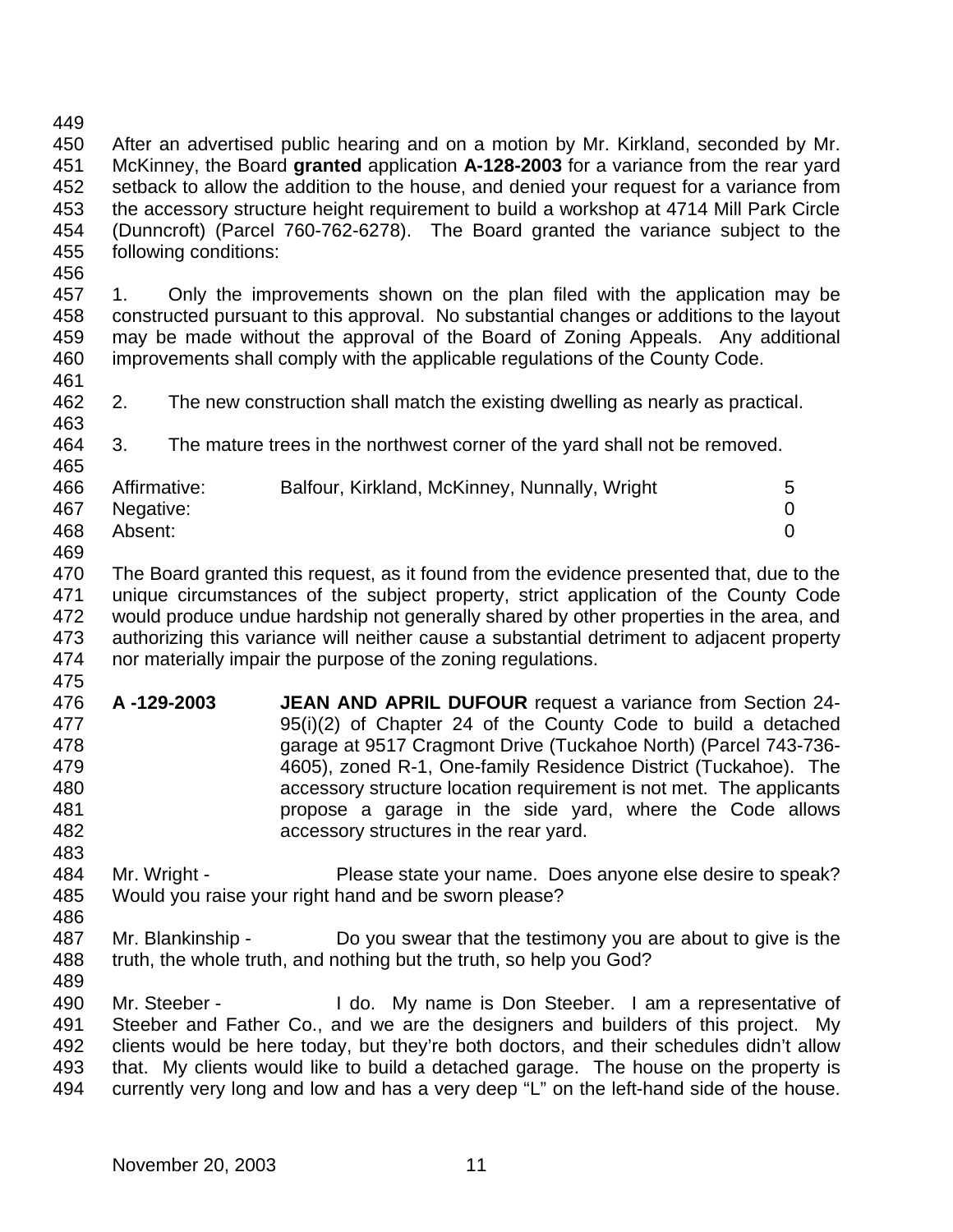After an advertised public hearing and on a motion by Mr. Kirkland, seconded by Mr. McKinney, the Board **granted** application **A-128-2003** for a variance from the rear yard setback to allow the addition to the house, and denied your request for a variance from the accessory structure height requirement to build a workshop at 4714 Mill Park Circle (Dunncroft) (Parcel 760-762-6278). The Board granted the variance subject to the following conditions:

1. Only the improvements shown on the plan filed with the application may be constructed pursuant to this approval. No substantial changes or additions to the layout may be made without the approval of the Board of Zoning Appeals. Any additional improvements shall comply with the applicable regulations of the County Code.

2. The new construction shall match the existing dwelling as nearly as practical.

3. The mature trees in the northwest corner of the yard shall not be removed.

| | | |
|---|---|---|
| Affirmative: | Balfour, Kirkland, McKinney, Nunnally, Wright | 5 |
| Negative: | | 0 |
| Absent: | | 0 |

The Board granted this request, as it found from the evidence presented that, due to the unique circumstances of the subject property, strict application of the County Code would produce undue hardship not generally shared by other properties in the area, and authorizing this variance will neither cause a substantial detriment to adjacent property nor materially impair the purpose of the zoning regulations.

**A -129-2003** **JEAN AND APRIL DUFOUR** request a variance from Section 24-95(i)(2) of Chapter 24 of the County Code to build a detached garage at 9517 Cragmont Drive (Tuckahoe North) (Parcel 743-736-4605), zoned R-1, One-family Residence District (Tuckahoe). The accessory structure location requirement is not met. The applicants propose a garage in the side yard, where the Code allows accessory structures in the rear yard.

Mr. Wright - Please state your name. Does anyone else desire to speak? Would you raise your right hand and be sworn please?

Mr. Blankinship - Do you swear that the testimony you are about to give is the truth, the whole truth, and nothing but the truth, so help you God?

Mr. Steeber - I do. My name is Don Steeber. I am a representative of Steeber and Father Co., and we are the designers and builders of this project. My clients would be here today, but they're both doctors, and their schedules didn't allow that. My clients would like to build a detached garage. The house on the property is currently very long and low and has a very deep "L" on the left-hand side of the house.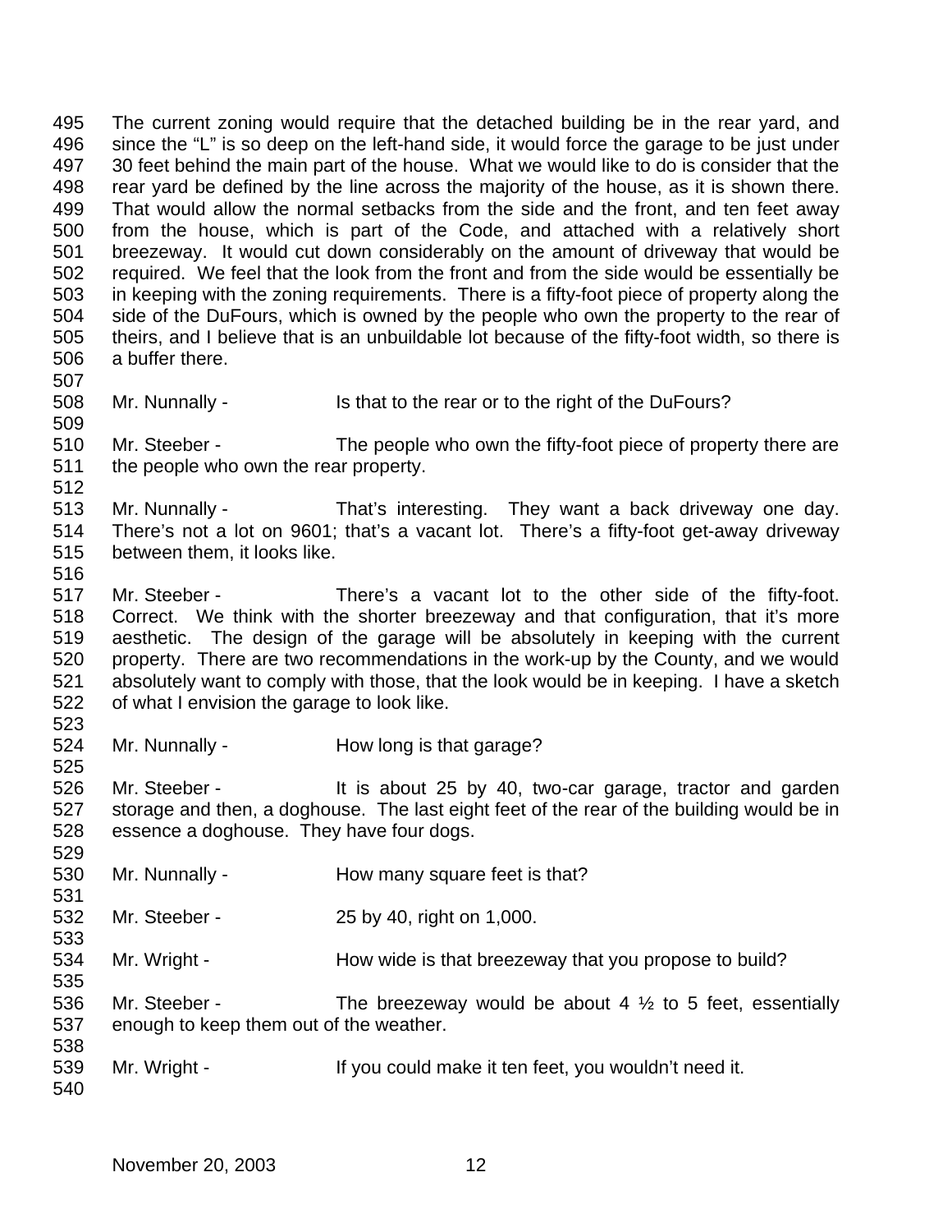The current zoning would require that the detached building be in the rear yard, and since the "L" is so deep on the left-hand side, it would force the garage to be just under 30 feet behind the main part of the house. What we would like to do is consider that the rear yard be defined by the line across the majority of the house, as it is shown there. That would allow the normal setbacks from the side and the front, and ten feet away from the house, which is part of the Code, and attached with a relatively short breezeway. It would cut down considerably on the amount of driveway that would be required. We feel that the look from the front and from the side would be essentially be in keeping with the zoning requirements. There is a fifty-foot piece of property along the side of the DuFours, which is owned by the people who own the property to the rear of theirs, and I believe that is an unbuildable lot because of the fifty-foot width, so there is a buffer there.

Mr. Nunnally - Is that to the rear or to the right of the DuFours?

Mr. Steeber - The people who own the fifty-foot piece of property there are the people who own the rear property.

Mr. Nunnally - That's interesting. They want a back driveway one day. There's not a lot on 9601; that's a vacant lot. There's a fifty-foot get-away driveway between them, it looks like.

Mr. Steeber - There's a vacant lot to the other side of the fifty-foot. Correct. We think with the shorter breezeway and that configuration, that it's more aesthetic. The design of the garage will be absolutely in keeping with the current property. There are two recommendations in the work-up by the County, and we would absolutely want to comply with those, that the look would be in keeping. I have a sketch of what I envision the garage to look like.

Mr. Nunnally - How long is that garage?

Mr. Steeber - It is about 25 by 40, two-car garage, tractor and garden storage and then, a doghouse. The last eight feet of the rear of the building would be in essence a doghouse. They have four dogs.

Mr. Nunnally - How many square feet is that?

Mr. Steeber - 25 by 40, right on 1,000.

Mr. Wright - How wide is that breezeway that you propose to build?

Mr. Steeber - The breezeway would be about 4 ½ to 5 feet, essentially enough to keep them out of the weather.

Mr. Wright - If you could make it ten feet, you wouldn't need it.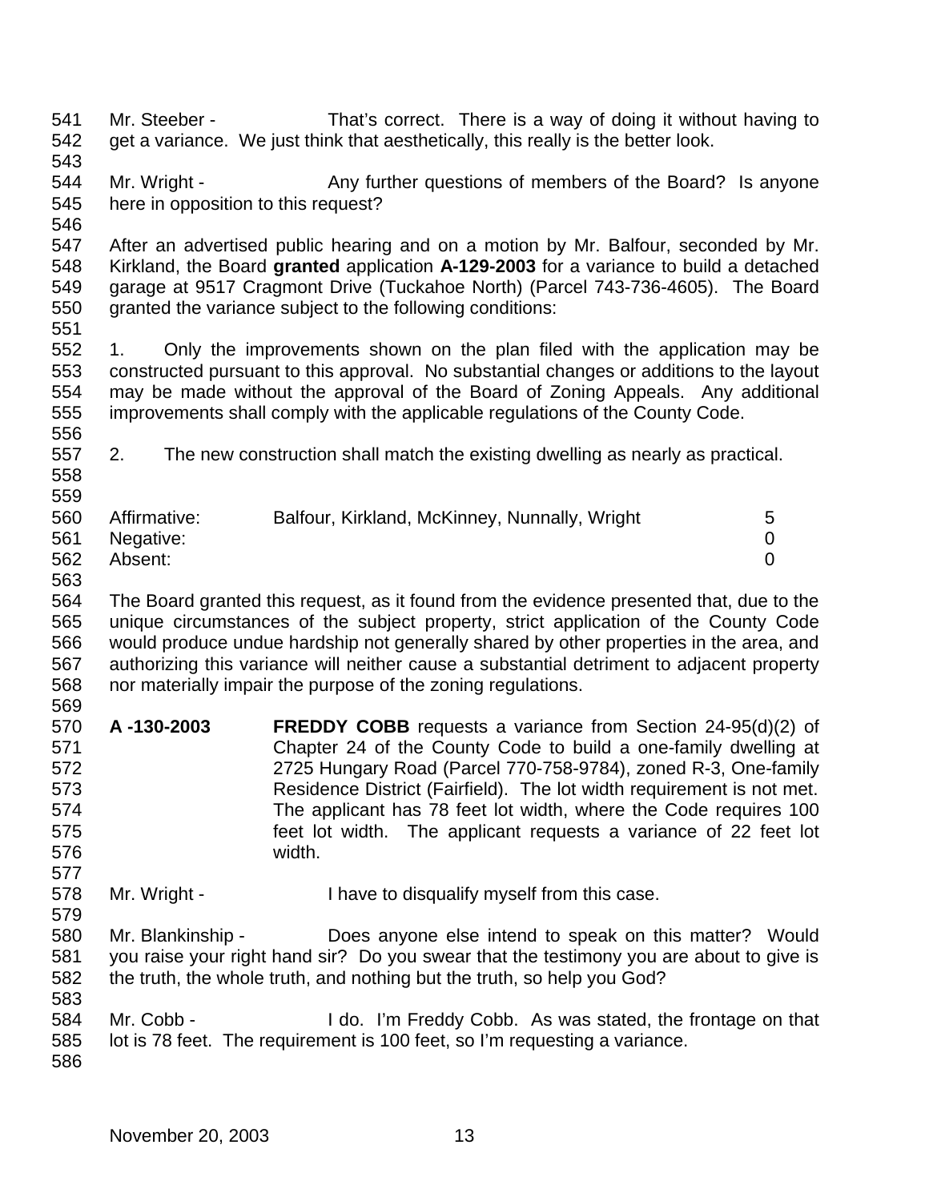Mr. Steeber - That's correct. There is a way of doing it without having to get a variance. We just think that aesthetically, this really is the better look.

Mr. Wright - Any further questions of members of the Board? Is anyone here in opposition to this request?

After an advertised public hearing and on a motion by Mr. Balfour, seconded by Mr. Kirkland, the Board **granted** application **A-129-2003** for a variance to build a detached garage at 9517 Cragmont Drive (Tuckahoe North) (Parcel 743-736-4605). The Board granted the variance subject to the following conditions:

1. Only the improvements shown on the plan filed with the application may be constructed pursuant to this approval. No substantial changes or additions to the layout may be made without the approval of the Board of Zoning Appeals. Any additional improvements shall comply with the applicable regulations of the County Code.

2. The new construction shall match the existing dwelling as nearly as practical.

| | | |
|---|---|---|
| Affirmative: | Balfour, Kirkland, McKinney, Nunnally, Wright | 5 |
| Negative: | | 0 |
| Absent: | | 0 |

The Board granted this request, as it found from the evidence presented that, due to the unique circumstances of the subject property, strict application of the County Code would produce undue hardship not generally shared by other properties in the area, and authorizing this variance will neither cause a substantial detriment to adjacent property nor materially impair the purpose of the zoning regulations.

**A -130-2003** **FREDDY COBB** requests a variance from Section 24-95(d)(2) of Chapter 24 of the County Code to build a one-family dwelling at 2725 Hungary Road (Parcel 770-758-9784), zoned R-3, One-family Residence District (Fairfield). The lot width requirement is not met. The applicant has 78 feet lot width, where the Code requires 100 feet lot width. The applicant requests a variance of 22 feet lot width.

Mr. Wright - I have to disqualify myself from this case.

Mr. Blankinship - Does anyone else intend to speak on this matter? Would you raise your right hand sir? Do you swear that the testimony you are about to give is the truth, the whole truth, and nothing but the truth, so help you God?

Mr. Cobb - I do. I'm Freddy Cobb. As was stated, the frontage on that lot is 78 feet. The requirement is 100 feet, so I'm requesting a variance.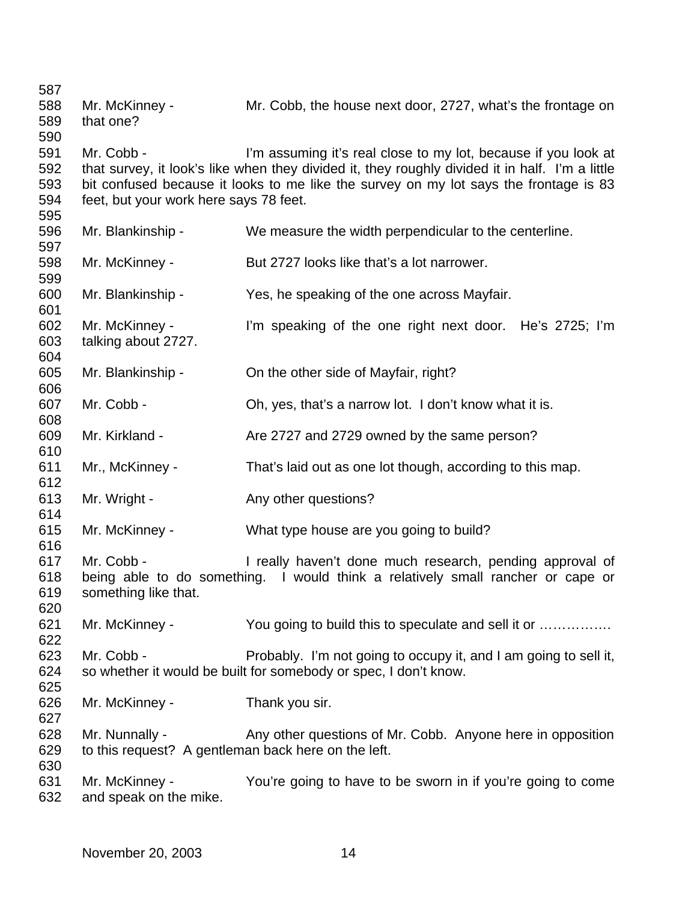Mr. McKinney - Mr. Cobb, the house next door, 2727, what's the frontage on that one?

Mr. Cobb - I'm assuming it's real close to my lot, because if you look at that survey, it look's like when they divided it, they roughly divided it in half. I'm a little bit confused because it looks to me like the survey on my lot says the frontage is 83 feet, but your work here says 78 feet.

Mr. Blankinship - We measure the width perpendicular to the centerline.

Mr. McKinney - But 2727 looks like that's a lot narrower.

Mr. Blankinship - Yes, he speaking of the one across Mayfair.

Mr. McKinney - I'm speaking of the one right next door. He's 2725; I'm talking about 2727.

Mr. Blankinship - On the other side of Mayfair, right?

Mr. Cobb - Oh, yes, that's a narrow lot. I don't know what it is.

Mr. Kirkland - Are 2727 and 2729 owned by the same person?

Mr., McKinney - That's laid out as one lot though, according to this map.

Mr. Wright - Any other questions?

Mr. McKinney - What type house are you going to build?

Mr. Cobb - I really haven't done much research, pending approval of being able to do something. I would think a relatively small rancher or cape or something like that.

Mr. McKinney - You going to build this to speculate and sell it or …………….

Mr. Cobb - Probably. I'm not going to occupy it, and I am going to sell it, so whether it would be built for somebody or spec, I don't know.

Mr. McKinney - Thank you sir.

Mr. Nunnally - Any other questions of Mr. Cobb. Anyone here in opposition to this request? A gentleman back here on the left.

Mr. McKinney - You're going to have to be sworn in if you're going to come and speak on the mike.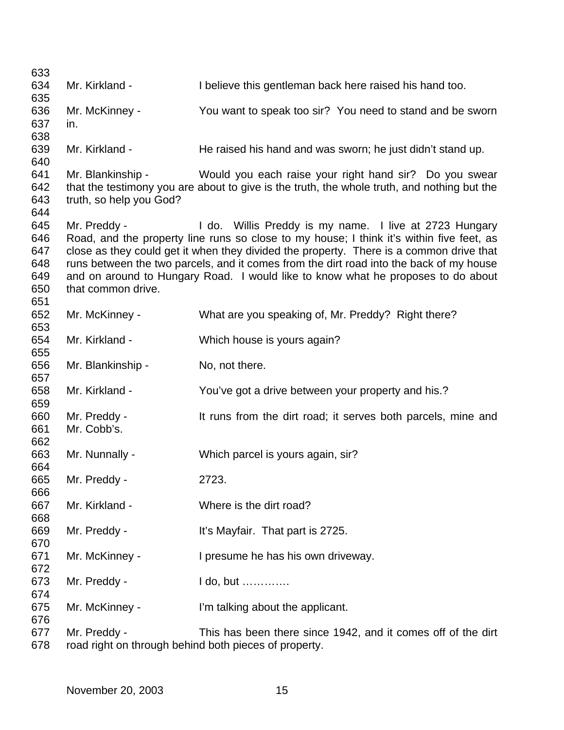Mr. Kirkland - I believe this gentleman back here raised his hand too.

Mr. McKinney - You want to speak too sir? You need to stand and be sworn in.

Mr. Kirkland - He raised his hand and was sworn; he just didn't stand up.

Mr. Blankinship - Would you each raise your right hand sir? Do you swear that the testimony you are about to give is the truth, the whole truth, and nothing but the truth, so help you God?

Mr. Preddy - I do. Willis Preddy is my name. I live at 2723 Hungary Road, and the property line runs so close to my house; I think it's within five feet, as close as they could get it when they divided the property. There is a common drive that runs between the two parcels, and it comes from the dirt road into the back of my house and on around to Hungary Road. I would like to know what he proposes to do about that common drive.

Mr. McKinney - What are you speaking of, Mr. Preddy? Right there?

Mr. Kirkland - Which house is yours again?

Mr. Blankinship - No, not there.

Mr. Kirkland - You've got a drive between your property and his.?

Mr. Preddy - It runs from the dirt road; it serves both parcels, mine and Mr. Cobb's.

Mr. Nunnally - Which parcel is yours again, sir?

Mr. Preddy - 2723.

Mr. Kirkland - Where is the dirt road?

Mr. Preddy - It's Mayfair. That part is 2725.

Mr. McKinney - I presume he has his own driveway.

Mr. Preddy - I do, but ………….

Mr. McKinney - I'm talking about the applicant.

Mr. Preddy - This has been there since 1942, and it comes off of the dirt road right on through behind both pieces of property.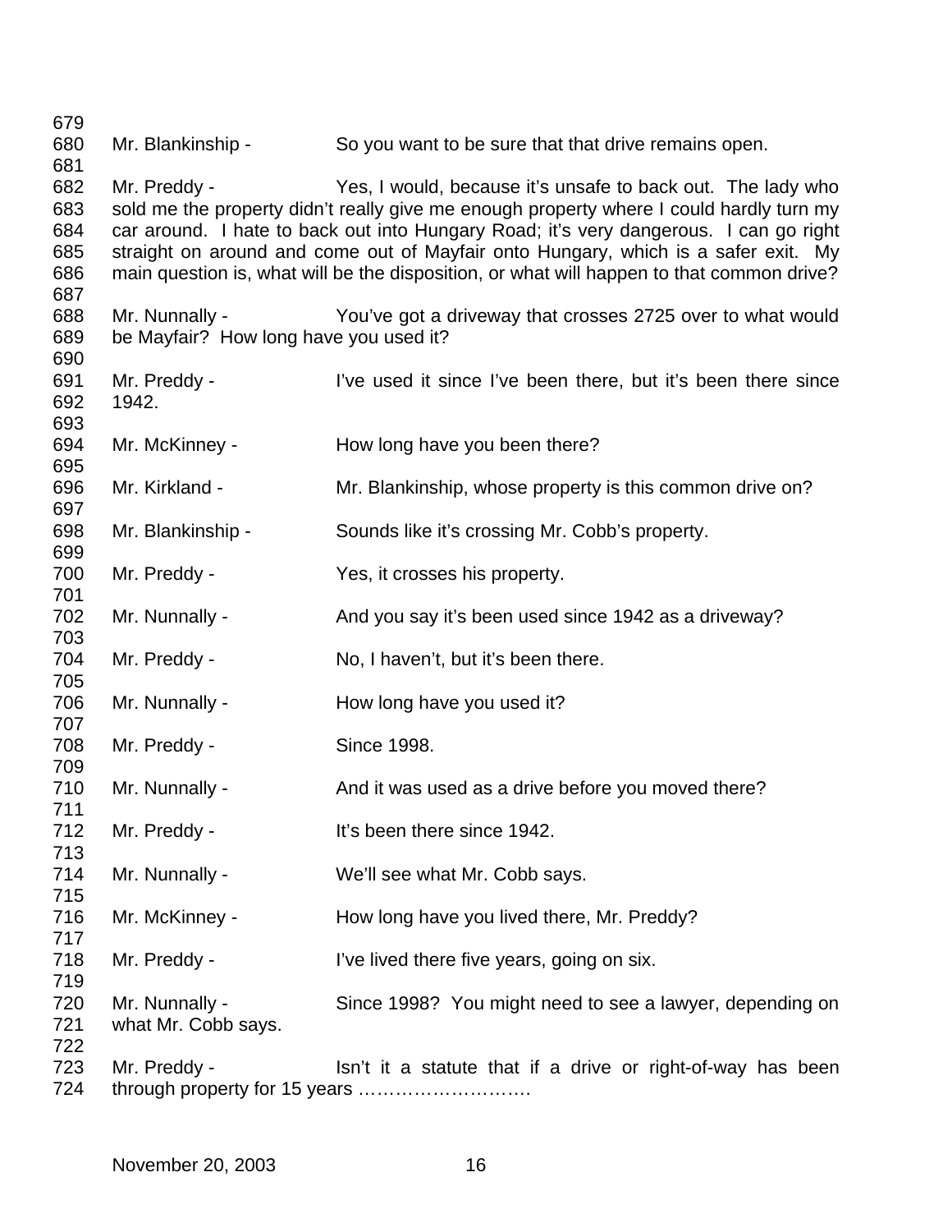679

680 Mr. Blankinship - So you want to be sure that that drive remains open.

681

682 Mr. Preddy - Yes, I would, because it's unsafe to back out. The lady who
683 sold me the property didn't really give me enough property where I could hardly turn my
684 car around. I hate to back out into Hungary Road; it's very dangerous. I can go right
685 straight on around and come out of Mayfair onto Hungary, which is a safer exit. My
686 main question is, what will be the disposition, or what will happen to that common drive?

687

688 Mr. Nunnally - You've got a driveway that crosses 2725 over to what would
689 be Mayfair? How long have you used it?

690

691 Mr. Preddy - I've used it since I've been there, but it's been there since
692 1942.

693

694 Mr. McKinney - How long have you been there?

695

696 Mr. Kirkland - Mr. Blankinship, whose property is this common drive on?

697

698 Mr. Blankinship - Sounds like it's crossing Mr. Cobb's property.

699

700 Mr. Preddy - Yes, it crosses his property.

701

702 Mr. Nunnally - And you say it's been used since 1942 as a driveway?

703

704 Mr. Preddy - No, I haven't, but it's been there.

705

706 Mr. Nunnally - How long have you used it?

707

708 Mr. Preddy - Since 1998.

709

710 Mr. Nunnally - And it was used as a drive before you moved there?

711

712 Mr. Preddy - It's been there since 1942.

713

714 Mr. Nunnally - We'll see what Mr. Cobb says.

715

716 Mr. McKinney - How long have you lived there, Mr. Preddy?

717

718 Mr. Preddy - I've lived there five years, going on six.

719

720 Mr. Nunnally - Since 1998? You might need to see a lawyer, depending on
721 what Mr. Cobb says.

722

723 Mr. Preddy - Isn't it a statute that if a drive or right-of-way has been
724 through property for 15 years ……………………….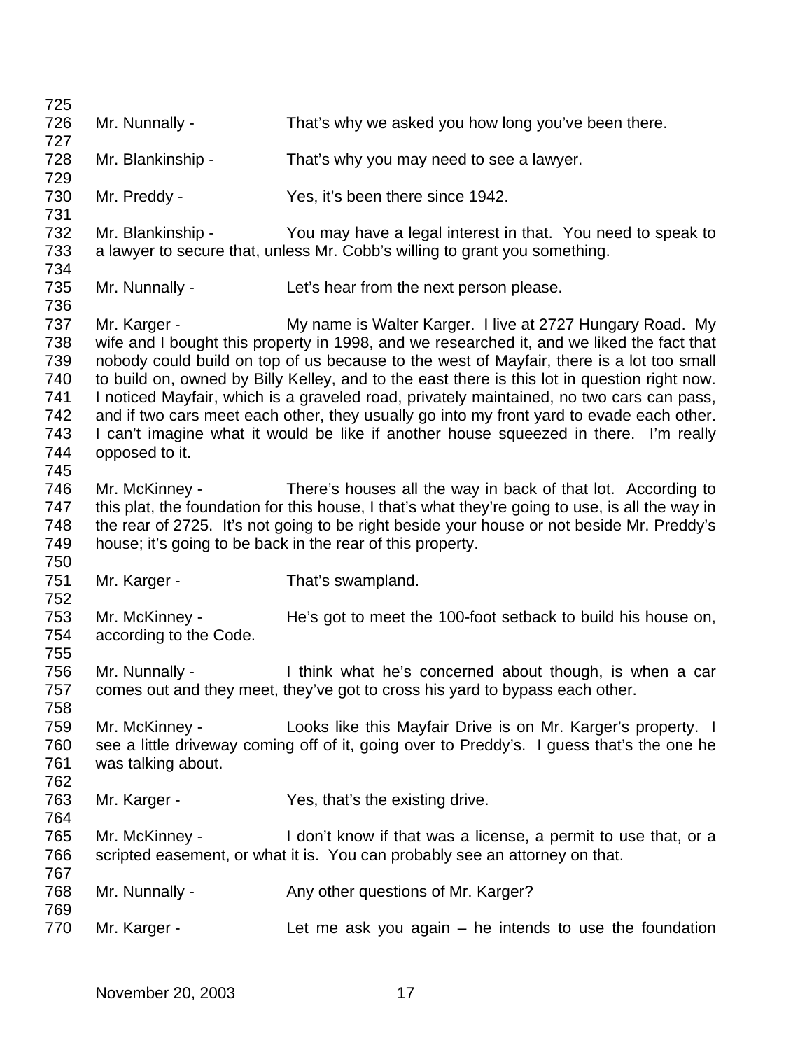Mr. Nunnally - That's why we asked you how long you've been there.

Mr. Blankinship - That's why you may need to see a lawyer.

Mr. Preddy - Yes, it's been there since 1942.

Mr. Blankinship - You may have a legal interest in that. You need to speak to a lawyer to secure that, unless Mr. Cobb's willing to grant you something.

Mr. Nunnally - Let's hear from the next person please.

Mr. Karger - My name is Walter Karger. I live at 2727 Hungary Road. My wife and I bought this property in 1998, and we researched it, and we liked the fact that nobody could build on top of us because to the west of Mayfair, there is a lot too small to build on, owned by Billy Kelley, and to the east there is this lot in question right now. I noticed Mayfair, which is a graveled road, privately maintained, no two cars can pass, and if two cars meet each other, they usually go into my front yard to evade each other. I can't imagine what it would be like if another house squeezed in there. I'm really opposed to it.

Mr. McKinney - There's houses all the way in back of that lot. According to this plat, the foundation for this house, I that's what they're going to use, is all the way in the rear of 2725. It's not going to be right beside your house or not beside Mr. Preddy's house; it's going to be back in the rear of this property.

Mr. Karger - That's swampland.

Mr. McKinney - He's got to meet the 100-foot setback to build his house on, according to the Code.

Mr. Nunnally - I think what he's concerned about though, is when a car comes out and they meet, they've got to cross his yard to bypass each other.

Mr. McKinney - Looks like this Mayfair Drive is on Mr. Karger's property. I see a little driveway coming off of it, going over to Preddy's. I guess that's the one he was talking about.

Mr. Karger - Yes, that's the existing drive.

Mr. McKinney - I don't know if that was a license, a permit to use that, or a scripted easement, or what it is. You can probably see an attorney on that.

Mr. Nunnally - Any other questions of Mr. Karger?

Mr. Karger - Let me ask you again – he intends to use the foundation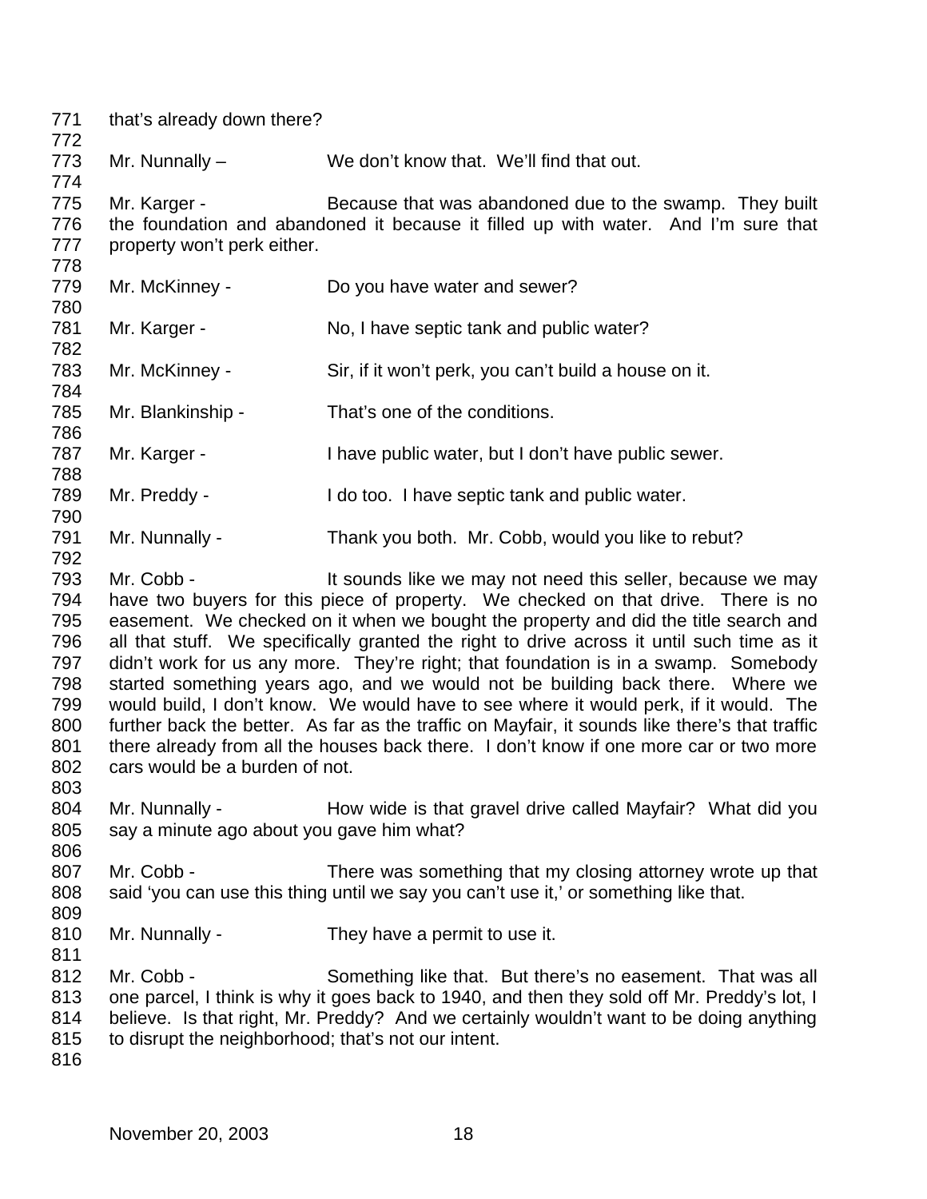that's already down there?

Mr. Nunnally – We don't know that. We'll find that out.

Mr. Karger - Because that was abandoned due to the swamp. They built the foundation and abandoned it because it filled up with water. And I'm sure that property won't perk either.

Mr. McKinney - Do you have water and sewer?

Mr. Karger - No, I have septic tank and public water?

Mr. McKinney - Sir, if it won't perk, you can't build a house on it.

Mr. Blankinship - That's one of the conditions.

Mr. Karger - I have public water, but I don't have public sewer.

Mr. Preddy - I do too. I have septic tank and public water.

Mr. Nunnally - Thank you both. Mr. Cobb, would you like to rebut?

Mr. Cobb - It sounds like we may not need this seller, because we may have two buyers for this piece of property. We checked on that drive. There is no easement. We checked on it when we bought the property and did the title search and all that stuff. We specifically granted the right to drive across it until such time as it didn't work for us any more. They're right; that foundation is in a swamp. Somebody started something years ago, and we would not be building back there. Where we would build, I don't know. We would have to see where it would perk, if it would. The further back the better. As far as the traffic on Mayfair, it sounds like there's that traffic there already from all the houses back there. I don't know if one more car or two more cars would be a burden of not.

Mr. Nunnally - How wide is that gravel drive called Mayfair? What did you say a minute ago about you gave him what?

Mr. Cobb - There was something that my closing attorney wrote up that said 'you can use this thing until we say you can't use it,' or something like that.

Mr. Nunnally - They have a permit to use it.

Mr. Cobb - Something like that. But there's no easement. That was all one parcel, I think is why it goes back to 1940, and then they sold off Mr. Preddy's lot, I believe. Is that right, Mr. Preddy? And we certainly wouldn't want to be doing anything to disrupt the neighborhood; that's not our intent.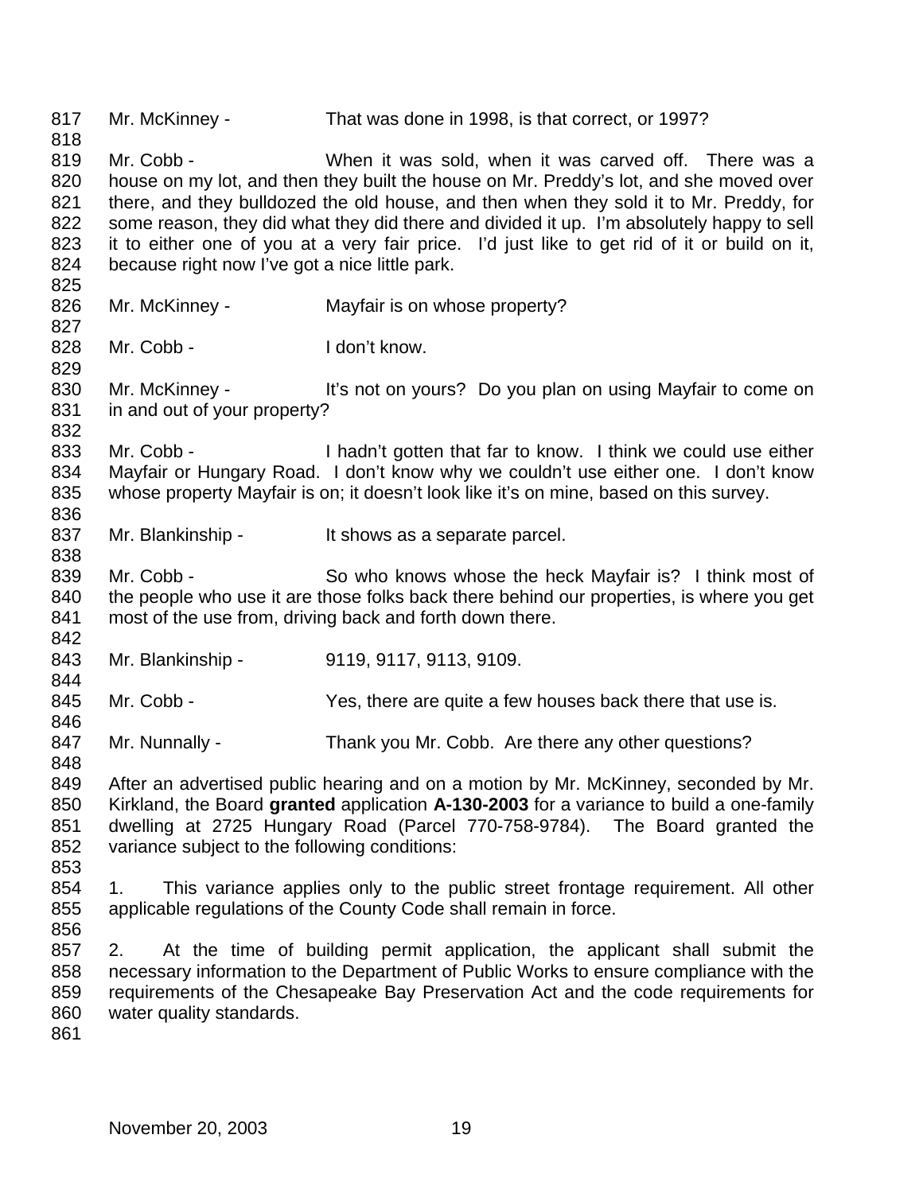Mr. McKinney - That was done in 1998, is that correct, or 1997?

Mr. Cobb - When it was sold, when it was carved off. There was a house on my lot, and then they built the house on Mr. Preddy's lot, and she moved over there, and they bulldozed the old house, and then when they sold it to Mr. Preddy, for some reason, they did what they did there and divided it up. I'm absolutely happy to sell it to either one of you at a very fair price. I'd just like to get rid of it or build on it, because right now I've got a nice little park.

Mr. McKinney - Mayfair is on whose property?

Mr. Cobb - I don't know.

Mr. McKinney - It's not on yours? Do you plan on using Mayfair to come on in and out of your property?

Mr. Cobb - I hadn't gotten that far to know. I think we could use either Mayfair or Hungary Road. I don't know why we couldn't use either one. I don't know whose property Mayfair is on; it doesn't look like it's on mine, based on this survey.

Mr. Blankinship - It shows as a separate parcel.

Mr. Cobb - So who knows whose the heck Mayfair is? I think most of the people who use it are those folks back there behind our properties, is where you get most of the use from, driving back and forth down there.

Mr. Blankinship - 9119, 9117, 9113, 9109.

Mr. Cobb - Yes, there are quite a few houses back there that use is.

Mr. Nunnally - Thank you Mr. Cobb. Are there any other questions?

After an advertised public hearing and on a motion by Mr. McKinney, seconded by Mr. Kirkland, the Board **granted** application **A-130-2003** for a variance to build a one-family dwelling at 2725 Hungary Road (Parcel 770-758-9784). The Board granted the variance subject to the following conditions:

1. This variance applies only to the public street frontage requirement. All other applicable regulations of the County Code shall remain in force.

2. At the time of building permit application, the applicant shall submit the necessary information to the Department of Public Works to ensure compliance with the requirements of the Chesapeake Bay Preservation Act and the code requirements for water quality standards.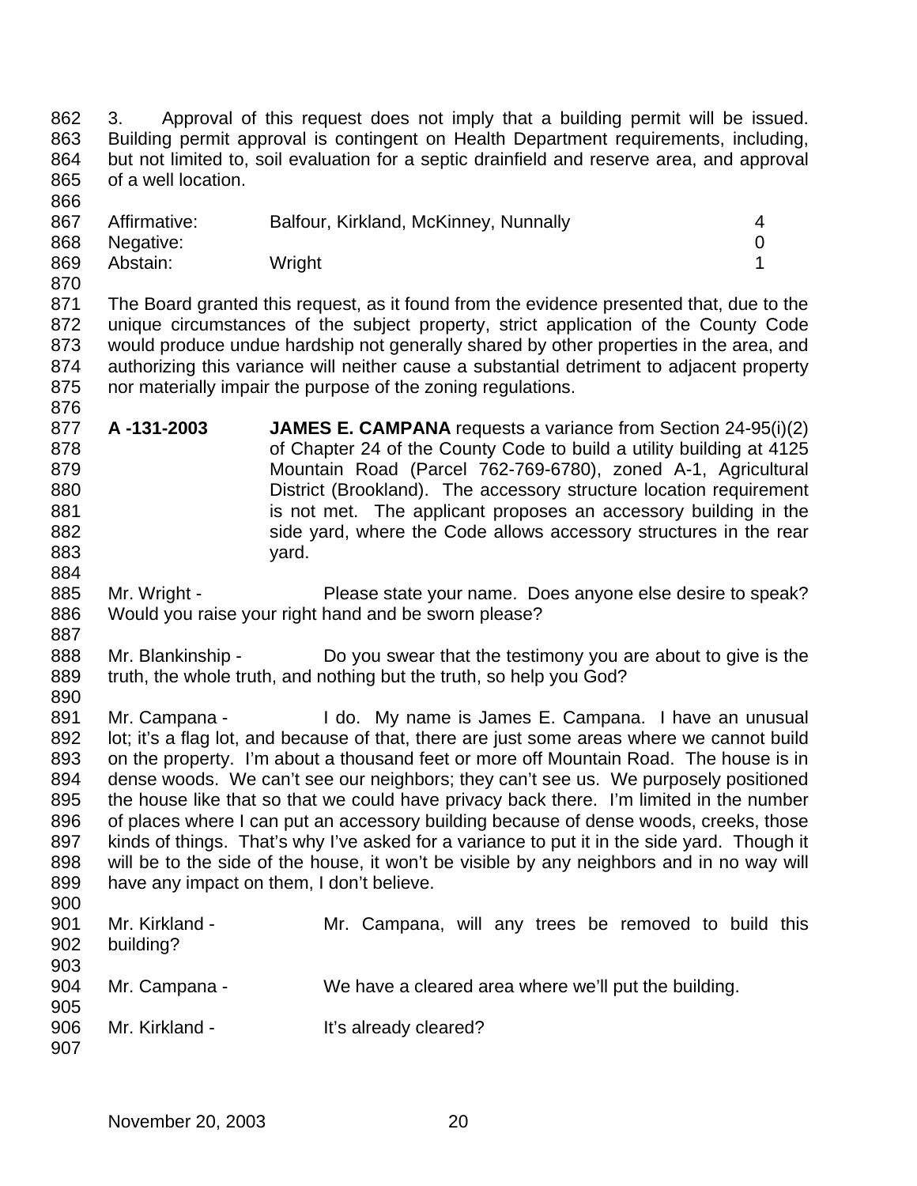3. Approval of this request does not imply that a building permit will be issued. Building permit approval is contingent on Health Department requirements, including, but not limited to, soil evaluation for a septic drainfield and reserve area, and approval of a well location.

| | | |
|---|---|---|
| Affirmative: | Balfour, Kirkland, McKinney, Nunnally | 4 |
| Negative: | | 0 |
| Abstain: | Wright | 1 |

The Board granted this request, as it found from the evidence presented that, due to the unique circumstances of the subject property, strict application of the County Code would produce undue hardship not generally shared by other properties in the area, and authorizing this variance will neither cause a substantial detriment to adjacent property nor materially impair the purpose of the zoning regulations.

**A -131-2003** **JAMES E. CAMPANA** requests a variance from Section 24-95(i)(2) of Chapter 24 of the County Code to build a utility building at 4125 Mountain Road (Parcel 762-769-6780), zoned A-1, Agricultural District (Brookland). The accessory structure location requirement is not met. The applicant proposes an accessory building in the side yard, where the Code allows accessory structures in the rear yard.

Mr. Wright - Please state your name. Does anyone else desire to speak? Would you raise your right hand and be sworn please?

Mr. Blankinship - Do you swear that the testimony you are about to give is the truth, the whole truth, and nothing but the truth, so help you God?

Mr. Campana - I do. My name is James E. Campana. I have an unusual lot; it's a flag lot, and because of that, there are just some areas where we cannot build on the property. I'm about a thousand feet or more off Mountain Road. The house is in dense woods. We can't see our neighbors; they can't see us. We purposely positioned the house like that so that we could have privacy back there. I'm limited in the number of places where I can put an accessory building because of dense woods, creeks, those kinds of things. That's why I've asked for a variance to put it in the side yard. Though it will be to the side of the house, it won't be visible by any neighbors and in no way will have any impact on them, I don't believe.

Mr. Kirkland - Mr. Campana, will any trees be removed to build this building?

Mr. Campana - We have a cleared area where we'll put the building.

Mr. Kirkland - It's already cleared?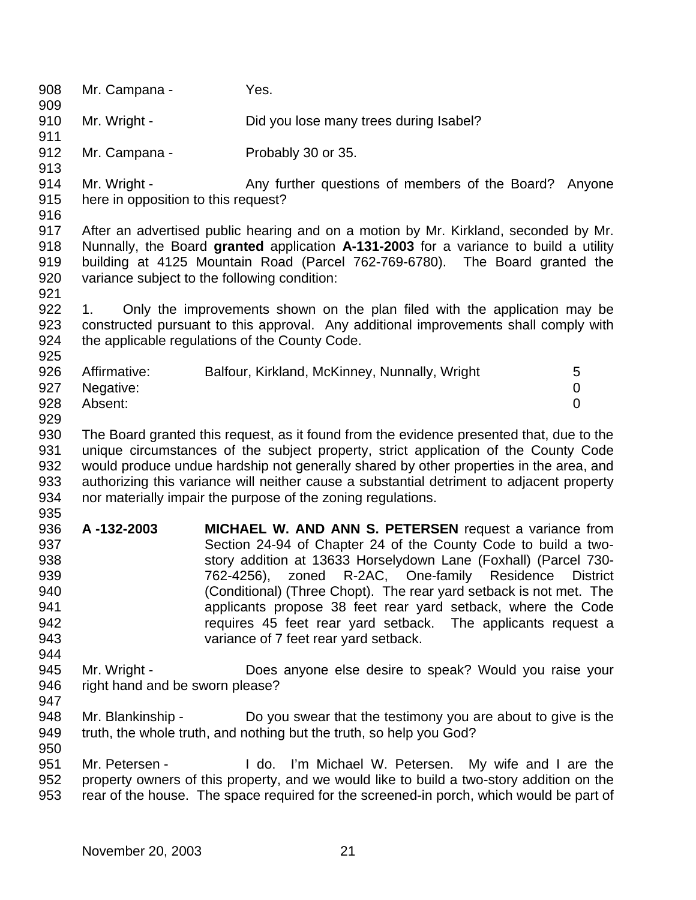Mr. Campana - Yes.

Mr. Wright - Did you lose many trees during Isabel?

Mr. Campana - Probably 30 or 35.

Mr. Wright - Any further questions of members of the Board? Anyone here in opposition to this request?

After an advertised public hearing and on a motion by Mr. Kirkland, seconded by Mr. Nunnally, the Board **granted** application **A-131-2003** for a variance to build a utility building at 4125 Mountain Road (Parcel 762-769-6780). The Board granted the variance subject to the following condition:

1. Only the improvements shown on the plan filed with the application may be constructed pursuant to this approval. Any additional improvements shall comply with the applicable regulations of the County Code.

| | | |
|---|---|---|
| Affirmative: | Balfour, Kirkland, McKinney, Nunnally, Wright | 5 |
| Negative: | | 0 |
| Absent: | | 0 |

The Board granted this request, as it found from the evidence presented that, due to the unique circumstances of the subject property, strict application of the County Code would produce undue hardship not generally shared by other properties in the area, and authorizing this variance will neither cause a substantial detriment to adjacent property nor materially impair the purpose of the zoning regulations.

**A -132-2003** **MICHAEL W. AND ANN S. PETERSEN** request a variance from Section 24-94 of Chapter 24 of the County Code to build a two-story addition at 13633 Horselydown Lane (Foxhall) (Parcel 730-762-4256), zoned R-2AC, One-family Residence District (Conditional) (Three Chopt). The rear yard setback is not met. The applicants propose 38 feet rear yard setback, where the Code requires 45 feet rear yard setback. The applicants request a variance of 7 feet rear yard setback.

Mr. Wright - Does anyone else desire to speak? Would you raise your right hand and be sworn please?

Mr. Blankinship - Do you swear that the testimony you are about to give is the truth, the whole truth, and nothing but the truth, so help you God?

Mr. Petersen - I do. I'm Michael W. Petersen. My wife and I are the property owners of this property, and we would like to build a two-story addition on the rear of the house. The space required for the screened-in porch, which would be part of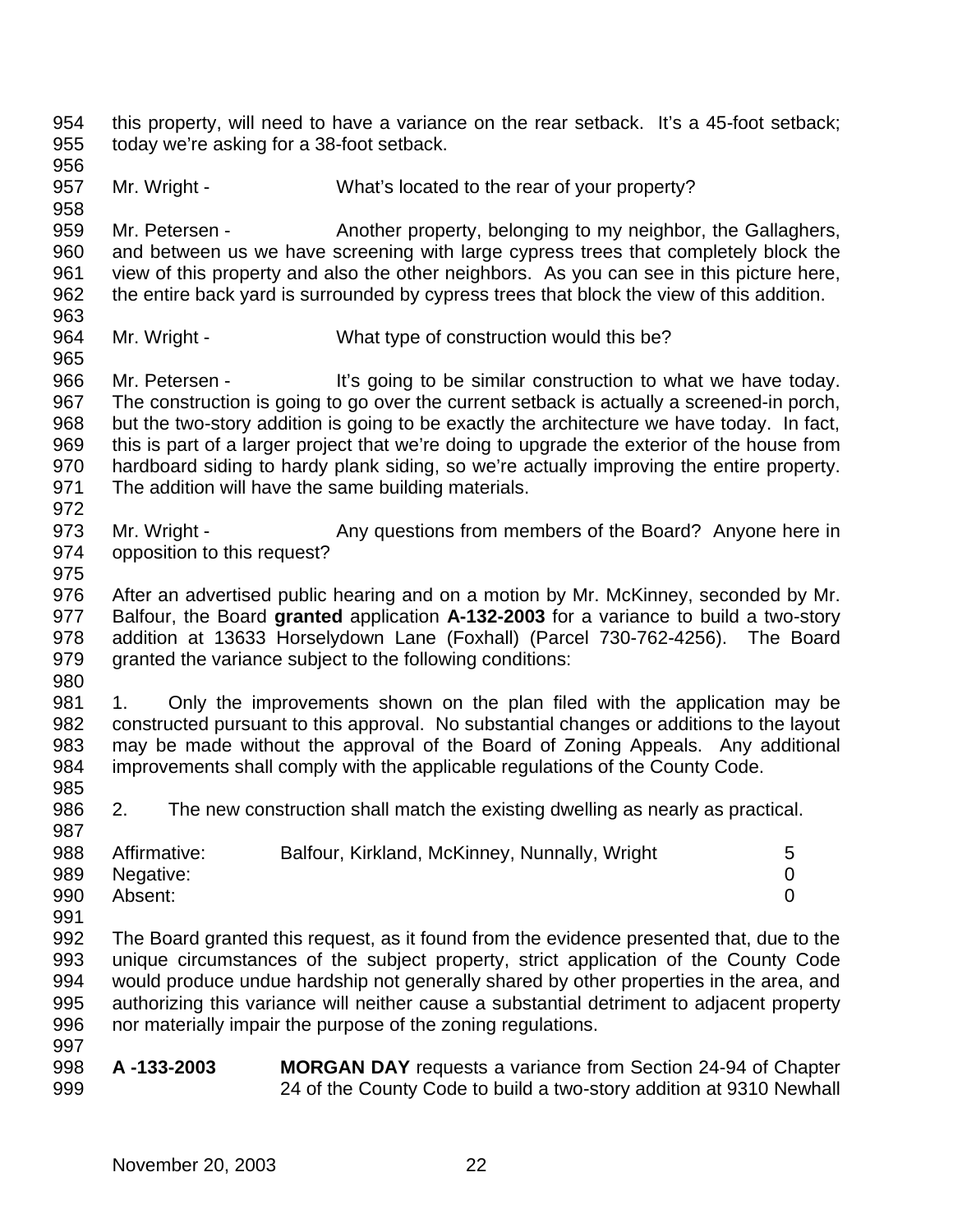this property, will need to have a variance on the rear setback. It's a 45-foot setback; today we're asking for a 38-foot setback.

Mr. Wright - What's located to the rear of your property?

Mr. Petersen - Another property, belonging to my neighbor, the Gallaghers, and between us we have screening with large cypress trees that completely block the view of this property and also the other neighbors. As you can see in this picture here, the entire back yard is surrounded by cypress trees that block the view of this addition.

Mr. Wright - What type of construction would this be?

Mr. Petersen - It's going to be similar construction to what we have today. The construction is going to go over the current setback is actually a screened-in porch, but the two-story addition is going to be exactly the architecture we have today. In fact, this is part of a larger project that we're doing to upgrade the exterior of the house from hardboard siding to hardy plank siding, so we're actually improving the entire property. The addition will have the same building materials.

Mr. Wright - Any questions from members of the Board? Anyone here in opposition to this request?

After an advertised public hearing and on a motion by Mr. McKinney, seconded by Mr. Balfour, the Board **granted** application **A-132-2003** for a variance to build a two-story addition at 13633 Horselydown Lane (Foxhall) (Parcel 730-762-4256). The Board granted the variance subject to the following conditions:

1. Only the improvements shown on the plan filed with the application may be constructed pursuant to this approval. No substantial changes or additions to the layout may be made without the approval of the Board of Zoning Appeals. Any additional improvements shall comply with the applicable regulations of the County Code.

2. The new construction shall match the existing dwelling as nearly as practical.

| | | |
|---|---|---|
| Affirmative: | Balfour, Kirkland, McKinney, Nunnally, Wright | 5 |
| Negative: | | 0 |
| Absent: | | 0 |

The Board granted this request, as it found from the evidence presented that, due to the unique circumstances of the subject property, strict application of the County Code would produce undue hardship not generally shared by other properties in the area, and authorizing this variance will neither cause a substantial detriment to adjacent property nor materially impair the purpose of the zoning regulations.

**A -133-2003** **MORGAN DAY** requests a variance from Section 24-94 of Chapter 24 of the County Code to build a two-story addition at 9310 Newhall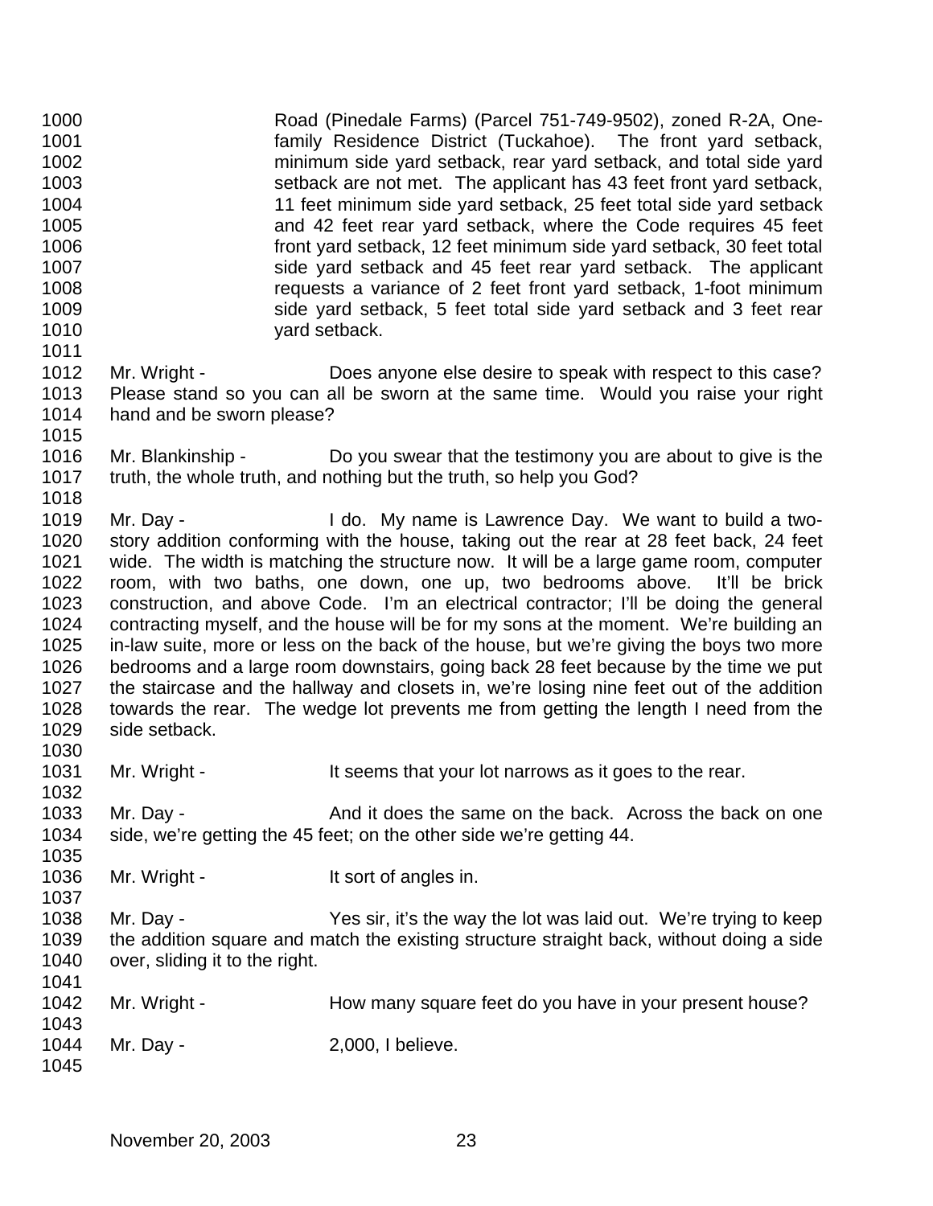Road (Pinedale Farms) (Parcel 751-749-9502), zoned R-2A, One-family Residence District (Tuckahoe). The front yard setback, minimum side yard setback, rear yard setback, and total side yard setback are not met. The applicant has 43 feet front yard setback, 11 feet minimum side yard setback, 25 feet total side yard setback and 42 feet rear yard setback, where the Code requires 45 feet front yard setback, 12 feet minimum side yard setback, 30 feet total side yard setback and 45 feet rear yard setback. The applicant requests a variance of 2 feet front yard setback, 1-foot minimum side yard setback, 5 feet total side yard setback and 3 feet rear yard setback.

Mr. Wright - Does anyone else desire to speak with respect to this case? Please stand so you can all be sworn at the same time. Would you raise your right hand and be sworn please?

Mr. Blankinship - Do you swear that the testimony you are about to give is the truth, the whole truth, and nothing but the truth, so help you God?

Mr. Day - I do. My name is Lawrence Day. We want to build a two-story addition conforming with the house, taking out the rear at 28 feet back, 24 feet wide. The width is matching the structure now. It will be a large game room, computer room, with two baths, one down, one up, two bedrooms above. It'll be brick construction, and above Code. I'm an electrical contractor; I'll be doing the general contracting myself, and the house will be for my sons at the moment. We're building an in-law suite, more or less on the back of the house, but we're giving the boys two more bedrooms and a large room downstairs, going back 28 feet because by the time we put the staircase and the hallway and closets in, we're losing nine feet out of the addition towards the rear. The wedge lot prevents me from getting the length I need from the side setback.

Mr. Wright - It seems that your lot narrows as it goes to the rear.

Mr. Day - And it does the same on the back. Across the back on one side, we're getting the 45 feet; on the other side we're getting 44.

Mr. Wright - It sort of angles in.

Mr. Day - Yes sir, it's the way the lot was laid out. We're trying to keep the addition square and match the existing structure straight back, without doing a side over, sliding it to the right.

Mr. Wright - How many square feet do you have in your present house?

Mr. Day - 2,000, I believe.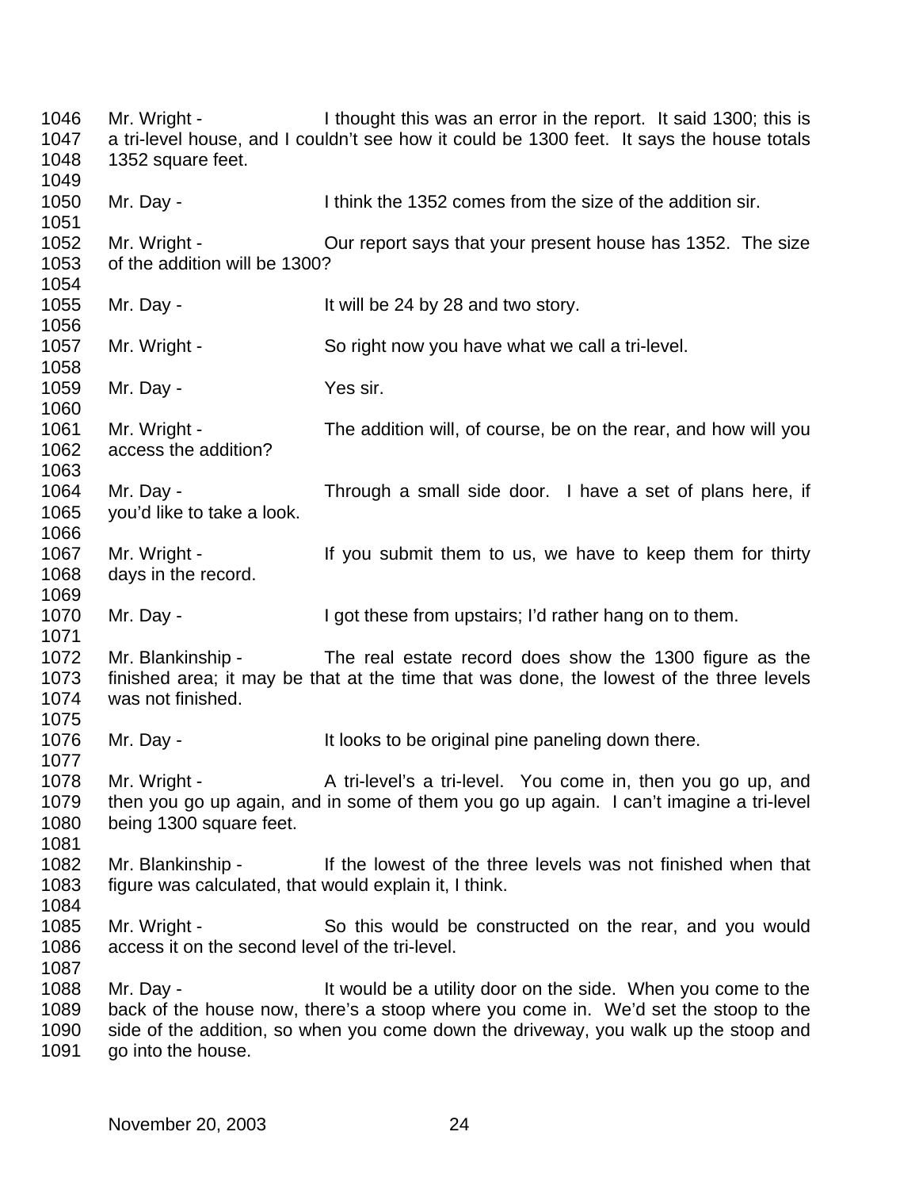Mr. Wright - I thought this was an error in the report. It said 1300; this is a tri-level house, and I couldn't see how it could be 1300 feet. It says the house totals 1352 square feet.

Mr. Day - I think the 1352 comes from the size of the addition sir.

Mr. Wright - Our report says that your present house has 1352. The size of the addition will be 1300?

Mr. Day - It will be 24 by 28 and two story.

Mr. Wright - So right now you have what we call a tri-level.

Mr. Day - Yes sir.

Mr. Wright - The addition will, of course, be on the rear, and how will you access the addition?

Mr. Day - Through a small side door. I have a set of plans here, if you'd like to take a look.

Mr. Wright - If you submit them to us, we have to keep them for thirty days in the record.

Mr. Day - I got these from upstairs; I'd rather hang on to them.

Mr. Blankinship - The real estate record does show the 1300 figure as the finished area; it may be that at the time that was done, the lowest of the three levels was not finished.

Mr. Day - It looks to be original pine paneling down there.

Mr. Wright - A tri-level's a tri-level. You come in, then you go up, and then you go up again, and in some of them you go up again. I can't imagine a tri-level being 1300 square feet.

Mr. Blankinship - If the lowest of the three levels was not finished when that figure was calculated, that would explain it, I think.

Mr. Wright - So this would be constructed on the rear, and you would access it on the second level of the tri-level.

Mr. Day - It would be a utility door on the side. When you come to the back of the house now, there's a stoop where you come in. We'd set the stoop to the side of the addition, so when you come down the driveway, you walk up the stoop and go into the house.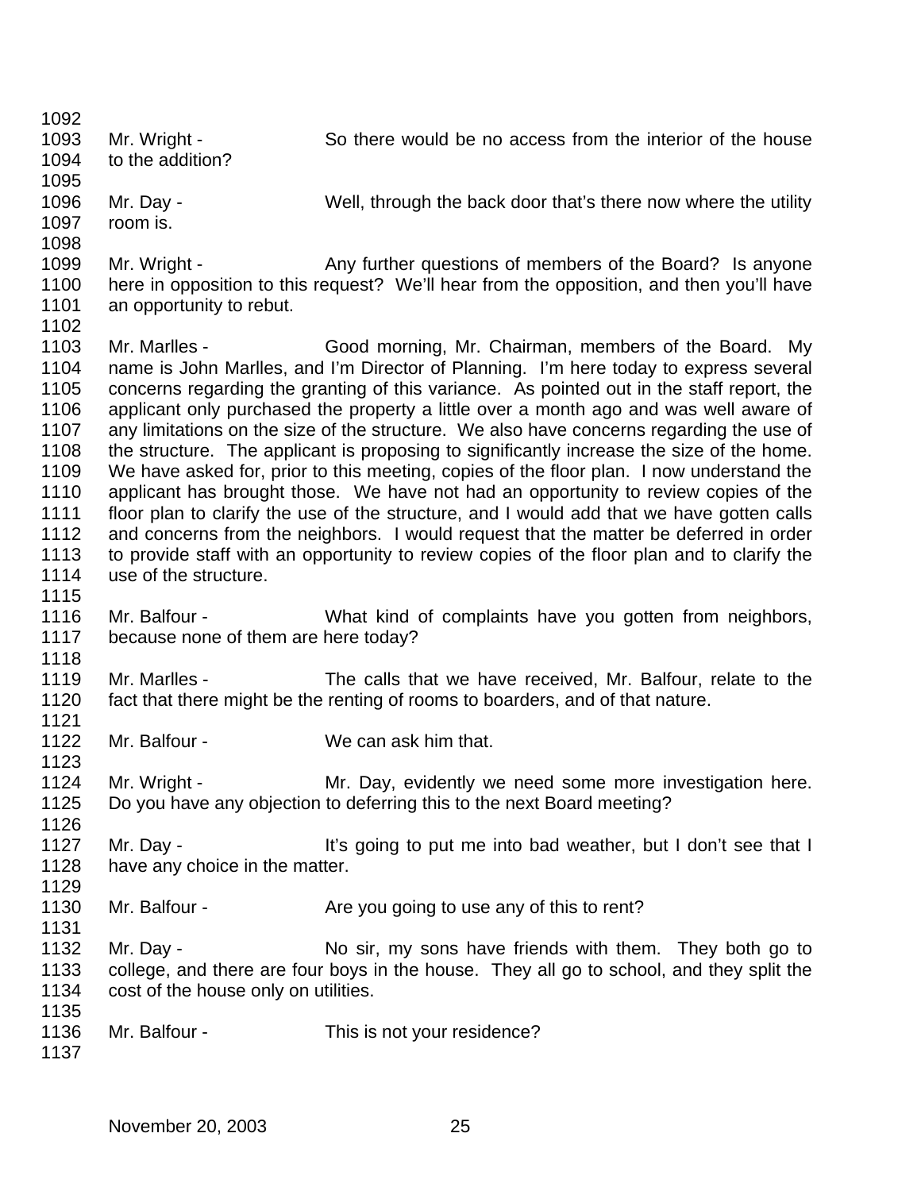1092

1093 Mr. Wright - So there would be no access from the interior of the house
1094 to the addition?

1095

1096 Mr. Day - Well, through the back door that's there now where the utility
1097 room is.

1098

1099 Mr. Wright - Any further questions of members of the Board? Is anyone
1100 here in opposition to this request? We'll hear from the opposition, and then you'll have
1101 an opportunity to rebut.

1102

1103 Mr. Marlles - Good morning, Mr. Chairman, members of the Board. My
1104 name is John Marlles, and I'm Director of Planning. I'm here today to express several
1105 concerns regarding the granting of this variance. As pointed out in the staff report, the
1106 applicant only purchased the property a little over a month ago and was well aware of
1107 any limitations on the size of the structure. We also have concerns regarding the use of
1108 the structure. The applicant is proposing to significantly increase the size of the home.
1109 We have asked for, prior to this meeting, copies of the floor plan. I now understand the
1110 applicant has brought those. We have not had an opportunity to review copies of the
1111 floor plan to clarify the use of the structure, and I would add that we have gotten calls
1112 and concerns from the neighbors. I would request that the matter be deferred in order
1113 to provide staff with an opportunity to review copies of the floor plan and to clarify the
1114 use of the structure.

1115

1116 Mr. Balfour - What kind of complaints have you gotten from neighbors,
1117 because none of them are here today?

1118

1119 Mr. Marlles - The calls that we have received, Mr. Balfour, relate to the
1120 fact that there might be the renting of rooms to boarders, and of that nature.

1121

1122 Mr. Balfour - We can ask him that.

1123

1124 Mr. Wright - Mr. Day, evidently we need some more investigation here.
1125 Do you have any objection to deferring this to the next Board meeting?

1126

1127 Mr. Day - It's going to put me into bad weather, but I don't see that I
1128 have any choice in the matter.

1129

1130 Mr. Balfour - Are you going to use any of this to rent?

1131

1132 Mr. Day - No sir, my sons have friends with them. They both go to
1133 college, and there are four boys in the house. They all go to school, and they split the
1134 cost of the house only on utilities.

1135

1136 Mr. Balfour - This is not your residence?

1137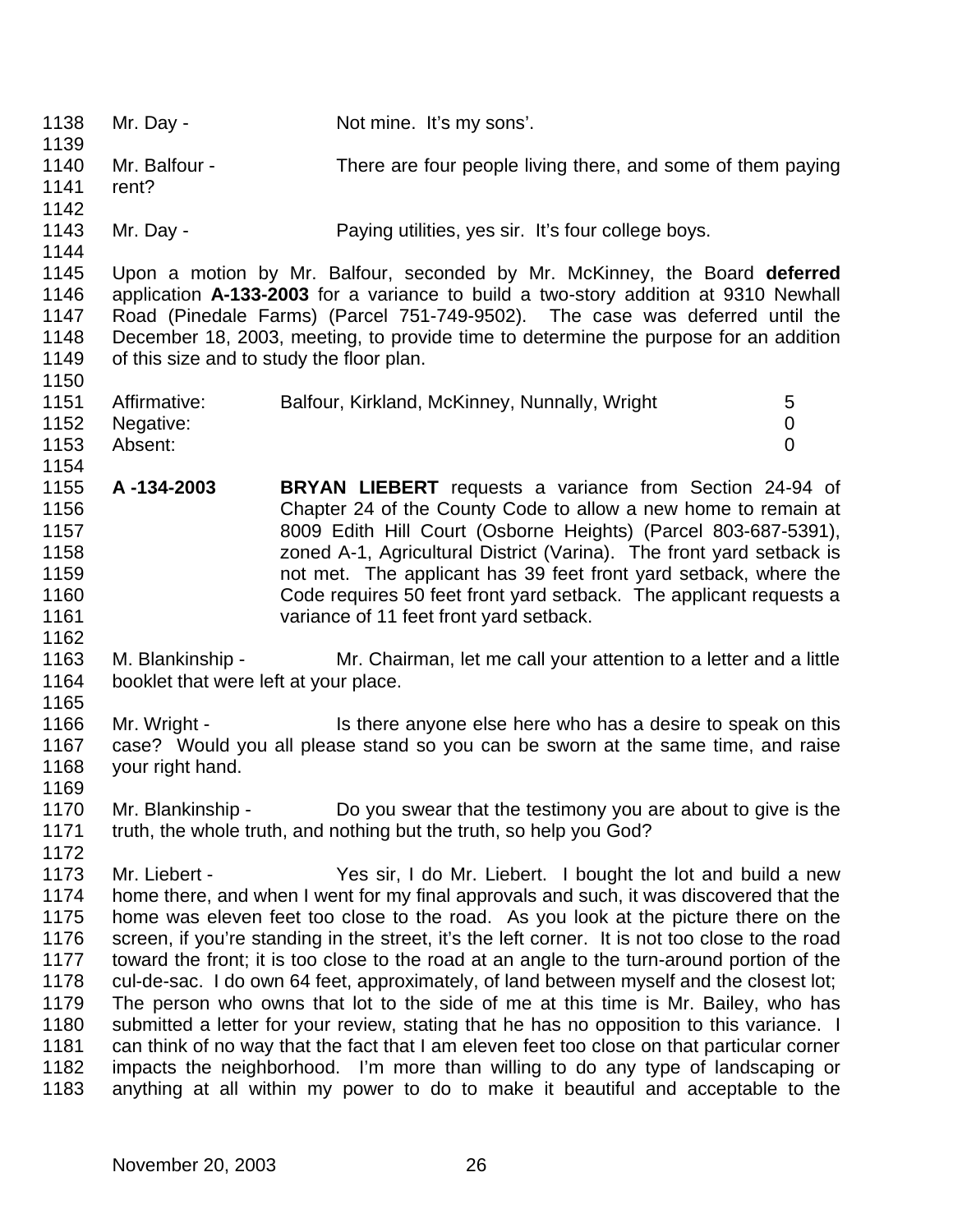Mr. Day - Not mine. It's my sons'.

Mr. Balfour - There are four people living there, and some of them paying rent?

Mr. Day - Paying utilities, yes sir. It's four college boys.

Upon a motion by Mr. Balfour, seconded by Mr. McKinney, the Board **deferred** application **A-133-2003** for a variance to build a two-story addition at 9310 Newhall Road (Pinedale Farms) (Parcel 751-749-9502). The case was deferred until the December 18, 2003, meeting, to provide time to determine the purpose for an addition of this size and to study the floor plan.

| | | |
|---|---|---|
| Affirmative: | Balfour, Kirkland, McKinney, Nunnally, Wright | 5 |
| Negative: | | 0 |
| Absent: | | 0 |

**A -134-2003** **BRYAN LIEBERT** requests a variance from Section 24-94 of Chapter 24 of the County Code to allow a new home to remain at 8009 Edith Hill Court (Osborne Heights) (Parcel 803-687-5391), zoned A-1, Agricultural District (Varina). The front yard setback is not met. The applicant has 39 feet front yard setback, where the Code requires 50 feet front yard setback. The applicant requests a variance of 11 feet front yard setback.

M. Blankinship - Mr. Chairman, let me call your attention to a letter and a little booklet that were left at your place.

Mr. Wright - Is there anyone else here who has a desire to speak on this case? Would you all please stand so you can be sworn at the same time, and raise your right hand.

Mr. Blankinship - Do you swear that the testimony you are about to give is the truth, the whole truth, and nothing but the truth, so help you God?

Mr. Liebert - Yes sir, I do Mr. Liebert. I bought the lot and build a new home there, and when I went for my final approvals and such, it was discovered that the home was eleven feet too close to the road. As you look at the picture there on the screen, if you're standing in the street, it's the left corner. It is not too close to the road toward the front; it is too close to the road at an angle to the turn-around portion of the cul-de-sac. I do own 64 feet, approximately, of land between myself and the closest lot; The person who owns that lot to the side of me at this time is Mr. Bailey, who has submitted a letter for your review, stating that he has no opposition to this variance. I can think of no way that the fact that I am eleven feet too close on that particular corner impacts the neighborhood. I'm more than willing to do any type of landscaping or anything at all within my power to do to make it beautiful and acceptable to the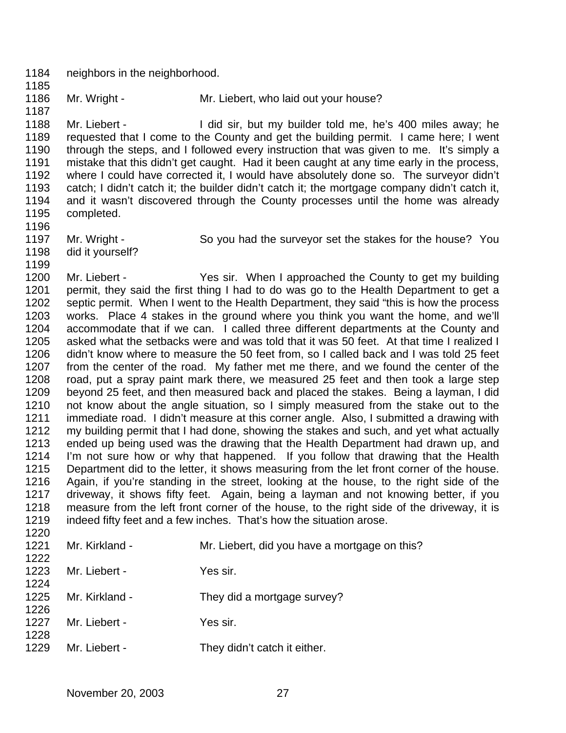neighbors in the neighborhood.

Mr. Wright - Mr. Liebert, who laid out your house?

Mr. Liebert - I did sir, but my builder told me, he's 400 miles away; he requested that I come to the County and get the building permit. I came here; I went through the steps, and I followed every instruction that was given to me. It's simply a mistake that this didn't get caught. Had it been caught at any time early in the process, where I could have corrected it, I would have absolutely done so. The surveyor didn't catch; I didn't catch it; the builder didn't catch it; the mortgage company didn't catch it, and it wasn't discovered through the County processes until the home was already completed.

Mr. Wright - So you had the surveyor set the stakes for the house? You did it yourself?

Mr. Liebert - Yes sir. When I approached the County to get my building permit, they said the first thing I had to do was go to the Health Department to get a septic permit. When I went to the Health Department, they said "this is how the process works. Place 4 stakes in the ground where you think you want the home, and we'll accommodate that if we can. I called three different departments at the County and asked what the setbacks were and was told that it was 50 feet. At that time I realized I didn't know where to measure the 50 feet from, so I called back and I was told 25 feet from the center of the road. My father met me there, and we found the center of the road, put a spray paint mark there, we measured 25 feet and then took a large step beyond 25 feet, and then measured back and placed the stakes. Being a layman, I did not know about the angle situation, so I simply measured from the stake out to the immediate road. I didn't measure at this corner angle. Also, I submitted a drawing with my building permit that I had done, showing the stakes and such, and yet what actually ended up being used was the drawing that the Health Department had drawn up, and I'm not sure how or why that happened. If you follow that drawing that the Health Department did to the letter, it shows measuring from the let front corner of the house. Again, if you're standing in the street, looking at the house, to the right side of the driveway, it shows fifty feet. Again, being a layman and not knowing better, if you measure from the left front corner of the house, to the right side of the driveway, it is indeed fifty feet and a few inches. That's how the situation arose.

Mr. Kirkland - Mr. Liebert, did you have a mortgage on this?

Mr. Liebert - Yes sir.

Mr. Kirkland - They did a mortgage survey?

Mr. Liebert - Yes sir.

Mr. Liebert - They didn't catch it either.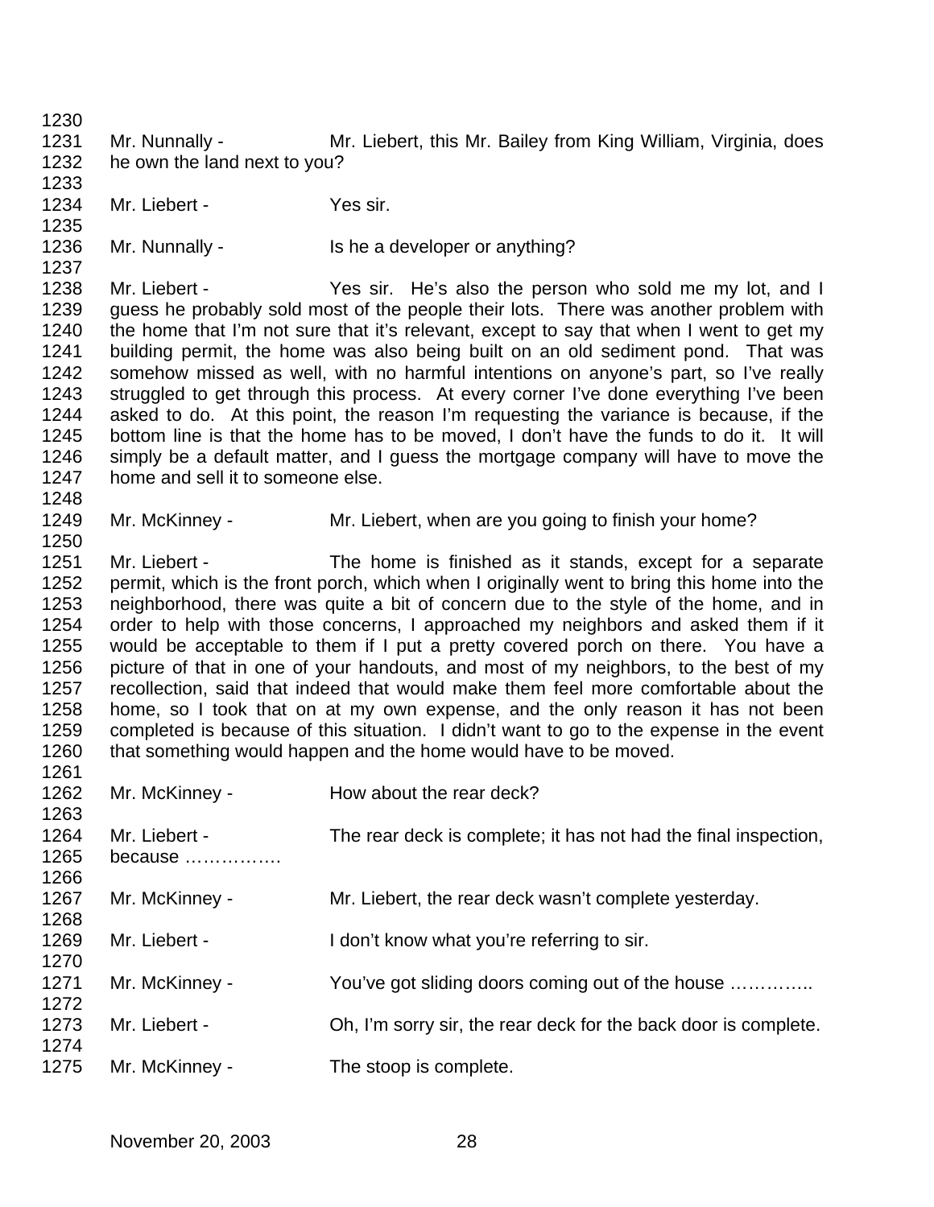Mr. Nunnally - Mr. Liebert, this Mr. Bailey from King William, Virginia, does he own the land next to you?

Mr. Liebert - Yes sir.

Mr. Nunnally - Is he a developer or anything?

Mr. Liebert - Yes sir. He's also the person who sold me my lot, and I guess he probably sold most of the people their lots. There was another problem with the home that I'm not sure that it's relevant, except to say that when I went to get my building permit, the home was also being built on an old sediment pond. That was somehow missed as well, with no harmful intentions on anyone's part, so I've really struggled to get through this process. At every corner I've done everything I've been asked to do. At this point, the reason I'm requesting the variance is because, if the bottom line is that the home has to be moved, I don't have the funds to do it. It will simply be a default matter, and I guess the mortgage company will have to move the home and sell it to someone else.

Mr. McKinney - Mr. Liebert, when are you going to finish your home?

Mr. Liebert - The home is finished as it stands, except for a separate permit, which is the front porch, which when I originally went to bring this home into the neighborhood, there was quite a bit of concern due to the style of the home, and in order to help with those concerns, I approached my neighbors and asked them if it would be acceptable to them if I put a pretty covered porch on there. You have a picture of that in one of your handouts, and most of my neighbors, to the best of my recollection, said that indeed that would make them feel more comfortable about the home, so I took that on at my own expense, and the only reason it has not been completed is because of this situation. I didn't want to go to the expense in the event that something would happen and the home would have to be moved.

Mr. McKinney - How about the rear deck?

Mr. Liebert - The rear deck is complete; it has not had the final inspection, because …………….

Mr. McKinney - Mr. Liebert, the rear deck wasn't complete yesterday.

Mr. Liebert - I don't know what you're referring to sir.

Mr. McKinney - You've got sliding doors coming out of the house …………..

Mr. Liebert - Oh, I'm sorry sir, the rear deck for the back door is complete.

Mr. McKinney - The stoop is complete.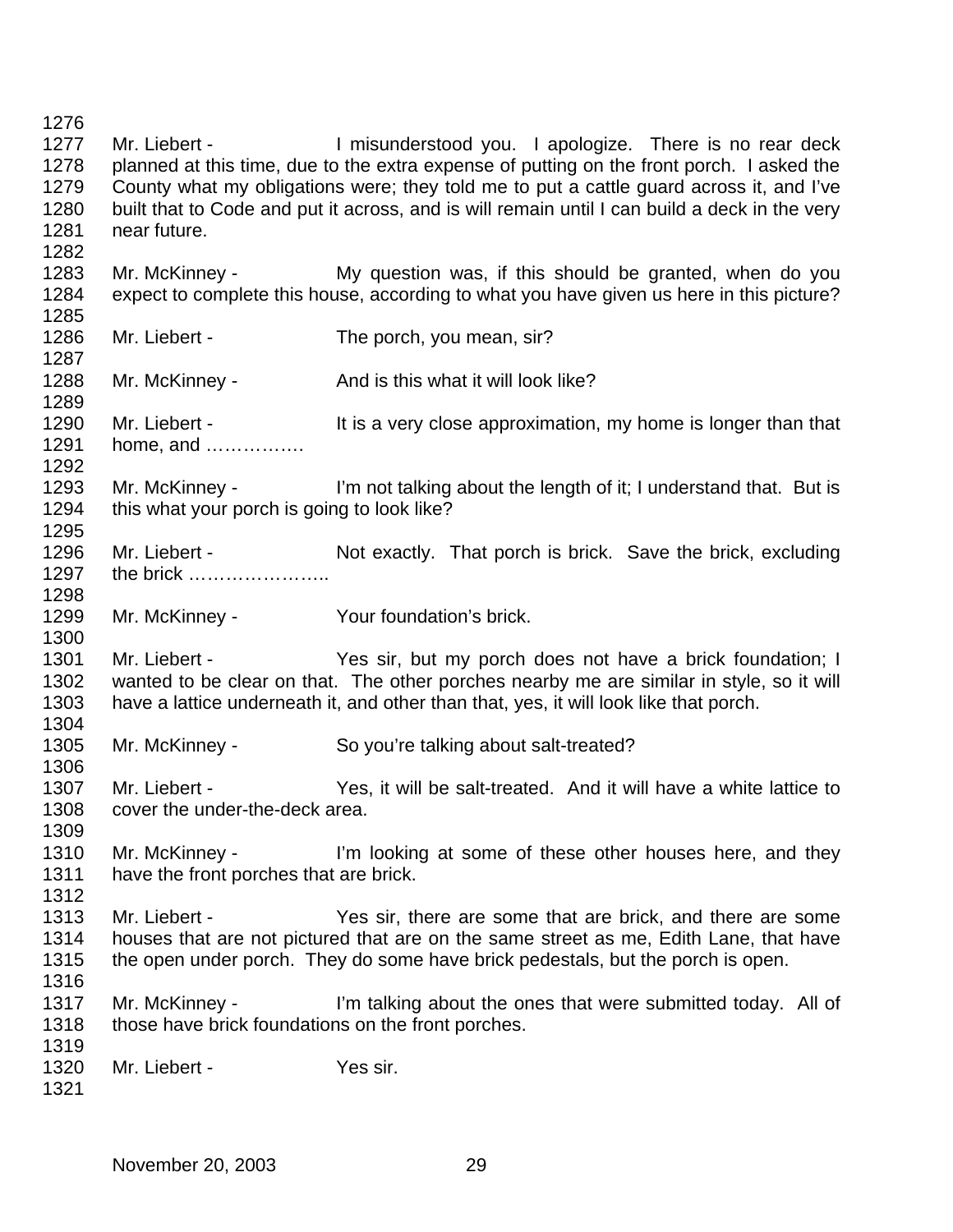Mr. Liebert - I misunderstood you. I apologize. There is no rear deck planned at this time, due to the extra expense of putting on the front porch. I asked the County what my obligations were; they told me to put a cattle guard across it, and I've built that to Code and put it across, and is will remain until I can build a deck in the very near future.

Mr. McKinney - My question was, if this should be granted, when do you expect to complete this house, according to what you have given us here in this picture?

Mr. Liebert - The porch, you mean, sir?

Mr. McKinney - And is this what it will look like?

Mr. Liebert - It is a very close approximation, my home is longer than that home, and …………….

Mr. McKinney - I'm not talking about the length of it; I understand that. But is this what your porch is going to look like?

Mr. Liebert - Not exactly. That porch is brick. Save the brick, excluding the brick …………………..

Mr. McKinney - Your foundation's brick.

Mr. Liebert - Yes sir, but my porch does not have a brick foundation; I wanted to be clear on that. The other porches nearby me are similar in style, so it will have a lattice underneath it, and other than that, yes, it will look like that porch.

Mr. McKinney - So you're talking about salt-treated?

Mr. Liebert - Yes, it will be salt-treated. And it will have a white lattice to cover the under-the-deck area.

Mr. McKinney - I'm looking at some of these other houses here, and they have the front porches that are brick.

Mr. Liebert - Yes sir, there are some that are brick, and there are some houses that are not pictured that are on the same street as me, Edith Lane, that have the open under porch. They do some have brick pedestals, but the porch is open.

Mr. McKinney - I'm talking about the ones that were submitted today. All of those have brick foundations on the front porches.

Mr. Liebert - Yes sir.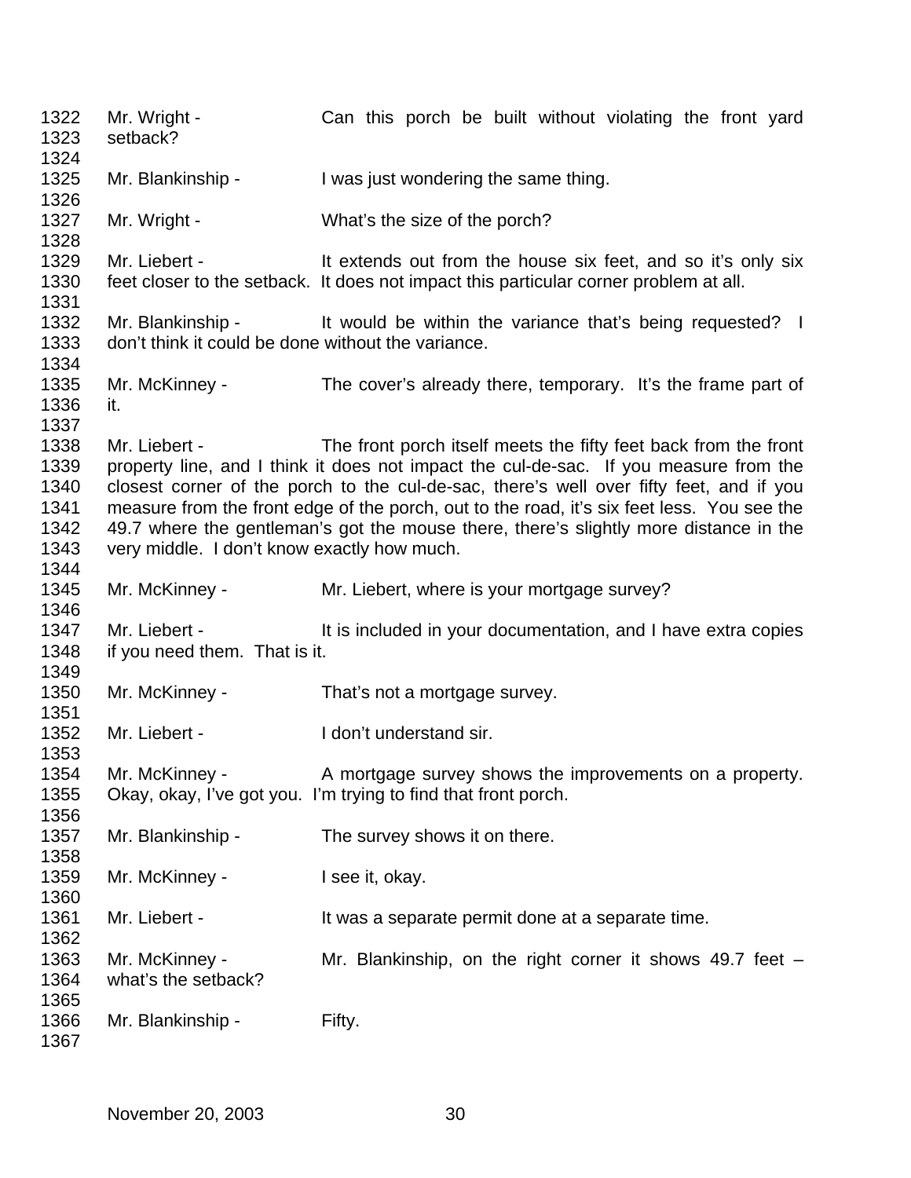Mr. Wright - Can this porch be built without violating the front yard setback?

Mr. Blankinship - I was just wondering the same thing.

Mr. Wright - What's the size of the porch?

Mr. Liebert - It extends out from the house six feet, and so it's only six feet closer to the setback. It does not impact this particular corner problem at all.

Mr. Blankinship - It would be within the variance that's being requested? I don't think it could be done without the variance.

Mr. McKinney - The cover's already there, temporary. It's the frame part of it.

Mr. Liebert - The front porch itself meets the fifty feet back from the front property line, and I think it does not impact the cul-de-sac. If you measure from the closest corner of the porch to the cul-de-sac, there's well over fifty feet, and if you measure from the front edge of the porch, out to the road, it's six feet less. You see the 49.7 where the gentleman's got the mouse there, there's slightly more distance in the very middle. I don't know exactly how much.

Mr. McKinney - Mr. Liebert, where is your mortgage survey?

Mr. Liebert - It is included in your documentation, and I have extra copies if you need them. That is it.

Mr. McKinney - That's not a mortgage survey.

Mr. Liebert - I don't understand sir.

Mr. McKinney - A mortgage survey shows the improvements on a property. Okay, okay, I've got you. I'm trying to find that front porch.

Mr. Blankinship - The survey shows it on there.

Mr. McKinney - I see it, okay.

Mr. Liebert - It was a separate permit done at a separate time.

Mr. McKinney - Mr. Blankinship, on the right corner it shows 49.7 feet – what's the setback?

Mr. Blankinship - Fifty.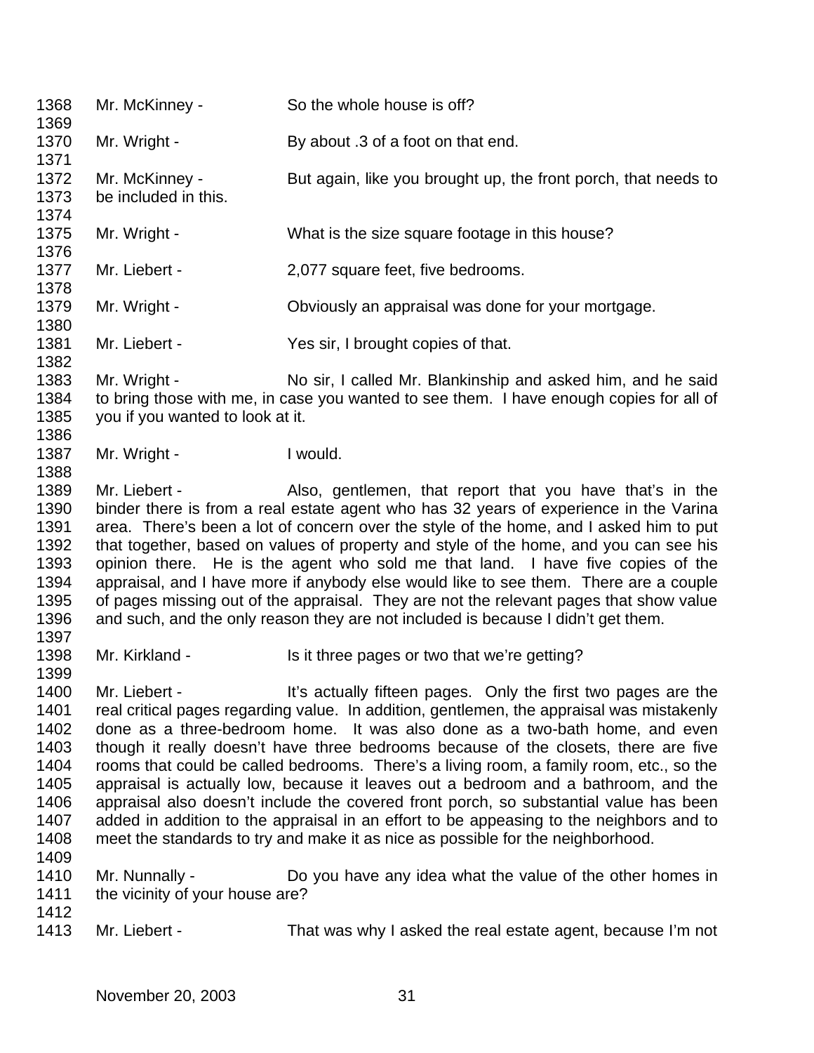1368 Mr. McKinney - So the whole house is off?
1369
1370 Mr. Wright - By about .3 of a foot on that end.
1371
1372 Mr. McKinney - But again, like you brought up, the front porch, that needs to
1373 be included in this.
1374
1375 Mr. Wright - What is the size square footage in this house?
1376
1377 Mr. Liebert - 2,077 square feet, five bedrooms.
1378
1379 Mr. Wright - Obviously an appraisal was done for your mortgage.
1380
1381 Mr. Liebert - Yes sir, I brought copies of that.
1382
1383 Mr. Wright - No sir, I called Mr. Blankinship and asked him, and he said
1384 to bring those with me, in case you wanted to see them. I have enough copies for all of
1385 you if you wanted to look at it.
1386
1387 Mr. Wright - I would.
1388
1389 Mr. Liebert - Also, gentlemen, that report that you have that's in the
1390 binder there is from a real estate agent who has 32 years of experience in the Varina
1391 area. There's been a lot of concern over the style of the home, and I asked him to put
1392 that together, based on values of property and style of the home, and you can see his
1393 opinion there. He is the agent who sold me that land. I have five copies of the
1394 appraisal, and I have more if anybody else would like to see them. There are a couple
1395 of pages missing out of the appraisal. They are not the relevant pages that show value
1396 and such, and the only reason they are not included is because I didn't get them.
1397
1398 Mr. Kirkland - Is it three pages or two that we're getting?
1399
1400 Mr. Liebert - It's actually fifteen pages. Only the first two pages are the
1401 real critical pages regarding value. In addition, gentlemen, the appraisal was mistakenly
1402 done as a three-bedroom home. It was also done as a two-bath home, and even
1403 though it really doesn't have three bedrooms because of the closets, there are five
1404 rooms that could be called bedrooms. There's a living room, a family room, etc., so the
1405 appraisal is actually low, because it leaves out a bedroom and a bathroom, and the
1406 appraisal also doesn't include the covered front porch, so substantial value has been
1407 added in addition to the appraisal in an effort to be appeasing to the neighbors and to
1408 meet the standards to try and make it as nice as possible for the neighborhood.
1409
1410 Mr. Nunnally - Do you have any idea what the value of the other homes in
1411 the vicinity of your house are?
1412
1413 Mr. Liebert - That was why I asked the real estate agent, because I'm not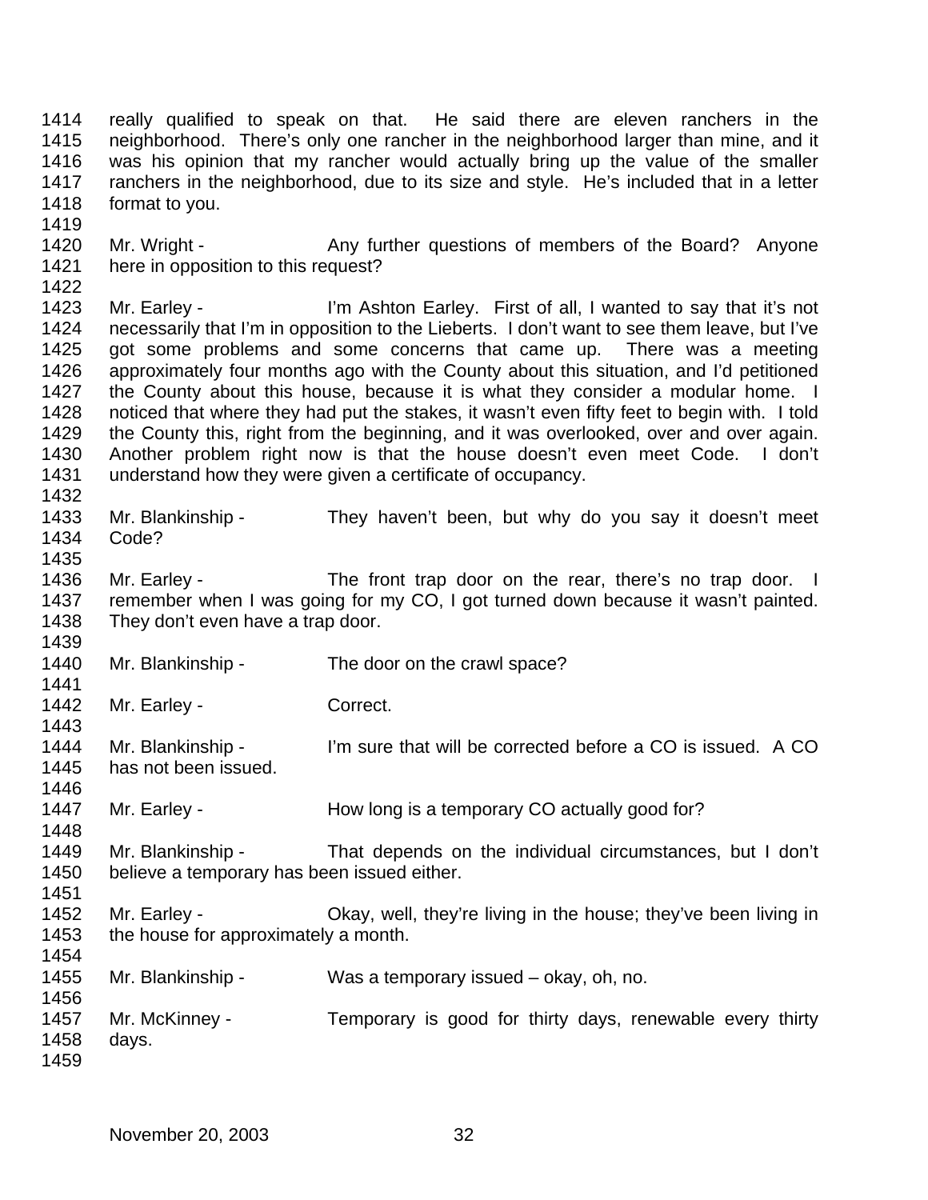really qualified to speak on that. He said there are eleven ranchers in the neighborhood. There's only one rancher in the neighborhood larger than mine, and it was his opinion that my rancher would actually bring up the value of the smaller ranchers in the neighborhood, due to its size and style. He's included that in a letter format to you.

Mr. Wright - Any further questions of members of the Board? Anyone here in opposition to this request?

Mr. Earley - I'm Ashton Earley. First of all, I wanted to say that it's not necessarily that I'm in opposition to the Lieberts. I don't want to see them leave, but I've got some problems and some concerns that came up. There was a meeting approximately four months ago with the County about this situation, and I'd petitioned the County about this house, because it is what they consider a modular home. I noticed that where they had put the stakes, it wasn't even fifty feet to begin with. I told the County this, right from the beginning, and it was overlooked, over and over again. Another problem right now is that the house doesn't even meet Code. I don't understand how they were given a certificate of occupancy.

Mr. Blankinship - They haven't been, but why do you say it doesn't meet Code?

Mr. Earley - The front trap door on the rear, there's no trap door. I remember when I was going for my CO, I got turned down because it wasn't painted. They don't even have a trap door.

Mr. Blankinship - The door on the crawl space?

Mr. Earley - Correct.

Mr. Blankinship - I'm sure that will be corrected before a CO is issued. A CO has not been issued.

Mr. Earley - How long is a temporary CO actually good for?

Mr. Blankinship - That depends on the individual circumstances, but I don't believe a temporary has been issued either.

Mr. Earley - Okay, well, they're living in the house; they've been living in the house for approximately a month.

Mr. Blankinship - Was a temporary issued – okay, oh, no.

Mr. McKinney - Temporary is good for thirty days, renewable every thirty days.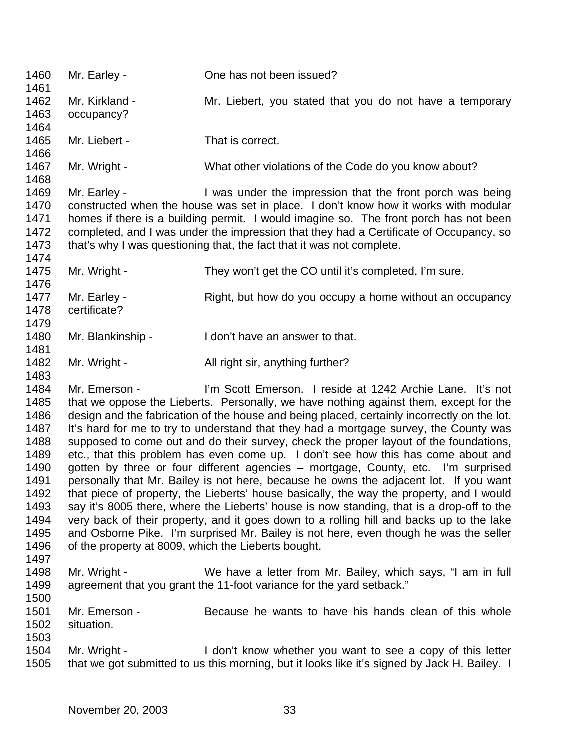1460 Mr. Earley - One has not been issued?
1461
1462 Mr. Kirkland - Mr. Liebert, you stated that you do not have a temporary
1463 occupancy?
1464
1465 Mr. Liebert - That is correct.
1466
1467 Mr. Wright - What other violations of the Code do you know about?
1468
1469 Mr. Earley - I was under the impression that the front porch was being
1470 constructed when the house was set in place. I don't know how it works with modular
1471 homes if there is a building permit. I would imagine so. The front porch has not been
1472 completed, and I was under the impression that they had a Certificate of Occupancy, so
1473 that's why I was questioning that, the fact that it was not complete.
1474
1475 Mr. Wright - They won't get the CO until it's completed, I'm sure.
1476
1477 Mr. Earley - Right, but how do you occupy a home without an occupancy
1478 certificate?
1479
1480 Mr. Blankinship - I don't have an answer to that.
1481
1482 Mr. Wright - All right sir, anything further?
1483
1484 Mr. Emerson - I'm Scott Emerson. I reside at 1242 Archie Lane. It's not
1485 that we oppose the Lieberts. Personally, we have nothing against them, except for the
1486 design and the fabrication of the house and being placed, certainly incorrectly on the lot.
1487 It's hard for me to try to understand that they had a mortgage survey, the County was
1488 supposed to come out and do their survey, check the proper layout of the foundations,
1489 etc., that this problem has even come up. I don't see how this has come about and
1490 gotten by three or four different agencies – mortgage, County, etc. I'm surprised
1491 personally that Mr. Bailey is not here, because he owns the adjacent lot. If you want
1492 that piece of property, the Lieberts' house basically, the way the property, and I would
1493 say it's 8005 there, where the Lieberts' house is now standing, that is a drop-off to the
1494 very back of their property, and it goes down to a rolling hill and backs up to the lake
1495 and Osborne Pike. I'm surprised Mr. Bailey is not here, even though he was the seller
1496 of the property at 8009, which the Lieberts bought.
1497
1498 Mr. Wright - We have a letter from Mr. Bailey, which says, "I am in full
1499 agreement that you grant the 11-foot variance for the yard setback."
1500
1501 Mr. Emerson - Because he wants to have his hands clean of this whole
1502 situation.
1503
1504 Mr. Wright - I don't know whether you want to see a copy of this letter
1505 that we got submitted to us this morning, but it looks like it's signed by Jack H. Bailey. I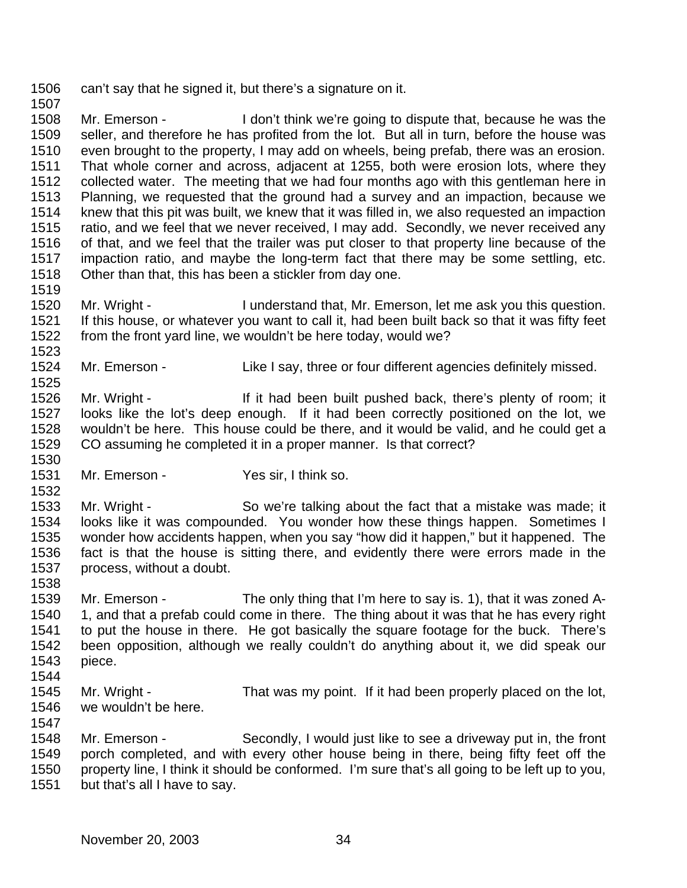can't say that he signed it, but there's a signature on it.

Mr. Emerson - I don't think we're going to dispute that, because he was the seller, and therefore he has profited from the lot. But all in turn, before the house was even brought to the property, I may add on wheels, being prefab, there was an erosion. That whole corner and across, adjacent at 1255, both were erosion lots, where they collected water. The meeting that we had four months ago with this gentleman here in Planning, we requested that the ground had a survey and an impaction, because we knew that this pit was built, we knew that it was filled in, we also requested an impaction ratio, and we feel that we never received, I may add. Secondly, we never received any of that, and we feel that the trailer was put closer to that property line because of the impaction ratio, and maybe the long-term fact that there may be some settling, etc. Other than that, this has been a stickler from day one.

Mr. Wright - I understand that, Mr. Emerson, let me ask you this question. If this house, or whatever you want to call it, had been built back so that it was fifty feet from the front yard line, we wouldn't be here today, would we?

Mr. Emerson - Like I say, three or four different agencies definitely missed.

Mr. Wright - If it had been built pushed back, there's plenty of room; it looks like the lot's deep enough. If it had been correctly positioned on the lot, we wouldn't be here. This house could be there, and it would be valid, and he could get a CO assuming he completed it in a proper manner. Is that correct?

Mr. Emerson - Yes sir, I think so.

Mr. Wright - So we're talking about the fact that a mistake was made; it looks like it was compounded. You wonder how these things happen. Sometimes I wonder how accidents happen, when you say "how did it happen," but it happened. The fact is that the house is sitting there, and evidently there were errors made in the process, without a doubt.

Mr. Emerson - The only thing that I'm here to say is. 1), that it was zoned A-1, and that a prefab could come in there. The thing about it was that he has every right to put the house in there. He got basically the square footage for the buck. There's been opposition, although we really couldn't do anything about it, we did speak our piece.

Mr. Wright - That was my point. If it had been properly placed on the lot, we wouldn't be here.

Mr. Emerson - Secondly, I would just like to see a driveway put in, the front porch completed, and with every other house being in there, being fifty feet off the property line, I think it should be conformed. I'm sure that's all going to be left up to you, but that's all I have to say.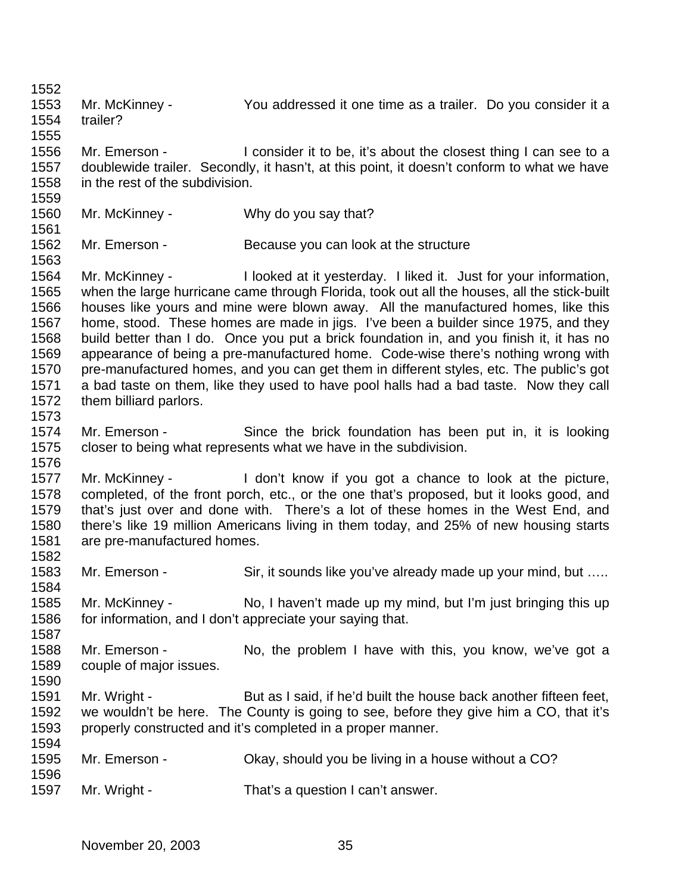Mr. McKinney - You addressed it one time as a trailer. Do you consider it a trailer?

Mr. Emerson - I consider it to be, it's about the closest thing I can see to a doublewide trailer. Secondly, it hasn't, at this point, it doesn't conform to what we have in the rest of the subdivision.

Mr. McKinney - Why do you say that?

Mr. Emerson - Because you can look at the structure

Mr. McKinney - I looked at it yesterday. I liked it. Just for your information, when the large hurricane came through Florida, took out all the houses, all the stick-built houses like yours and mine were blown away. All the manufactured homes, like this home, stood. These homes are made in jigs. I've been a builder since 1975, and they build better than I do. Once you put a brick foundation in, and you finish it, it has no appearance of being a pre-manufactured home. Code-wise there's nothing wrong with pre-manufactured homes, and you can get them in different styles, etc. The public's got a bad taste on them, like they used to have pool halls had a bad taste. Now they call them billiard parlors.

Mr. Emerson - Since the brick foundation has been put in, it is looking closer to being what represents what we have in the subdivision.

Mr. McKinney - I don't know if you got a chance to look at the picture, completed, of the front porch, etc., or the one that's proposed, but it looks good, and that's just over and done with. There's a lot of these homes in the West End, and there's like 19 million Americans living in them today, and 25% of new housing starts are pre-manufactured homes.

Mr. Emerson - Sir, it sounds like you've already made up your mind, but …..

Mr. McKinney - No, I haven't made up my mind, but I'm just bringing this up for information, and I don't appreciate your saying that.

Mr. Emerson - No, the problem I have with this, you know, we've got a couple of major issues.

Mr. Wright - But as I said, if he'd built the house back another fifteen feet, we wouldn't be here. The County is going to see, before they give him a CO, that it's properly constructed and it's completed in a proper manner.

Mr. Emerson - Okay, should you be living in a house without a CO?

Mr. Wright - That's a question I can't answer.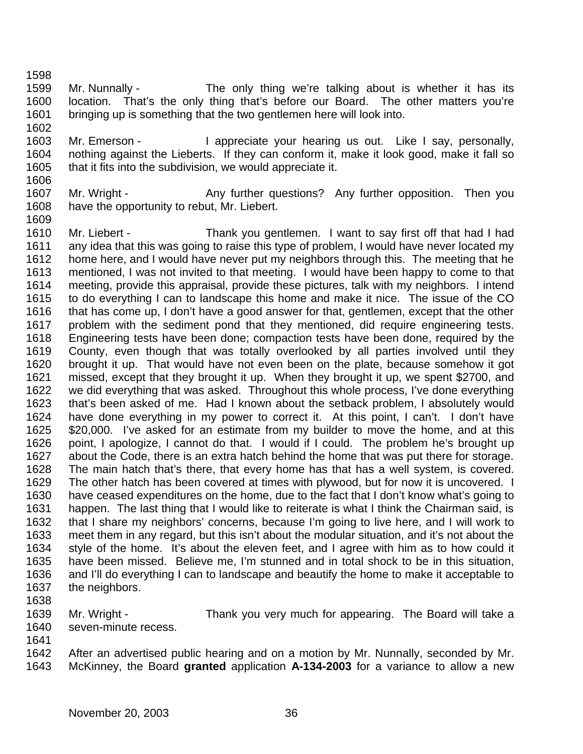Mr. Nunnally - The only thing we're talking about is whether it has its location. That's the only thing that's before our Board. The other matters you're bringing up is something that the two gentlemen here will look into.

Mr. Emerson - I appreciate your hearing us out. Like I say, personally, nothing against the Lieberts. If they can conform it, make it look good, make it fall so that it fits into the subdivision, we would appreciate it.

Mr. Wright - Any further questions? Any further opposition. Then you have the opportunity to rebut, Mr. Liebert.

Mr. Liebert - Thank you gentlemen. I want to say first off that had I had any idea that this was going to raise this type of problem, I would have never located my home here, and I would have never put my neighbors through this. The meeting that he mentioned, I was not invited to that meeting. I would have been happy to come to that meeting, provide this appraisal, provide these pictures, talk with my neighbors. I intend to do everything I can to landscape this home and make it nice. The issue of the CO that has come up, I don't have a good answer for that, gentlemen, except that the other problem with the sediment pond that they mentioned, did require engineering tests. Engineering tests have been done; compaction tests have been done, required by the County, even though that was totally overlooked by all parties involved until they brought it up. That would have not even been on the plate, because somehow it got missed, except that they brought it up. When they brought it up, we spent $2700, and we did everything that was asked. Throughout this whole process, I've done everything that's been asked of me. Had I known about the setback problem, I absolutely would have done everything in my power to correct it. At this point, I can't. I don't have $20,000. I've asked for an estimate from my builder to move the home, and at this point, I apologize, I cannot do that. I would if I could. The problem he's brought up about the Code, there is an extra hatch behind the home that was put there for storage. The main hatch that's there, that every home has that has a well system, is covered. The other hatch has been covered at times with plywood, but for now it is uncovered. I have ceased expenditures on the home, due to the fact that I don't know what's going to happen. The last thing that I would like to reiterate is what I think the Chairman said, is that I share my neighbors' concerns, because I'm going to live here, and I will work to meet them in any regard, but this isn't about the modular situation, and it's not about the style of the home. It's about the eleven feet, and I agree with him as to how could it have been missed. Believe me, I'm stunned and in total shock to be in this situation, and I'll do everything I can to landscape and beautify the home to make it acceptable to the neighbors.

Mr. Wright - Thank you very much for appearing. The Board will take a seven-minute recess.

After an advertised public hearing and on a motion by Mr. Nunnally, seconded by Mr. McKinney, the Board **granted** application **A-134-2003** for a variance to allow a new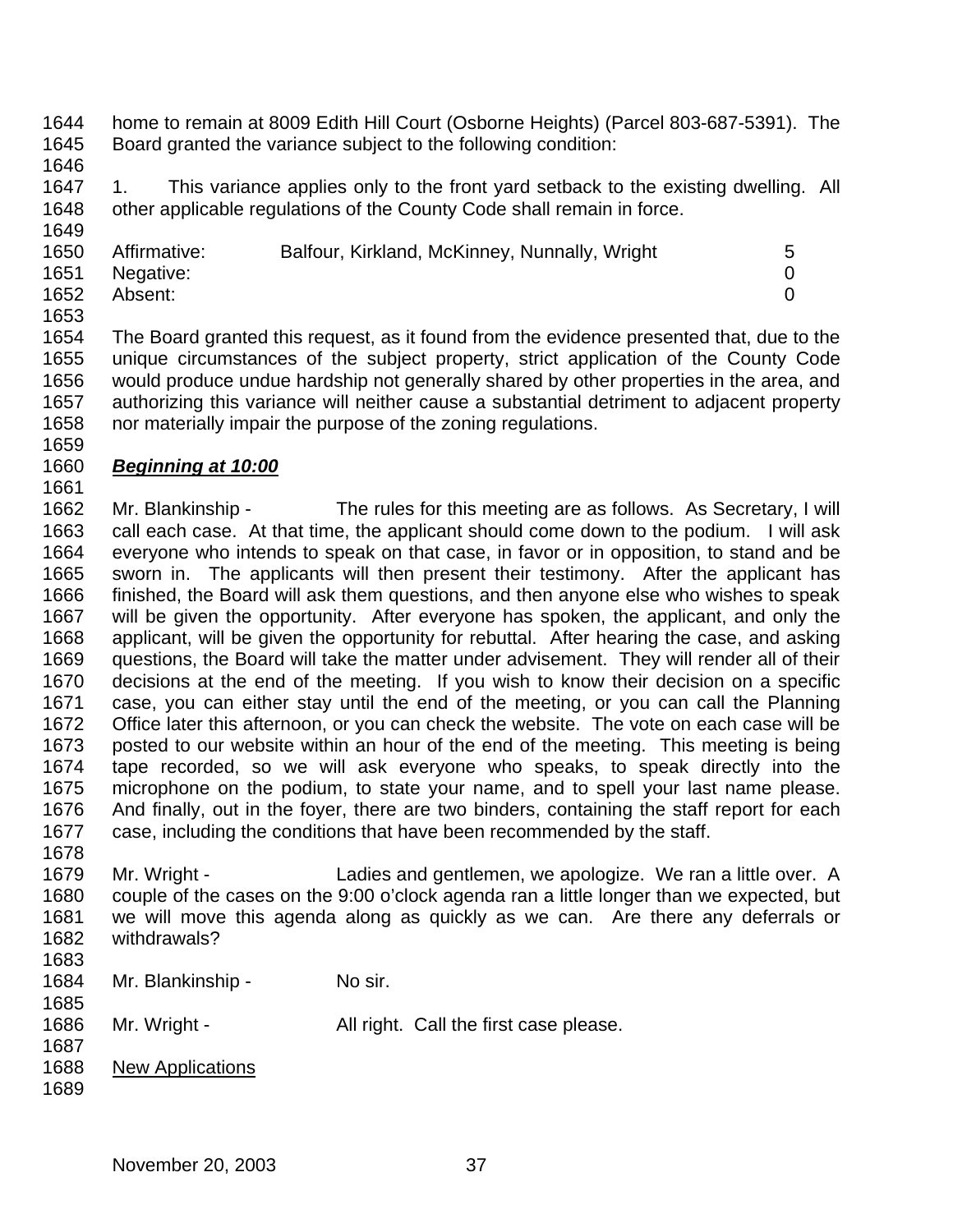home to remain at 8009 Edith Hill Court (Osborne Heights) (Parcel 803-687-5391). The Board granted the variance subject to the following condition:

1. This variance applies only to the front yard setback to the existing dwelling. All other applicable regulations of the County Code shall remain in force.

| | | |
|---|---|---|
| Affirmative: | Balfour, Kirkland, McKinney, Nunnally, Wright | 5 |
| Negative: | | 0 |
| Absent: | | 0 |

The Board granted this request, as it found from the evidence presented that, due to the unique circumstances of the subject property, strict application of the County Code would produce undue hardship not generally shared by other properties in the area, and authorizing this variance will neither cause a substantial detriment to adjacent property nor materially impair the purpose of the zoning regulations.

***Beginning at 10:00***

Mr. Blankinship - The rules for this meeting are as follows. As Secretary, I will call each case. At that time, the applicant should come down to the podium. I will ask everyone who intends to speak on that case, in favor or in opposition, to stand and be sworn in. The applicants will then present their testimony. After the applicant has finished, the Board will ask them questions, and then anyone else who wishes to speak will be given the opportunity. After everyone has spoken, the applicant, and only the applicant, will be given the opportunity for rebuttal. After hearing the case, and asking questions, the Board will take the matter under advisement. They will render all of their decisions at the end of the meeting. If you wish to know their decision on a specific case, you can either stay until the end of the meeting, or you can call the Planning Office later this afternoon, or you can check the website. The vote on each case will be posted to our website within an hour of the end of the meeting. This meeting is being tape recorded, so we will ask everyone who speaks, to speak directly into the microphone on the podium, to state your name, and to spell your last name please. And finally, out in the foyer, there are two binders, containing the staff report for each case, including the conditions that have been recommended by the staff.

Mr. Wright - Ladies and gentlemen, we apologize. We ran a little over. A couple of the cases on the 9:00 o'clock agenda ran a little longer than we expected, but we will move this agenda along as quickly as we can. Are there any deferrals or withdrawals?

Mr. Blankinship - No sir.

Mr. Wright - All right. Call the first case please.

<u>New Applications</u>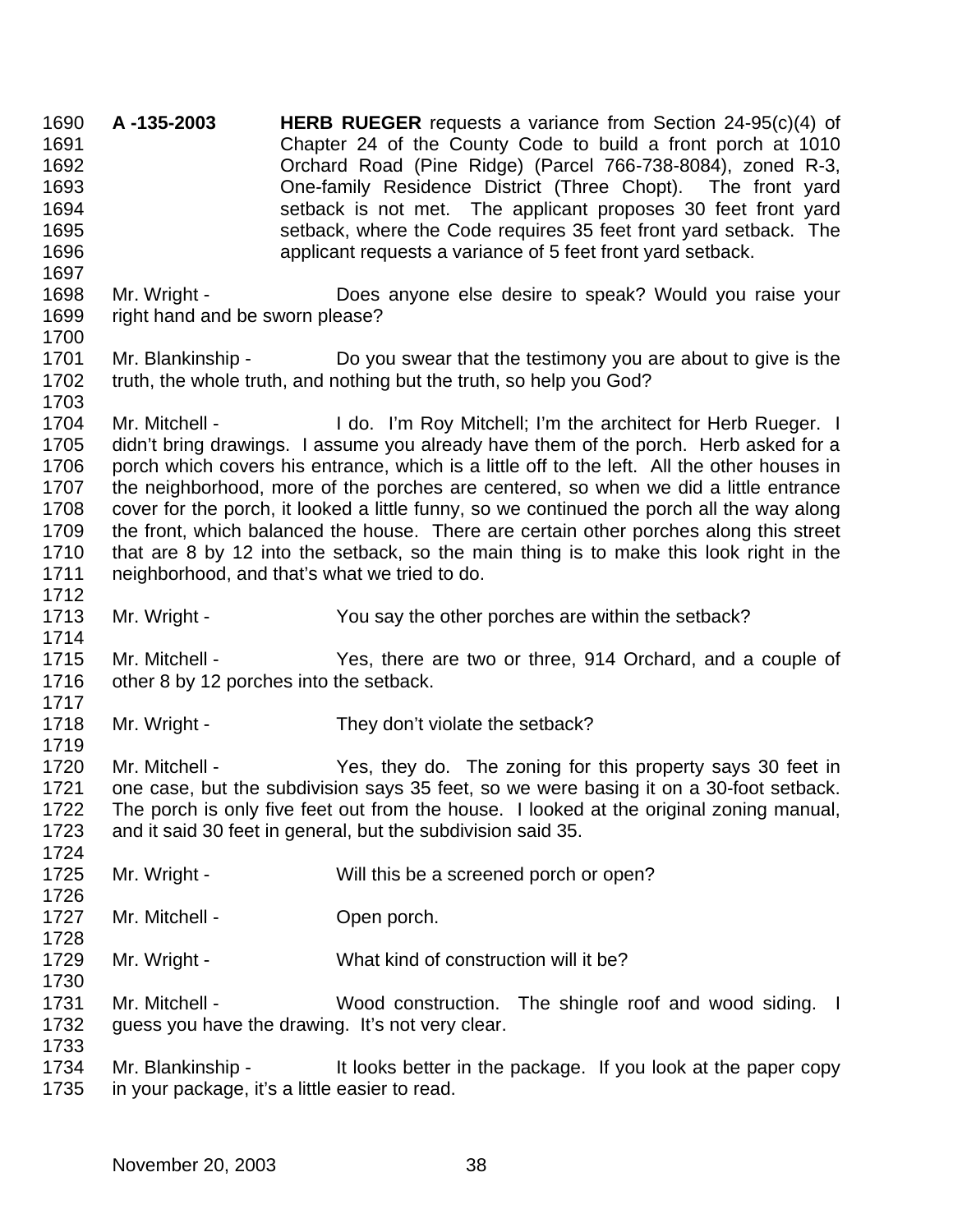**A -135-2003** **HERB RUEGER** requests a variance from Section 24-95(c)(4) of Chapter 24 of the County Code to build a front porch at 1010 Orchard Road (Pine Ridge) (Parcel 766-738-8084), zoned R-3, One-family Residence District (Three Chopt). The front yard setback is not met. The applicant proposes 30 feet front yard setback, where the Code requires 35 feet front yard setback. The applicant requests a variance of 5 feet front yard setback.

Mr. Wright - Does anyone else desire to speak? Would you raise your right hand and be sworn please?

Mr. Blankinship - Do you swear that the testimony you are about to give is the truth, the whole truth, and nothing but the truth, so help you God?

Mr. Mitchell - I do. I'm Roy Mitchell; I'm the architect for Herb Rueger. I didn't bring drawings. I assume you already have them of the porch. Herb asked for a porch which covers his entrance, which is a little off to the left. All the other houses in the neighborhood, more of the porches are centered, so when we did a little entrance cover for the porch, it looked a little funny, so we continued the porch all the way along the front, which balanced the house. There are certain other porches along this street that are 8 by 12 into the setback, so the main thing is to make this look right in the neighborhood, and that's what we tried to do.

Mr. Wright - You say the other porches are within the setback?

Mr. Mitchell - Yes, there are two or three, 914 Orchard, and a couple of other 8 by 12 porches into the setback.

Mr. Wright - They don't violate the setback?

Mr. Mitchell - Yes, they do. The zoning for this property says 30 feet in one case, but the subdivision says 35 feet, so we were basing it on a 30-foot setback. The porch is only five feet out from the house. I looked at the original zoning manual, and it said 30 feet in general, but the subdivision said 35.

Mr. Wright - Will this be a screened porch or open?

Mr. Mitchell - Open porch.

Mr. Wright - What kind of construction will it be?

Mr. Mitchell - Wood construction. The shingle roof and wood siding. I guess you have the drawing. It's not very clear.

Mr. Blankinship - It looks better in the package. If you look at the paper copy in your package, it's a little easier to read.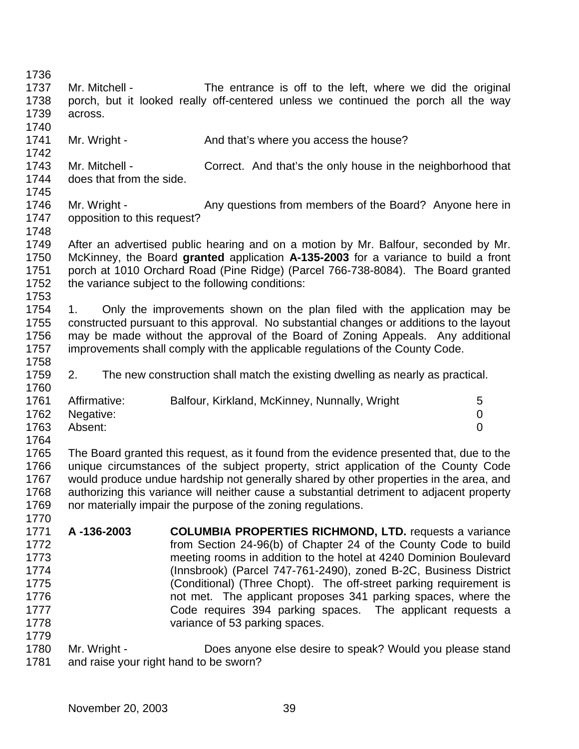Mr. Mitchell - The entrance is off to the left, where we did the original porch, but it looked really off-centered unless we continued the porch all the way across.

Mr. Wright - And that's where you access the house?

Mr. Mitchell - Correct. And that's the only house in the neighborhood that does that from the side.

Mr. Wright - Any questions from members of the Board? Anyone here in opposition to this request?

After an advertised public hearing and on a motion by Mr. Balfour, seconded by Mr. McKinney, the Board **granted** application **A-135-2003** for a variance to build a front porch at 1010 Orchard Road (Pine Ridge) (Parcel 766-738-8084). The Board granted the variance subject to the following conditions:

1. Only the improvements shown on the plan filed with the application may be constructed pursuant to this approval. No substantial changes or additions to the layout may be made without the approval of the Board of Zoning Appeals. Any additional improvements shall comply with the applicable regulations of the County Code.

2. The new construction shall match the existing dwelling as nearly as practical.

| | | |
|---|---|---|
| Affirmative: | Balfour, Kirkland, McKinney, Nunnally, Wright | 5 |
| Negative: | | 0 |
| Absent: | | 0 |

The Board granted this request, as it found from the evidence presented that, due to the unique circumstances of the subject property, strict application of the County Code would produce undue hardship not generally shared by other properties in the area, and authorizing this variance will neither cause a substantial detriment to adjacent property nor materially impair the purpose of the zoning regulations.

**A -136-2003** **COLUMBIA PROPERTIES RICHMOND, LTD.** requests a variance from Section 24-96(b) of Chapter 24 of the County Code to build meeting rooms in addition to the hotel at 4240 Dominion Boulevard (Innsbrook) (Parcel 747-761-2490), zoned B-2C, Business District (Conditional) (Three Chopt). The off-street parking requirement is not met. The applicant proposes 341 parking spaces, where the Code requires 394 parking spaces. The applicant requests a variance of 53 parking spaces.

Mr. Wright - Does anyone else desire to speak? Would you please stand and raise your right hand to be sworn?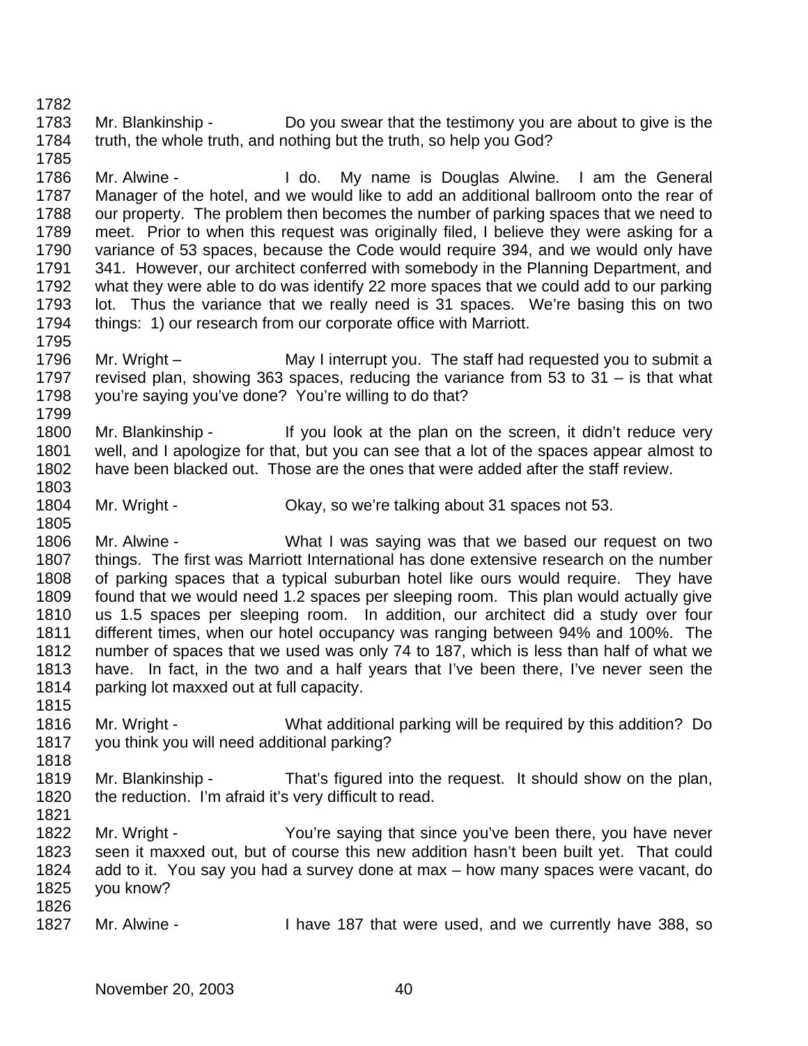Mr. Blankinship - Do you swear that the testimony you are about to give is the truth, the whole truth, and nothing but the truth, so help you God?

Mr. Alwine - I do. My name is Douglas Alwine. I am the General Manager of the hotel, and we would like to add an additional ballroom onto the rear of our property. The problem then becomes the number of parking spaces that we need to meet. Prior to when this request was originally filed, I believe they were asking for a variance of 53 spaces, because the Code would require 394, and we would only have 341. However, our architect conferred with somebody in the Planning Department, and what they were able to do was identify 22 more spaces that we could add to our parking lot. Thus the variance that we really need is 31 spaces. We're basing this on two things: 1) our research from our corporate office with Marriott.

Mr. Wright – May I interrupt you. The staff had requested you to submit a revised plan, showing 363 spaces, reducing the variance from 53 to 31 – is that what you're saying you've done? You're willing to do that?

Mr. Blankinship - If you look at the plan on the screen, it didn't reduce very well, and I apologize for that, but you can see that a lot of the spaces appear almost to have been blacked out. Those are the ones that were added after the staff review.

Mr. Wright - Okay, so we're talking about 31 spaces not 53.

Mr. Alwine - What I was saying was that we based our request on two things. The first was Marriott International has done extensive research on the number of parking spaces that a typical suburban hotel like ours would require. They have found that we would need 1.2 spaces per sleeping room. This plan would actually give us 1.5 spaces per sleeping room. In addition, our architect did a study over four different times, when our hotel occupancy was ranging between 94% and 100%. The number of spaces that we used was only 74 to 187, which is less than half of what we have. In fact, in the two and a half years that I've been there, I've never seen the parking lot maxxed out at full capacity.

Mr. Wright - What additional parking will be required by this addition? Do you think you will need additional parking?

Mr. Blankinship - That's figured into the request. It should show on the plan, the reduction. I'm afraid it's very difficult to read.

Mr. Wright - You're saying that since you've been there, you have never seen it maxxed out, but of course this new addition hasn't been built yet. That could add to it. You say you had a survey done at max – how many spaces were vacant, do you know?

Mr. Alwine - I have 187 that were used, and we currently have 388, so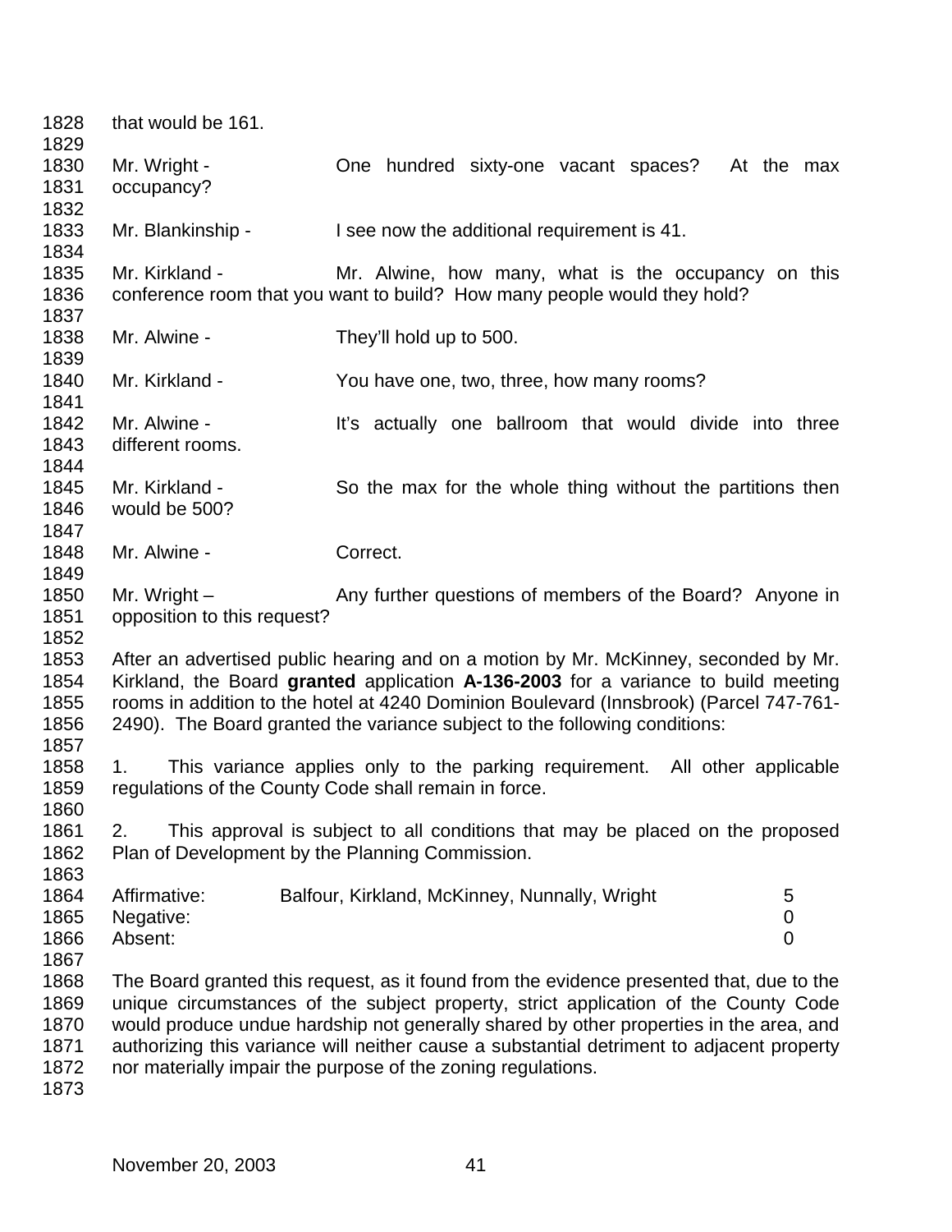that would be 161.

Mr. Wright - One hundred sixty-one vacant spaces? At the max occupancy?

Mr. Blankinship - I see now the additional requirement is 41.

Mr. Kirkland - Mr. Alwine, how many, what is the occupancy on this conference room that you want to build? How many people would they hold?

Mr. Alwine - They'll hold up to 500.

Mr. Kirkland - You have one, two, three, how many rooms?

Mr. Alwine - It's actually one ballroom that would divide into three different rooms.

Mr. Kirkland - So the max for the whole thing without the partitions then would be 500?

Mr. Alwine - Correct.

Mr. Wright – Any further questions of members of the Board? Anyone in opposition to this request?

After an advertised public hearing and on a motion by Mr. McKinney, seconded by Mr. Kirkland, the Board **granted** application **A-136-2003** for a variance to build meeting rooms in addition to the hotel at 4240 Dominion Boulevard (Innsbrook) (Parcel 747-761-2490). The Board granted the variance subject to the following conditions:

1. This variance applies only to the parking requirement. All other applicable regulations of the County Code shall remain in force.

2. This approval is subject to all conditions that may be placed on the proposed Plan of Development by the Planning Commission.

| | | |
|---|---|---|
| Affirmative: | Balfour, Kirkland, McKinney, Nunnally, Wright | 5 |
| Negative: | | 0 |
| Absent: | | 0 |

The Board granted this request, as it found from the evidence presented that, due to the unique circumstances of the subject property, strict application of the County Code would produce undue hardship not generally shared by other properties in the area, and authorizing this variance will neither cause a substantial detriment to adjacent property nor materially impair the purpose of the zoning regulations.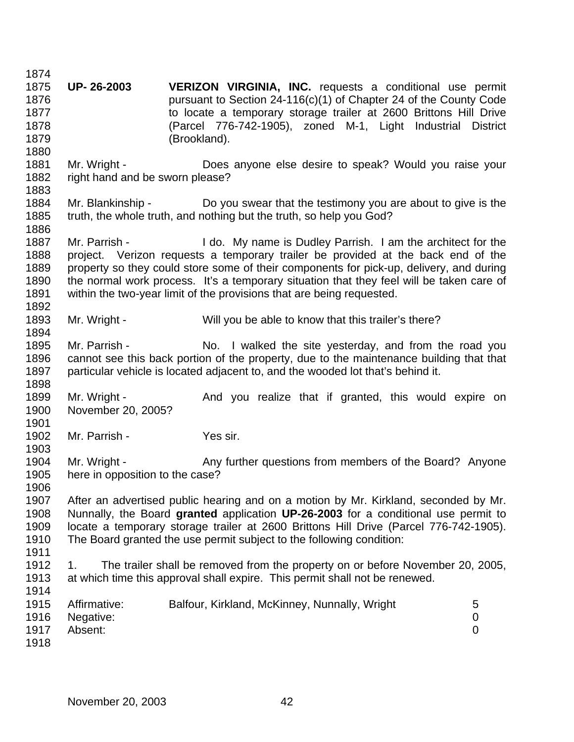**UP- 26-2003** **VERIZON VIRGINIA, INC.** requests a conditional use permit pursuant to Section 24-116(c)(1) of Chapter 24 of the County Code to locate a temporary storage trailer at 2600 Brittons Hill Drive (Parcel 776-742-1905), zoned M-1, Light Industrial District (Brookland).

Mr. Wright - Does anyone else desire to speak? Would you raise your right hand and be sworn please?

Mr. Blankinship - Do you swear that the testimony you are about to give is the truth, the whole truth, and nothing but the truth, so help you God?

Mr. Parrish - I do. My name is Dudley Parrish. I am the architect for the project. Verizon requests a temporary trailer be provided at the back end of the property so they could store some of their components for pick-up, delivery, and during the normal work process. It's a temporary situation that they feel will be taken care of within the two-year limit of the provisions that are being requested.

Mr. Wright - Will you be able to know that this trailer's there?

Mr. Parrish - No. I walked the site yesterday, and from the road you cannot see this back portion of the property, due to the maintenance building that that particular vehicle is located adjacent to, and the wooded lot that's behind it.

Mr. Wright - And you realize that if granted, this would expire on November 20, 2005?

Mr. Parrish - Yes sir.

Mr. Wright - Any further questions from members of the Board? Anyone here in opposition to the case?

After an advertised public hearing and on a motion by Mr. Kirkland, seconded by Mr. Nunnally, the Board **granted** application **UP-26-2003** for a conditional use permit to locate a temporary storage trailer at 2600 Brittons Hill Drive (Parcel 776-742-1905). The Board granted the use permit subject to the following condition:

1. The trailer shall be removed from the property on or before November 20, 2005, at which time this approval shall expire. This permit shall not be renewed.

| | | |
|---|---|---|
| Affirmative: | Balfour, Kirkland, McKinney, Nunnally, Wright | 5 |
| Negative: | | 0 |
| Absent: | | 0 |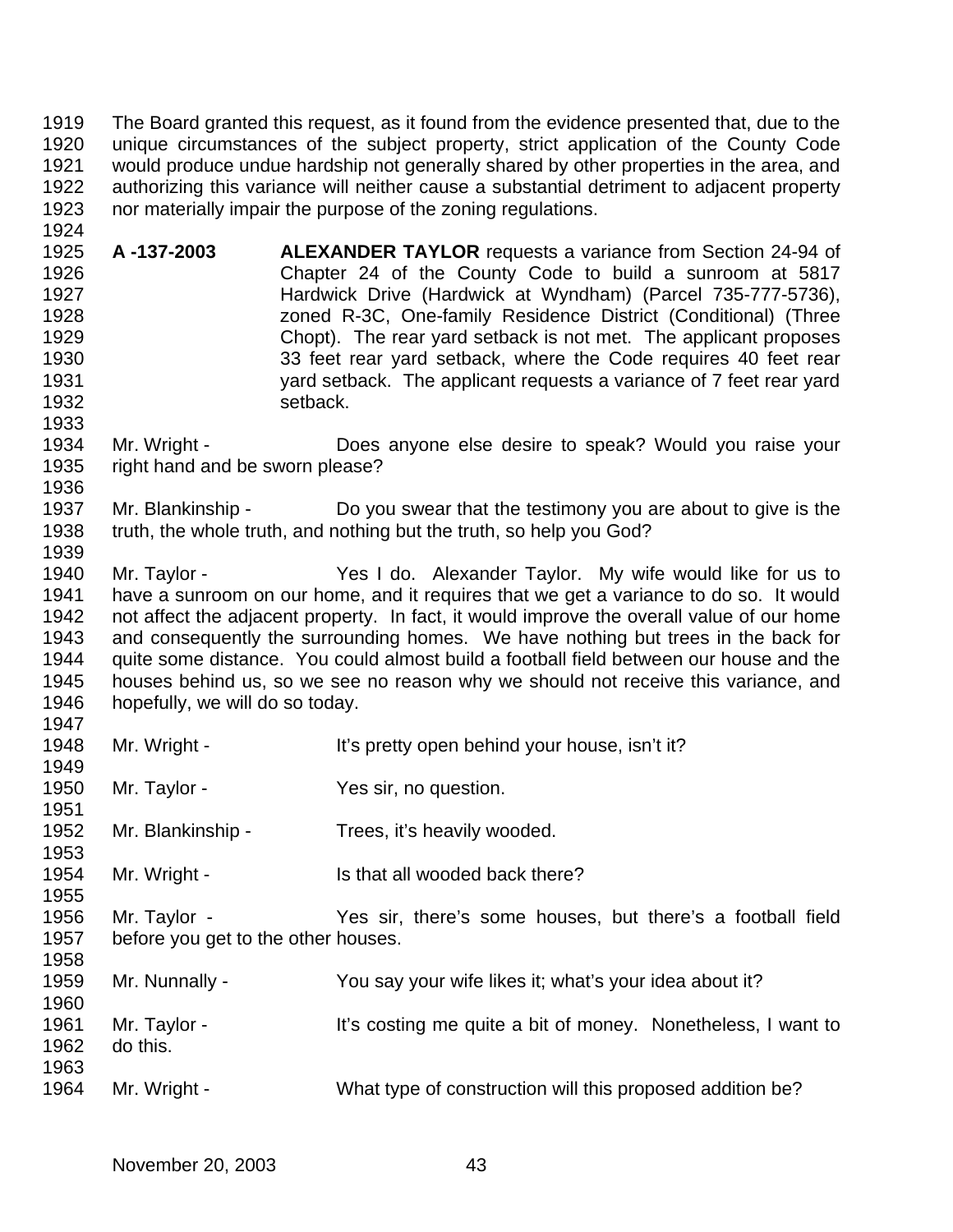The Board granted this request, as it found from the evidence presented that, due to the unique circumstances of the subject property, strict application of the County Code would produce undue hardship not generally shared by other properties in the area, and authorizing this variance will neither cause a substantial detriment to adjacent property nor materially impair the purpose of the zoning regulations.

**A -137-2003** **ALEXANDER TAYLOR** requests a variance from Section 24-94 of Chapter 24 of the County Code to build a sunroom at 5817 Hardwick Drive (Hardwick at Wyndham) (Parcel 735-777-5736), zoned R-3C, One-family Residence District (Conditional) (Three Chopt). The rear yard setback is not met. The applicant proposes 33 feet rear yard setback, where the Code requires 40 feet rear yard setback. The applicant requests a variance of 7 feet rear yard setback.

Mr. Wright - Does anyone else desire to speak? Would you raise your right hand and be sworn please?

Mr. Blankinship - Do you swear that the testimony you are about to give is the truth, the whole truth, and nothing but the truth, so help you God?

Mr. Taylor - Yes I do. Alexander Taylor. My wife would like for us to have a sunroom on our home, and it requires that we get a variance to do so. It would not affect the adjacent property. In fact, it would improve the overall value of our home and consequently the surrounding homes. We have nothing but trees in the back for quite some distance. You could almost build a football field between our house and the houses behind us, so we see no reason why we should not receive this variance, and hopefully, we will do so today.

Mr. Wright - It's pretty open behind your house, isn't it?

Mr. Taylor - Yes sir, no question.

Mr. Blankinship - Trees, it's heavily wooded.

Mr. Wright - Is that all wooded back there?

Mr. Taylor - Yes sir, there's some houses, but there's a football field before you get to the other houses.

Mr. Nunnally - You say your wife likes it; what's your idea about it?

Mr. Taylor - It's costing me quite a bit of money. Nonetheless, I want to do this.

Mr. Wright - What type of construction will this proposed addition be?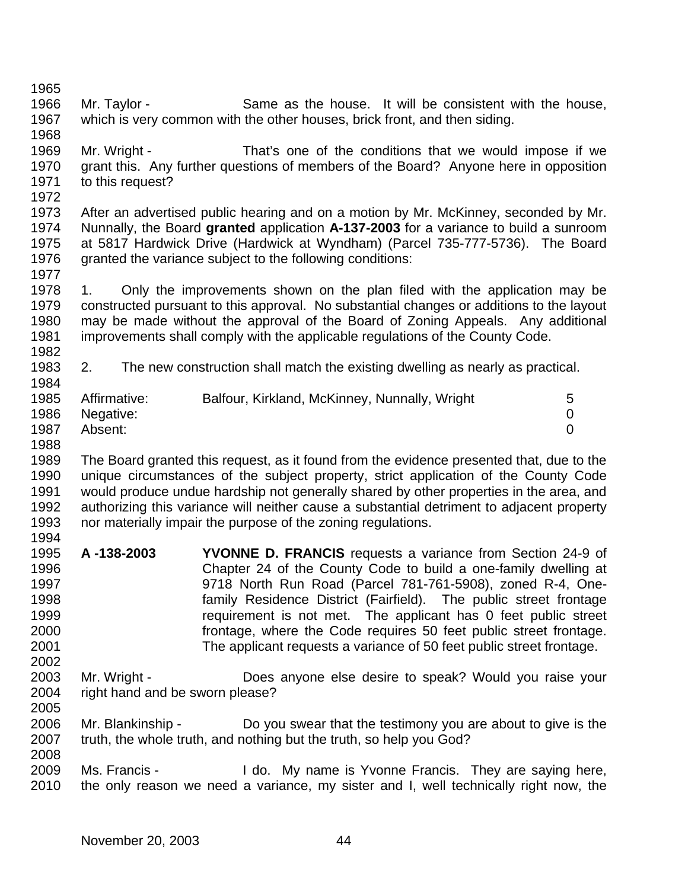Mr. Taylor - Same as the house. It will be consistent with the house, which is very common with the other houses, brick front, and then siding.

Mr. Wright - That's one of the conditions that we would impose if we grant this. Any further questions of members of the Board? Anyone here in opposition to this request?

After an advertised public hearing and on a motion by Mr. McKinney, seconded by Mr. Nunnally, the Board **granted** application **A-137-2003** for a variance to build a sunroom at 5817 Hardwick Drive (Hardwick at Wyndham) (Parcel 735-777-5736). The Board granted the variance subject to the following conditions:

1. Only the improvements shown on the plan filed with the application may be constructed pursuant to this approval. No substantial changes or additions to the layout may be made without the approval of the Board of Zoning Appeals. Any additional improvements shall comply with the applicable regulations of the County Code.

2. The new construction shall match the existing dwelling as nearly as practical.

| | | |
|---|---|---|
| Affirmative: | Balfour, Kirkland, McKinney, Nunnally, Wright | 5 |
| Negative: | | 0 |
| Absent: | | 0 |

The Board granted this request, as it found from the evidence presented that, due to the unique circumstances of the subject property, strict application of the County Code would produce undue hardship not generally shared by other properties in the area, and authorizing this variance will neither cause a substantial detriment to adjacent property nor materially impair the purpose of the zoning regulations.

**A -138-2003** **YVONNE D. FRANCIS** requests a variance from Section 24-9 of Chapter 24 of the County Code to build a one-family dwelling at 9718 North Run Road (Parcel 781-761-5908), zoned R-4, One-family Residence District (Fairfield). The public street frontage requirement is not met. The applicant has 0 feet public street frontage, where the Code requires 50 feet public street frontage. The applicant requests a variance of 50 feet public street frontage.

Mr. Wright - Does anyone else desire to speak? Would you raise your right hand and be sworn please?

Mr. Blankinship - Do you swear that the testimony you are about to give is the truth, the whole truth, and nothing but the truth, so help you God?

Ms. Francis - I do. My name is Yvonne Francis. They are saying here, the only reason we need a variance, my sister and I, well technically right now, the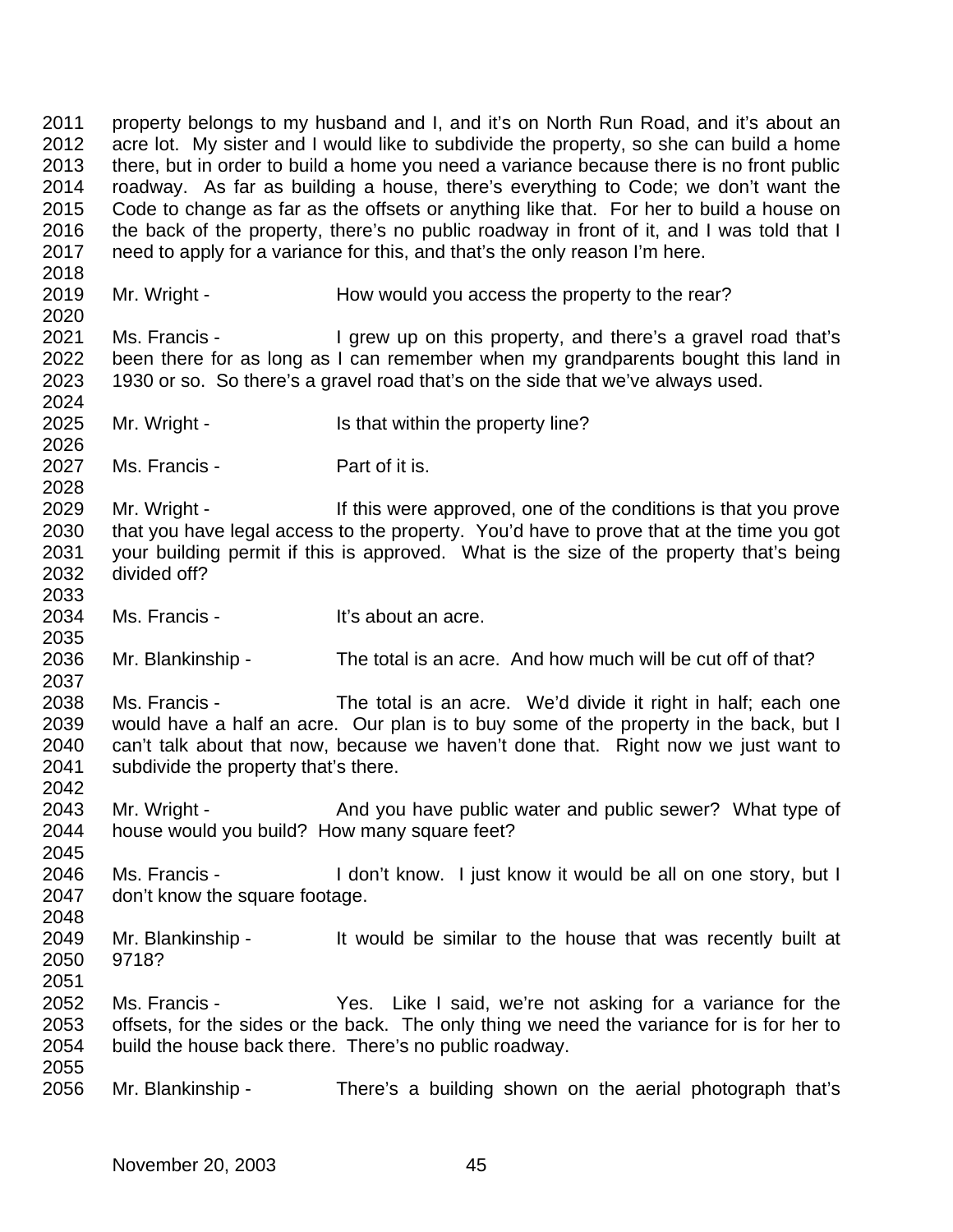property belongs to my husband and I, and it's on North Run Road, and it's about an acre lot. My sister and I would like to subdivide the property, so she can build a home there, but in order to build a home you need a variance because there is no front public roadway. As far as building a house, there's everything to Code; we don't want the Code to change as far as the offsets or anything like that. For her to build a house on the back of the property, there's no public roadway in front of it, and I was told that I need to apply for a variance for this, and that's the only reason I'm here.

Mr. Wright - How would you access the property to the rear?

Ms. Francis - I grew up on this property, and there's a gravel road that's been there for as long as I can remember when my grandparents bought this land in 1930 or so. So there's a gravel road that's on the side that we've always used.

Mr. Wright - Is that within the property line?

Ms. Francis - Part of it is.

Mr. Wright - If this were approved, one of the conditions is that you prove that you have legal access to the property. You'd have to prove that at the time you got your building permit if this is approved. What is the size of the property that's being divided off?

Ms. Francis - It's about an acre.

Mr. Blankinship - The total is an acre. And how much will be cut off of that?

Ms. Francis - The total is an acre. We'd divide it right in half; each one would have a half an acre. Our plan is to buy some of the property in the back, but I can't talk about that now, because we haven't done that. Right now we just want to subdivide the property that's there.

Mr. Wright - And you have public water and public sewer? What type of house would you build? How many square feet?

Ms. Francis - I don't know. I just know it would be all on one story, but I don't know the square footage.

Mr. Blankinship - It would be similar to the house that was recently built at 9718?

Ms. Francis - Yes. Like I said, we're not asking for a variance for the offsets, for the sides or the back. The only thing we need the variance for is for her to build the house back there. There's no public roadway.

Mr. Blankinship - There's a building shown on the aerial photograph that's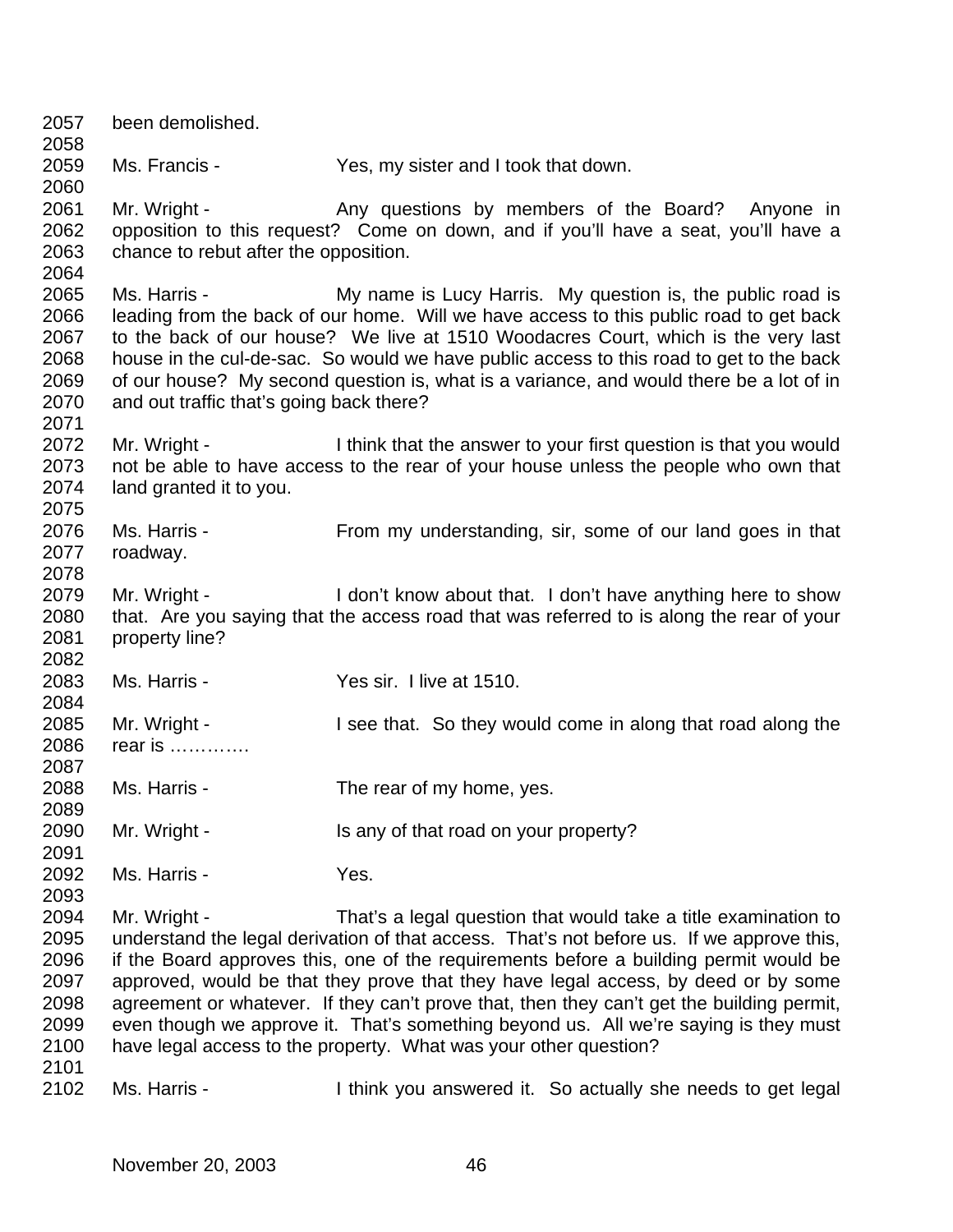been demolished.

Ms. Francis - Yes, my sister and I took that down.

Mr. Wright - Any questions by members of the Board? Anyone in opposition to this request? Come on down, and if you'll have a seat, you'll have a chance to rebut after the opposition.

Ms. Harris - My name is Lucy Harris. My question is, the public road is leading from the back of our home. Will we have access to this public road to get back to the back of our house? We live at 1510 Woodacres Court, which is the very last house in the cul-de-sac. So would we have public access to this road to get to the back of our house? My second question is, what is a variance, and would there be a lot of in and out traffic that's going back there?

Mr. Wright - I think that the answer to your first question is that you would not be able to have access to the rear of your house unless the people who own that land granted it to you.

Ms. Harris - From my understanding, sir, some of our land goes in that roadway.

Mr. Wright - I don't know about that. I don't have anything here to show that. Are you saying that the access road that was referred to is along the rear of your property line?

Ms. Harris - Yes sir. I live at 1510.

Mr. Wright - I see that. So they would come in along that road along the rear is ………….

Ms. Harris - The rear of my home, yes.

Mr. Wright - Is any of that road on your property?

Ms. Harris - Yes.

Mr. Wright - That's a legal question that would take a title examination to understand the legal derivation of that access. That's not before us. If we approve this, if the Board approves this, one of the requirements before a building permit would be approved, would be that they prove that they have legal access, by deed or by some agreement or whatever. If they can't prove that, then they can't get the building permit, even though we approve it. That's something beyond us. All we're saying is they must have legal access to the property. What was your other question?

Ms. Harris - I think you answered it. So actually she needs to get legal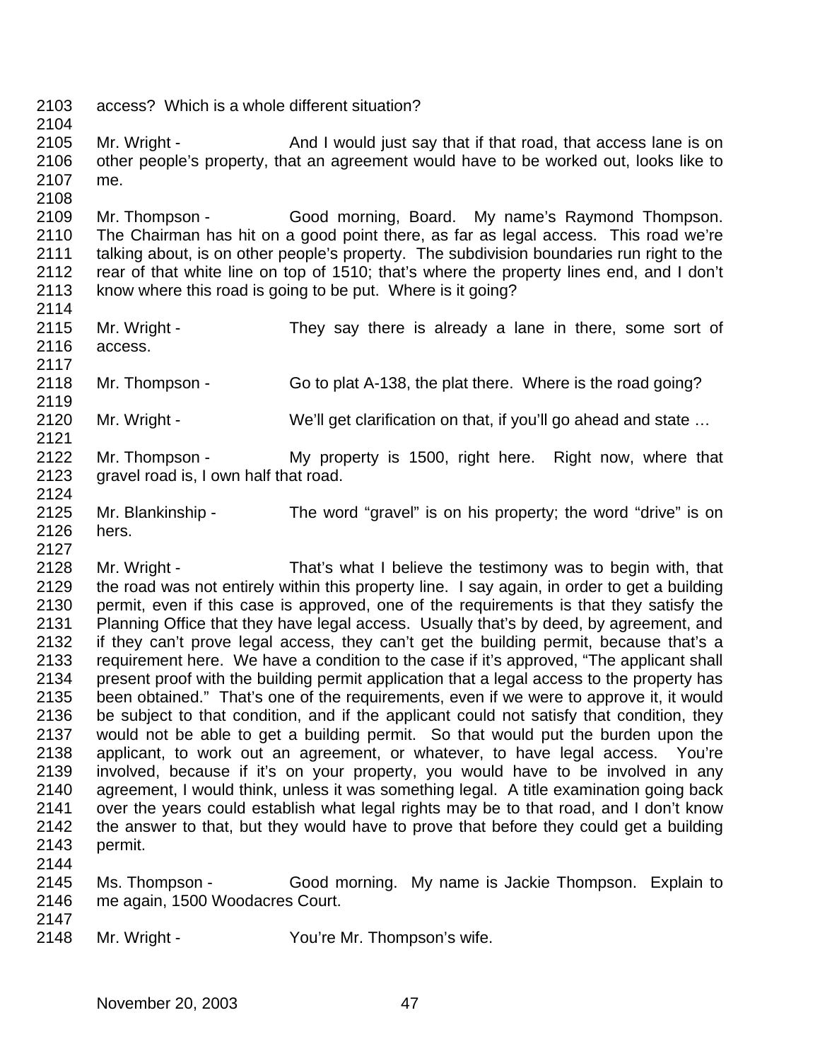2103 access? Which is a whole different situation?

2105 Mr. Wright - And I would just say that if that road, that access lane is on other people's property, that an agreement would have to be worked out, looks like to me.

2109 Mr. Thompson - Good morning, Board. My name's Raymond Thompson. The Chairman has hit on a good point there, as far as legal access. This road we're talking about, is on other people's property. The subdivision boundaries run right to the rear of that white line on top of 1510; that's where the property lines end, and I don't know where this road is going to be put. Where is it going?

2115 Mr. Wright - They say there is already a lane in there, some sort of access.

2118 Mr. Thompson - Go to plat A-138, the plat there. Where is the road going?

2120 Mr. Wright - We'll get clarification on that, if you'll go ahead and state …

2122 Mr. Thompson - My property is 1500, right here. Right now, where that gravel road is, I own half that road.

2125 Mr. Blankinship - The word "gravel" is on his property; the word "drive" is on hers.

2128 Mr. Wright - That's what I believe the testimony was to begin with, that the road was not entirely within this property line. I say again, in order to get a building permit, even if this case is approved, one of the requirements is that they satisfy the Planning Office that they have legal access. Usually that's by deed, by agreement, and if they can't prove legal access, they can't get the building permit, because that's a requirement here. We have a condition to the case if it's approved, "The applicant shall present proof with the building permit application that a legal access to the property has been obtained." That's one of the requirements, even if we were to approve it, it would be subject to that condition, and if the applicant could not satisfy that condition, they would not be able to get a building permit. So that would put the burden upon the applicant, to work out an agreement, or whatever, to have legal access. You're involved, because if it's on your property, you would have to be involved in any agreement, I would think, unless it was something legal. A title examination going back over the years could establish what legal rights may be to that road, and I don't know the answer to that, but they would have to prove that before they could get a building permit.

2145 Ms. Thompson - Good morning. My name is Jackie Thompson. Explain to me again, 1500 Woodacres Court.

2148 Mr. Wright - You're Mr. Thompson's wife.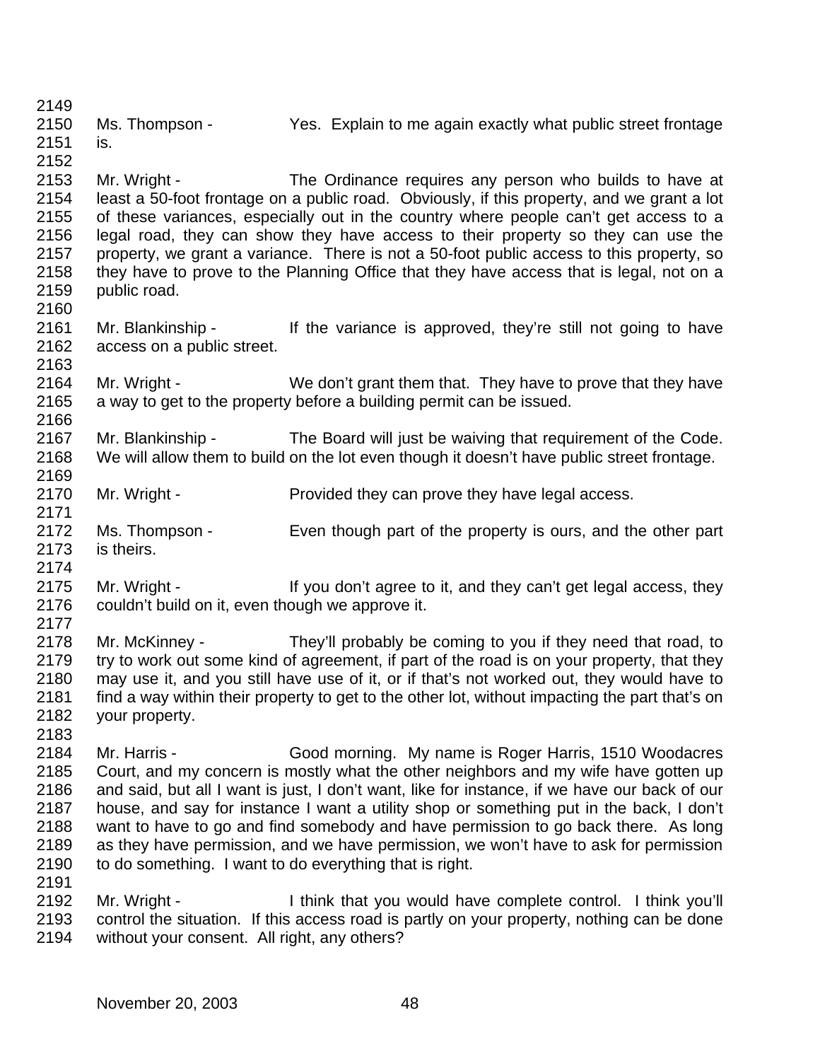Ms. Thompson - Yes. Explain to me again exactly what public street frontage is.

Mr. Wright - The Ordinance requires any person who builds to have at least a 50-foot frontage on a public road. Obviously, if this property, and we grant a lot of these variances, especially out in the country where people can't get access to a legal road, they can show they have access to their property so they can use the property, we grant a variance. There is not a 50-foot public access to this property, so they have to prove to the Planning Office that they have access that is legal, not on a public road.

Mr. Blankinship - If the variance is approved, they're still not going to have access on a public street.

Mr. Wright - We don't grant them that. They have to prove that they have a way to get to the property before a building permit can be issued.

Mr. Blankinship - The Board will just be waiving that requirement of the Code. We will allow them to build on the lot even though it doesn't have public street frontage.

Mr. Wright - Provided they can prove they have legal access.

Ms. Thompson - Even though part of the property is ours, and the other part is theirs.

Mr. Wright - If you don't agree to it, and they can't get legal access, they couldn't build on it, even though we approve it.

Mr. McKinney - They'll probably be coming to you if they need that road, to try to work out some kind of agreement, if part of the road is on your property, that they may use it, and you still have use of it, or if that's not worked out, they would have to find a way within their property to get to the other lot, without impacting the part that's on your property.

Mr. Harris - Good morning. My name is Roger Harris, 1510 Woodacres Court, and my concern is mostly what the other neighbors and my wife have gotten up and said, but all I want is just, I don't want, like for instance, if we have our back of our house, and say for instance I want a utility shop or something put in the back, I don't want to have to go and find somebody and have permission to go back there. As long as they have permission, and we have permission, we won't have to ask for permission to do something. I want to do everything that is right.

Mr. Wright - I think that you would have complete control. I think you'll control the situation. If this access road is partly on your property, nothing can be done without your consent. All right, any others?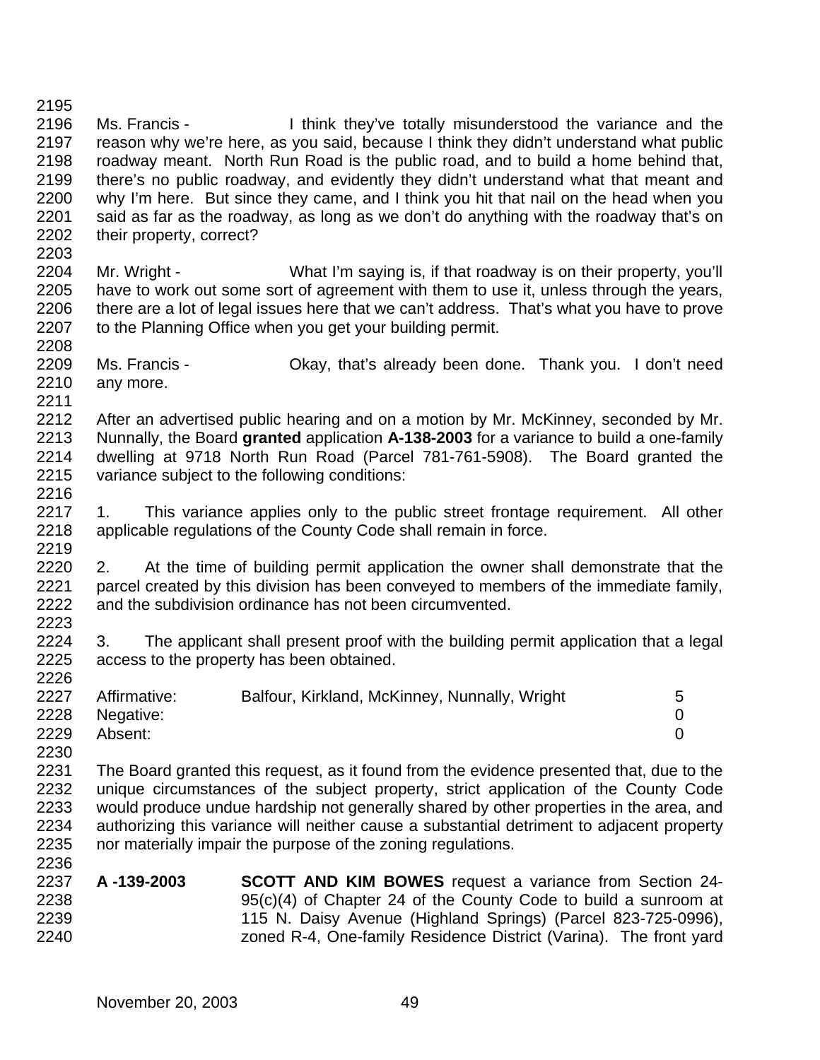Ms. Francis - I think they've totally misunderstood the variance and the reason why we're here, as you said, because I think they didn't understand what public roadway meant. North Run Road is the public road, and to build a home behind that, there's no public roadway, and evidently they didn't understand what that meant and why I'm here. But since they came, and I think you hit that nail on the head when you said as far as the roadway, as long as we don't do anything with the roadway that's on their property, correct?

Mr. Wright - What I'm saying is, if that roadway is on their property, you'll have to work out some sort of agreement with them to use it, unless through the years, there are a lot of legal issues here that we can't address. That's what you have to prove to the Planning Office when you get your building permit.

Ms. Francis - Okay, that's already been done. Thank you. I don't need any more.

After an advertised public hearing and on a motion by Mr. McKinney, seconded by Mr. Nunnally, the Board **granted** application **A-138-2003** for a variance to build a one-family dwelling at 9718 North Run Road (Parcel 781-761-5908). The Board granted the variance subject to the following conditions:

1. This variance applies only to the public street frontage requirement. All other applicable regulations of the County Code shall remain in force.

2. At the time of building permit application the owner shall demonstrate that the parcel created by this division has been conveyed to members of the immediate family, and the subdivision ordinance has not been circumvented.

3. The applicant shall present proof with the building permit application that a legal access to the property has been obtained.

| | | |
|---|---|---|
| Affirmative: | Balfour, Kirkland, McKinney, Nunnally, Wright | 5 |
| Negative: | | 0 |
| Absent: | | 0 |

The Board granted this request, as it found from the evidence presented that, due to the unique circumstances of the subject property, strict application of the County Code would produce undue hardship not generally shared by other properties in the area, and authorizing this variance will neither cause a substantial detriment to adjacent property nor materially impair the purpose of the zoning regulations.

**A -139-2003** **SCOTT AND KIM BOWES** request a variance from Section 24-95(c)(4) of Chapter 24 of the County Code to build a sunroom at 115 N. Daisy Avenue (Highland Springs) (Parcel 823-725-0996), zoned R-4, One-family Residence District (Varina). The front yard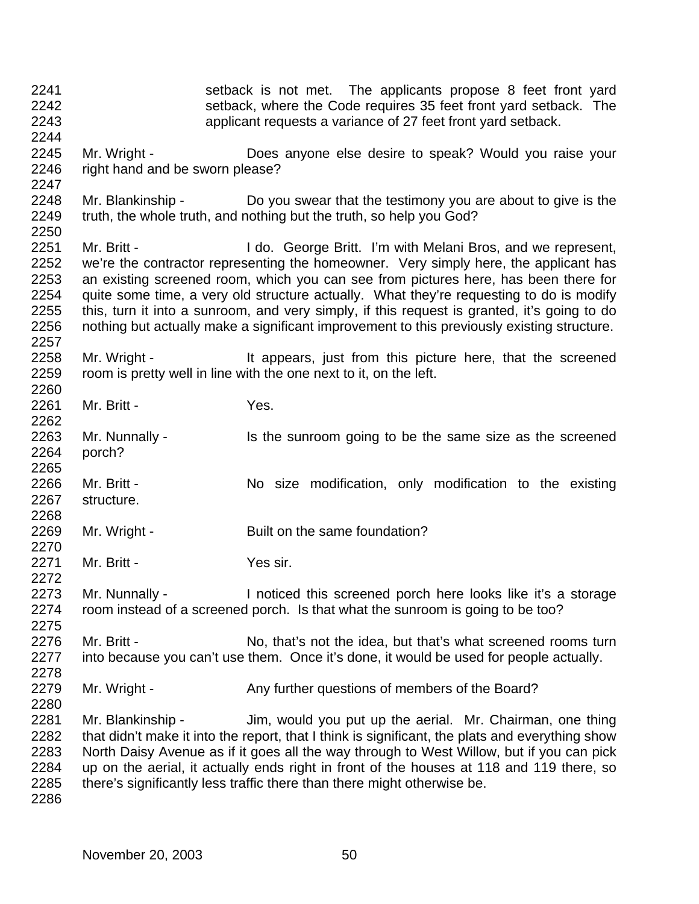setback is not met. The applicants propose 8 feet front yard setback, where the Code requires 35 feet front yard setback. The applicant requests a variance of 27 feet front yard setback.

Mr. Wright - Does anyone else desire to speak? Would you raise your right hand and be sworn please?

Mr. Blankinship - Do you swear that the testimony you are about to give is the truth, the whole truth, and nothing but the truth, so help you God?

Mr. Britt - I do. George Britt. I'm with Melani Bros, and we represent, we're the contractor representing the homeowner. Very simply here, the applicant has an existing screened room, which you can see from pictures here, has been there for quite some time, a very old structure actually. What they're requesting to do is modify this, turn it into a sunroom, and very simply, if this request is granted, it's going to do nothing but actually make a significant improvement to this previously existing structure.

Mr. Wright - It appears, just from this picture here, that the screened room is pretty well in line with the one next to it, on the left.

Mr. Britt - Yes.

Mr. Nunnally - Is the sunroom going to be the same size as the screened porch?

Mr. Britt - No size modification, only modification to the existing structure.

Mr. Wright - Built on the same foundation?

Mr. Britt - Yes sir.

Mr. Nunnally - I noticed this screened porch here looks like it's a storage room instead of a screened porch. Is that what the sunroom is going to be too?

Mr. Britt - No, that's not the idea, but that's what screened rooms turn into because you can't use them. Once it's done, it would be used for people actually.

Mr. Wright - Any further questions of members of the Board?

Mr. Blankinship - Jim, would you put up the aerial. Mr. Chairman, one thing that didn't make it into the report, that I think is significant, the plats and everything show North Daisy Avenue as if it goes all the way through to West Willow, but if you can pick up on the aerial, it actually ends right in front of the houses at 118 and 119 there, so there's significantly less traffic there than there might otherwise be.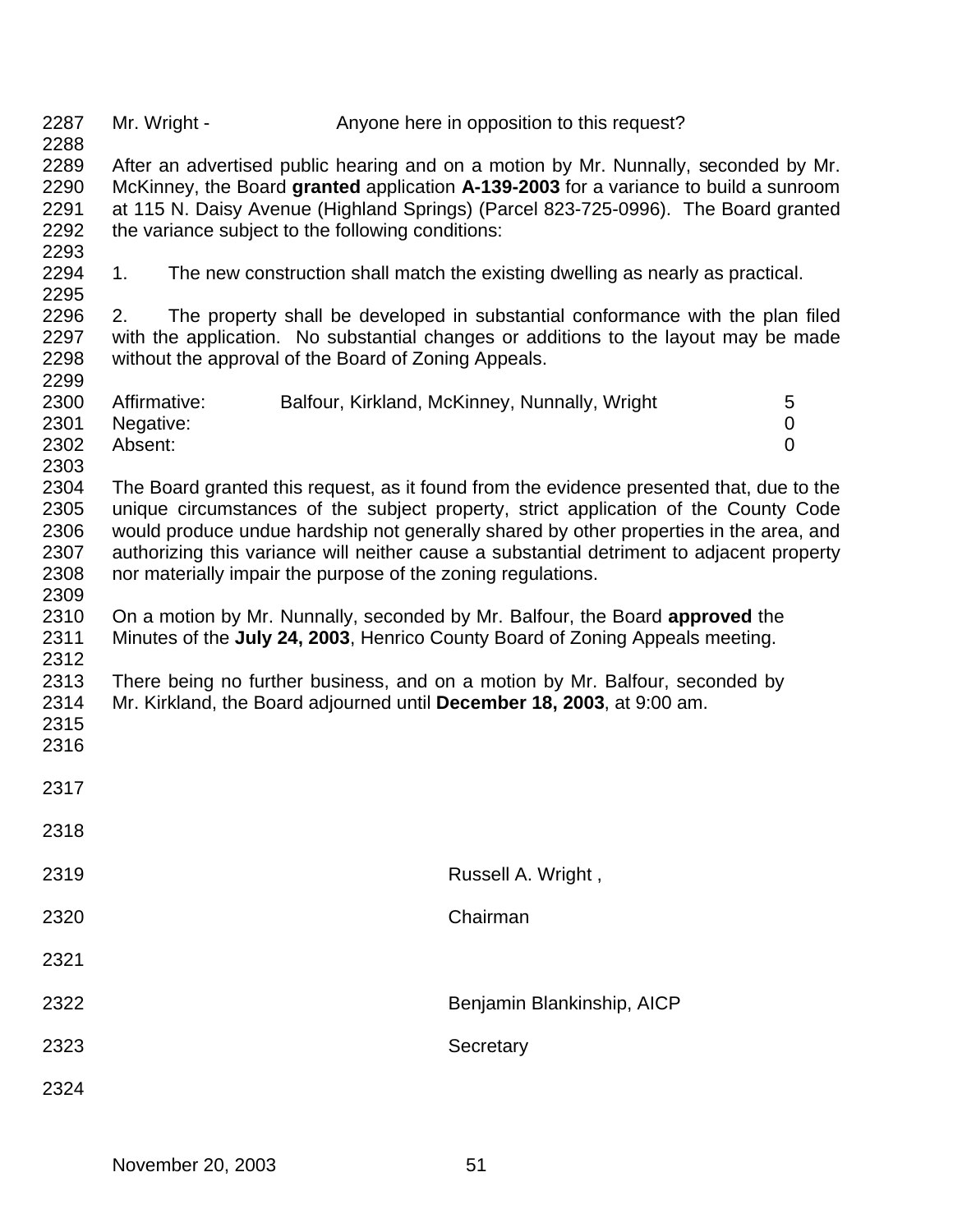Mr. Wright - Anyone here in opposition to this request?

After an advertised public hearing and on a motion by Mr. Nunnally, seconded by Mr. McKinney, the Board **granted** application **A-139-2003** for a variance to build a sunroom at 115 N. Daisy Avenue (Highland Springs) (Parcel 823-725-0996). The Board granted the variance subject to the following conditions:

1. The new construction shall match the existing dwelling as nearly as practical.

2. The property shall be developed in substantial conformance with the plan filed with the application. No substantial changes or additions to the layout may be made without the approval of the Board of Zoning Appeals.

| | | |
|---|---|---|
| Affirmative: | Balfour, Kirkland, McKinney, Nunnally, Wright | 5 |
| Negative: | | 0 |
| Absent: | | 0 |

The Board granted this request, as it found from the evidence presented that, due to the unique circumstances of the subject property, strict application of the County Code would produce undue hardship not generally shared by other properties in the area, and authorizing this variance will neither cause a substantial detriment to adjacent property nor materially impair the purpose of the zoning regulations.

On a motion by Mr. Nunnally, seconded by Mr. Balfour, the Board **approved** the Minutes of the **July 24, 2003**, Henrico County Board of Zoning Appeals meeting.

There being no further business, and on a motion by Mr. Balfour, seconded by Mr. Kirkland, the Board adjourned until **December 18, 2003**, at 9:00 am.

Russell A. Wright ,

Chairman

Benjamin Blankinship, AICP

Secretary